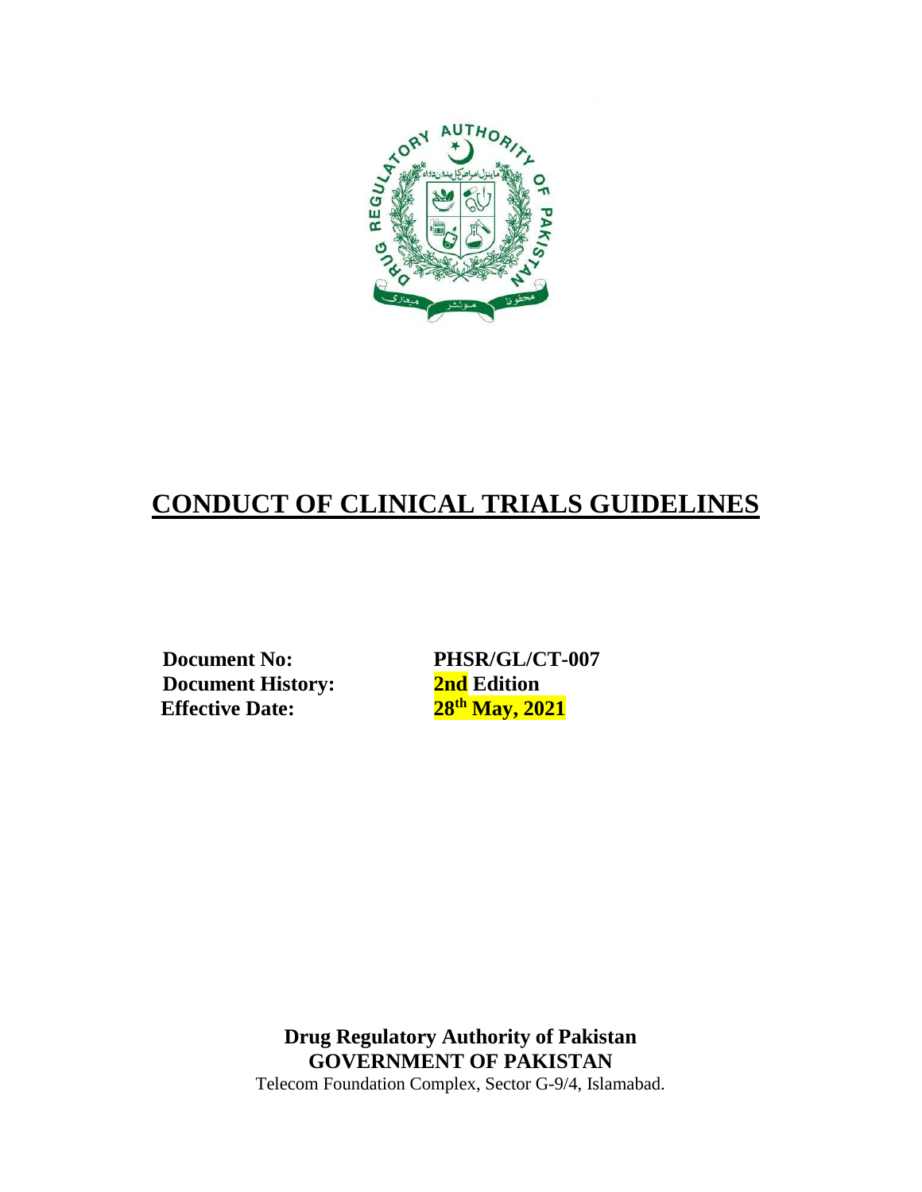# CONDUCT OF CLINICAL TRIALS GUIDELINES

**Document No:** PHSR/GL/CT-007

**Document History:** 2nd Edition

**Effective Date:** 28th May, 2021

**Drug Regulatory Authority of Pakistan**

**GOVERNMENT OF PAKISTAN**

Telecom Foundation Complex, Sector G-9/4, Islamabad.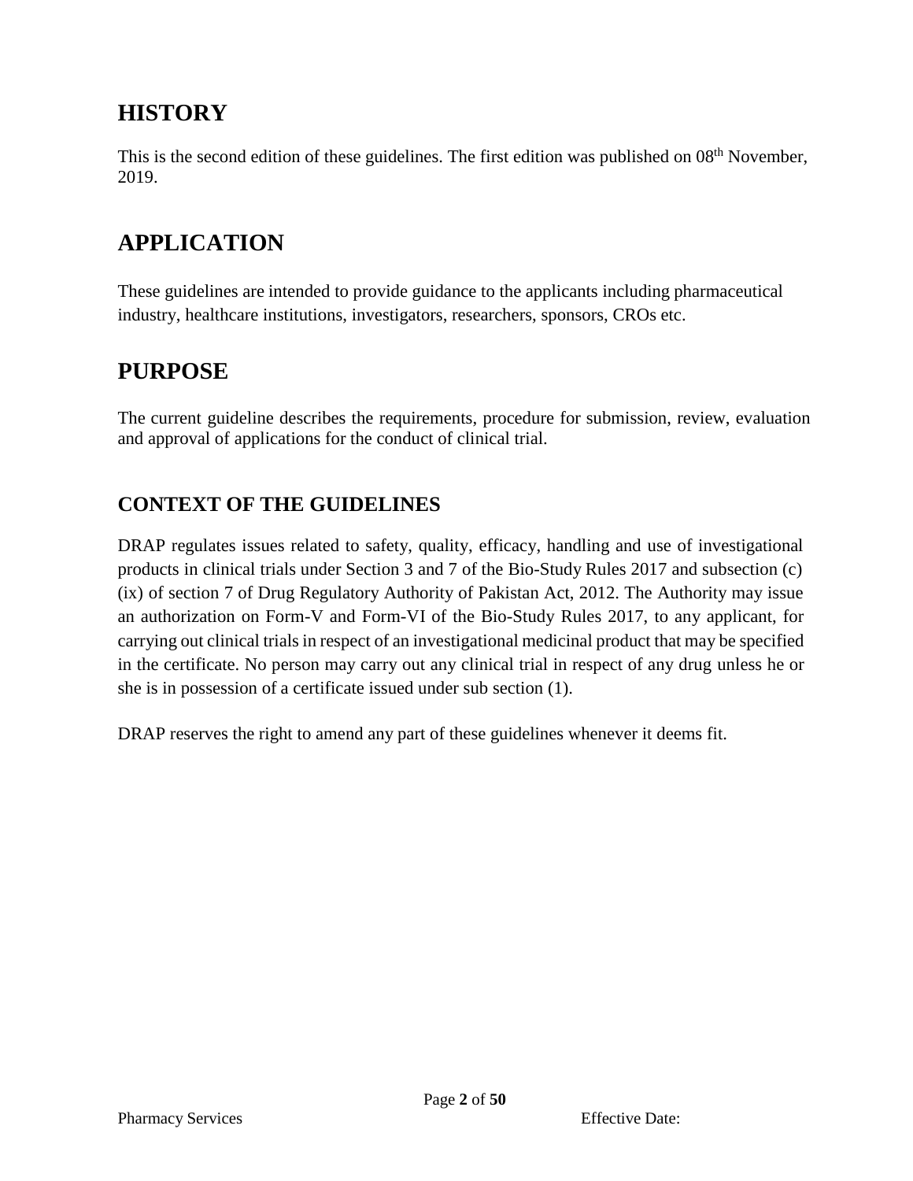## HISTORY

This is the second edition of these guidelines. The first edition was published on 08th November, 2019.

## APPLICATION

These guidelines are intended to provide guidance to the applicants including pharmaceutical industry, healthcare institutions, investigators, researchers, sponsors, CROs etc.

## PURPOSE

The current guideline describes the requirements, procedure for submission, review, evaluation and approval of applications for the conduct of clinical trial.

### CONTEXT OF THE GUIDELINES

DRAP regulates issues related to safety, quality, efficacy, handling and use of investigational products in clinical trials under Section 3 and 7 of the Bio-Study Rules 2017 and subsection (c) (ix) of section 7 of Drug Regulatory Authority of Pakistan Act, 2012. The Authority may issue an authorization on Form-V and Form-VI of the Bio-Study Rules 2017, to any applicant, for carrying out clinical trials in respect of an investigational medicinal product that may be specified in the certificate. No person may carry out any clinical trial in respect of any drug unless he or she is in possession of a certificate issued under sub section (1).

DRAP reserves the right to amend any part of these guidelines whenever it deems fit.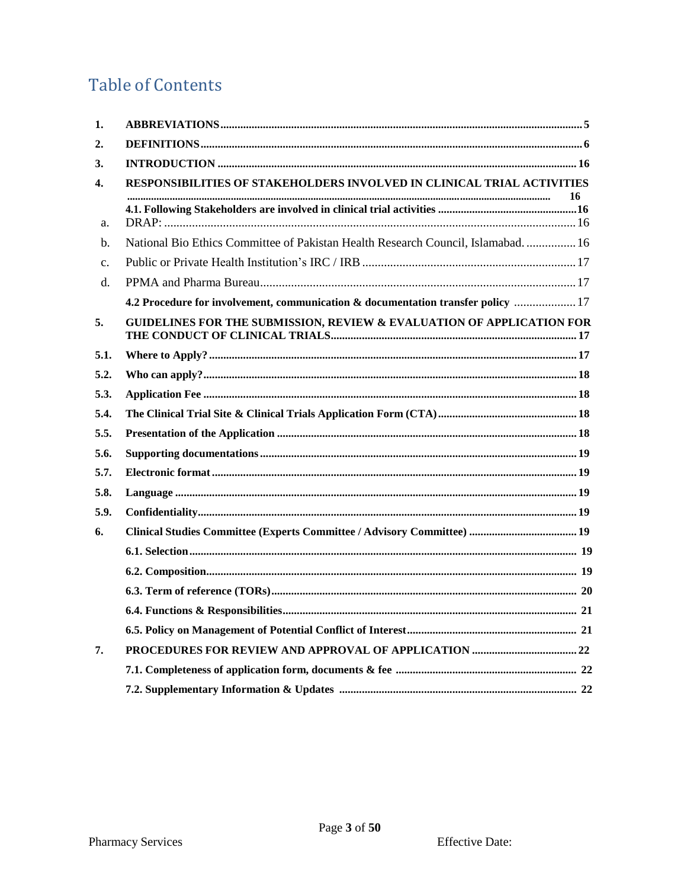# Table of Contents

| | | |
|---|---|---|
| **1.** | **ABBREVIATIONS** | **5** |
| **2.** | **DEFINITIONS** | **6** |
| **3.** | **INTRODUCTION** | **16** |
| **4.** | **RESPONSIBILITIES OF STAKEHOLDERS INVOLVED IN CLINICAL TRIAL ACTIVITIES** | **16** |
| | **4.1. Following Stakeholders are involved in clinical trial activities** | **16** |
| a. | DRAP: | 16 |
| b. | National Bio Ethics Committee of Pakistan Health Research Council, Islamabad. | 16 |
| c. | Public or Private Health Institution's IRC / IRB | 17 |
| d. | PPMA and Pharma Bureau | 17 |
| | **4.2 Procedure for involvement, communication & documentation transfer policy** | 17 |
| **5.** | **GUIDELINES FOR THE SUBMISSION, REVIEW & EVALUATION OF APPLICATION FOR THE CONDUCT OF CLINICAL TRIALS** | **17** |
| **5.1.** | **Where to Apply?** | **17** |
| **5.2.** | **Who can apply?** | **18** |
| **5.3.** | **Application Fee** | **18** |
| **5.4.** | **The Clinical Trial Site & Clinical Trials Application Form (CTA)** | **18** |
| **5.5.** | **Presentation of the Application** | **18** |
| **5.6.** | **Supporting documentations** | **19** |
| **5.7.** | **Electronic format** | **19** |
| **5.8.** | **Language** | **19** |
| **5.9.** | **Confidentiality** | **19** |
| **6.** | **Clinical Studies Committee (Experts Committee / Advisory Committee)** | **19** |
| | **6.1. Selection** | **19** |
| | **6.2. Composition** | **19** |
| | **6.3. Term of reference (TORs)** | **20** |
| | **6.4. Functions & Responsibilities** | **21** |
| | **6.5. Policy on Management of Potential Conflict of Interest** | **21** |
| **7.** | **PROCEDURES FOR REVIEW AND APPROVAL OF APPLICATION** | **22** |
| | **7.1. Completeness of application form, documents & fee** | **22** |
| | **7.2. Supplementary Information & Updates** | **22** |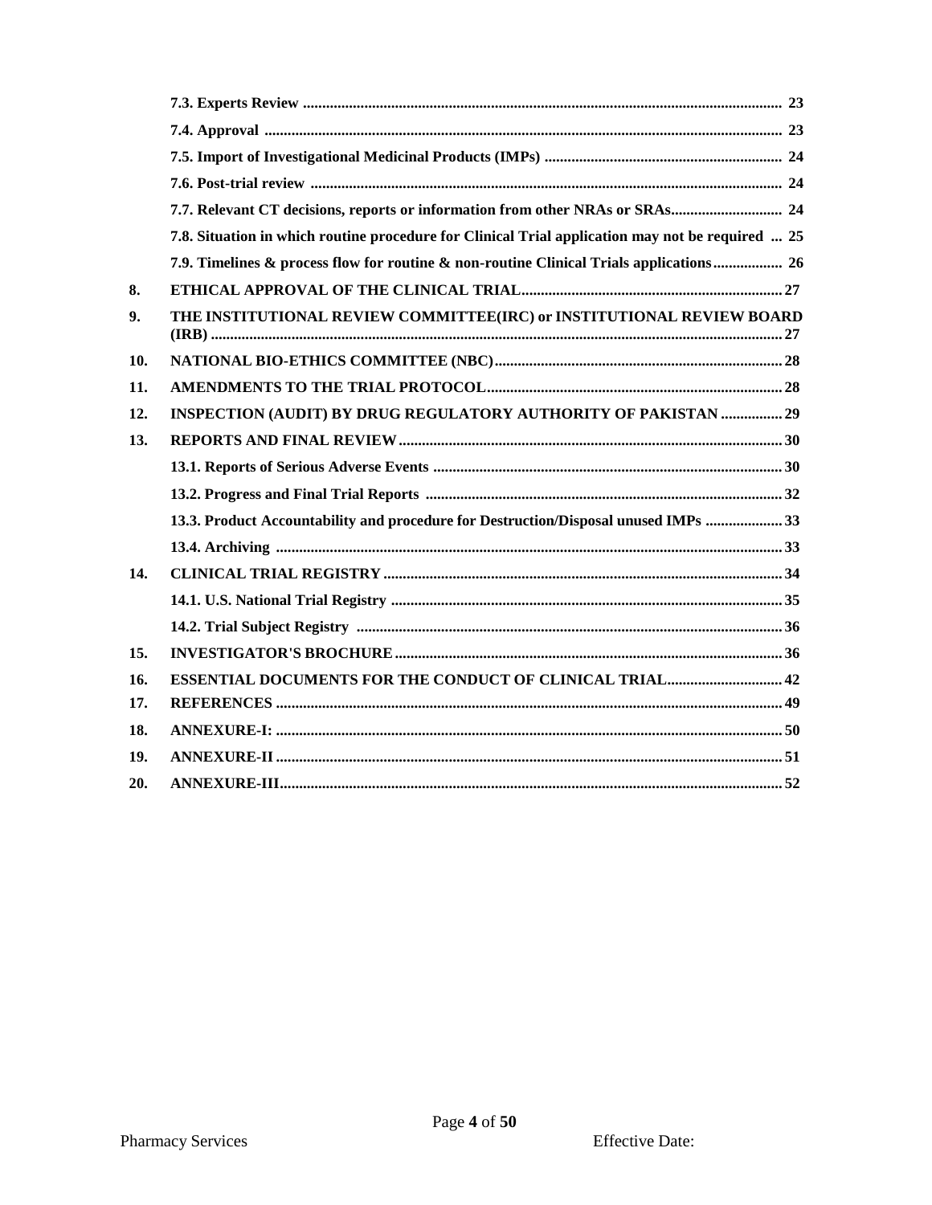| | | |
|---|---|---|
| | **7.3. Experts Review** | **23** |
| | **7.4. Approval** | **23** |
| | **7.5. Import of Investigational Medicinal Products (IMPs)** | **24** |
| | **7.6. Post-trial review** | **24** |
| | **7.7. Relevant CT decisions, reports or information from other NRAs or SRAs** | **24** |
| | **7.8. Situation in which routine procedure for Clinical Trial application may not be required** | **25** |
| | **7.9. Timelines & process flow for routine & non-routine Clinical Trials applications** | **26** |
| **8.** | **ETHICAL APPROVAL OF THE CLINICAL TRIAL** | **27** |
| **9.** | **THE INSTITUTIONAL REVIEW COMMITTEE(IRC) or INSTITUTIONAL REVIEW BOARD (IRB)** | **27** |
| **10.** | **NATIONAL BIO-ETHICS COMMITTEE (NBC)** | **28** |
| **11.** | **AMENDMENTS TO THE TRIAL PROTOCOL** | **28** |
| **12.** | **INSPECTION (AUDIT) BY DRUG REGULATORY AUTHORITY OF PAKISTAN** | **29** |
| **13.** | **REPORTS AND FINAL REVIEW** | **30** |
| | **13.1. Reports of Serious Adverse Events** | **30** |
| | **13.2. Progress and Final Trial Reports** | **32** |
| | **13.3. Product Accountability and procedure for Destruction/Disposal unused IMPs** | **33** |
| | **13.4. Archiving** | **33** |
| **14.** | **CLINICAL TRIAL REGISTRY** | **34** |
| | **14.1. U.S. National Trial Registry** | **35** |
| | **14.2. Trial Subject Registry** | **36** |
| **15.** | **INVESTIGATOR'S BROCHURE** | **36** |
| **16.** | **ESSENTIAL DOCUMENTS FOR THE CONDUCT OF CLINICAL TRIAL** | **42** |
| **17.** | **REFERENCES** | **49** |
| **18.** | **ANNEXURE-I:** | **50** |
| **19.** | **ANNEXURE-II** | **51** |
| **20.** | **ANNEXURE-III** | **52** |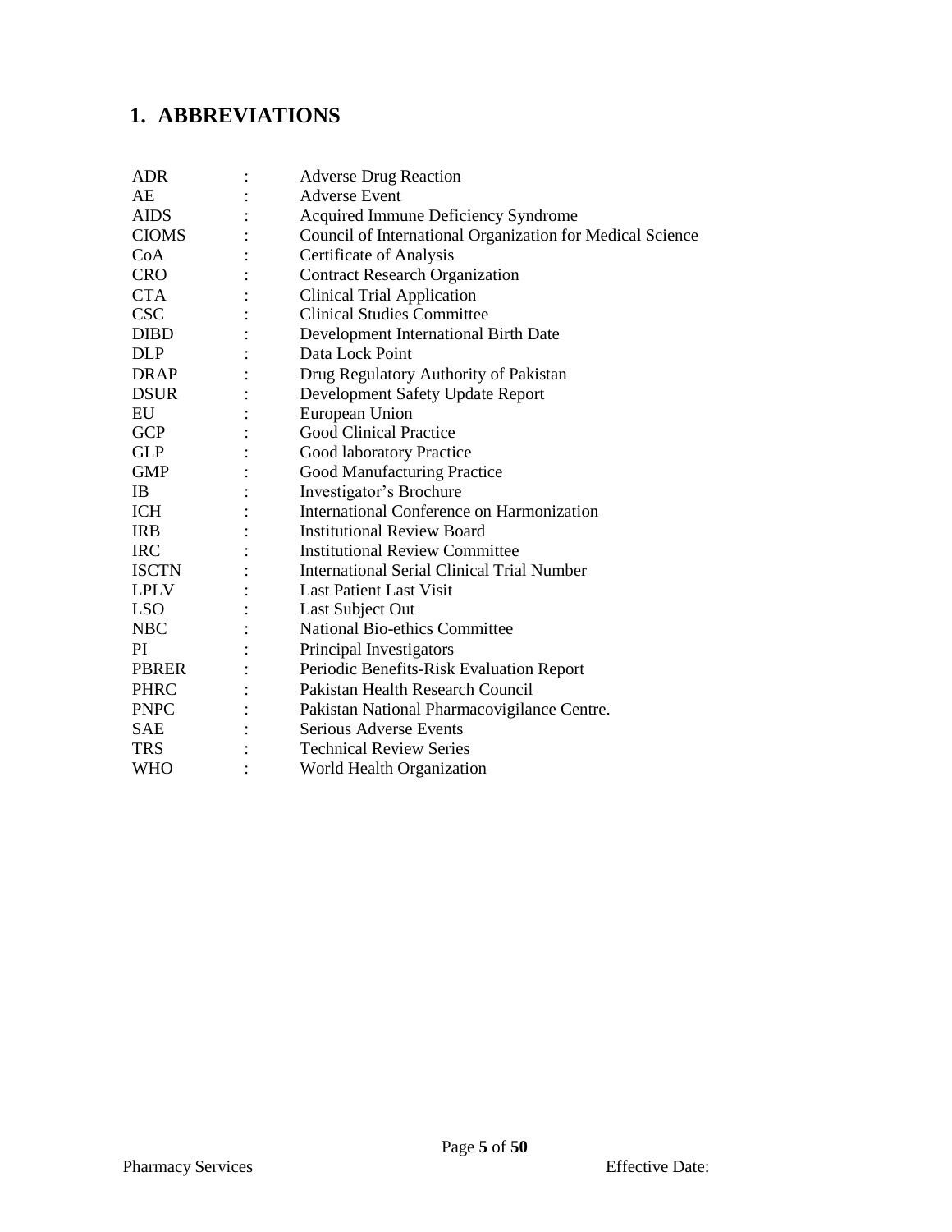# 1. ABBREVIATIONS

| | | |
|---|---|---|
| ADR | : | Adverse Drug Reaction |
| AE | : | Adverse Event |
| AIDS | : | Acquired Immune Deficiency Syndrome |
| CIOMS | : | Council of International Organization for Medical Science |
| CoA | : | Certificate of Analysis |
| CRO | : | Contract Research Organization |
| CTA | : | Clinical Trial Application |
| CSC | : | Clinical Studies Committee |
| DIBD | : | Development International Birth Date |
| DLP | : | Data Lock Point |
| DRAP | : | Drug Regulatory Authority of Pakistan |
| DSUR | : | Development Safety Update Report |
| EU | : | European Union |
| GCP | : | Good Clinical Practice |
| GLP | : | Good laboratory Practice |
| GMP | : | Good Manufacturing Practice |
| IB | : | Investigator's Brochure |
| ICH | : | International Conference on Harmonization |
| IRB | : | Institutional Review Board |
| IRC | : | Institutional Review Committee |
| ISCTN | : | International Serial Clinical Trial Number |
| LPLV | : | Last Patient Last Visit |
| LSO | : | Last Subject Out |
| NBC | : | National Bio-ethics Committee |
| PI | : | Principal Investigators |
| PBRER | : | Periodic Benefits-Risk Evaluation Report |
| PHRC | : | Pakistan Health Research Council |
| PNPC | : | Pakistan National Pharmacovigilance Centre. |
| SAE | : | Serious Adverse Events |
| TRS | : | Technical Review Series |
| WHO | : | World Health Organization |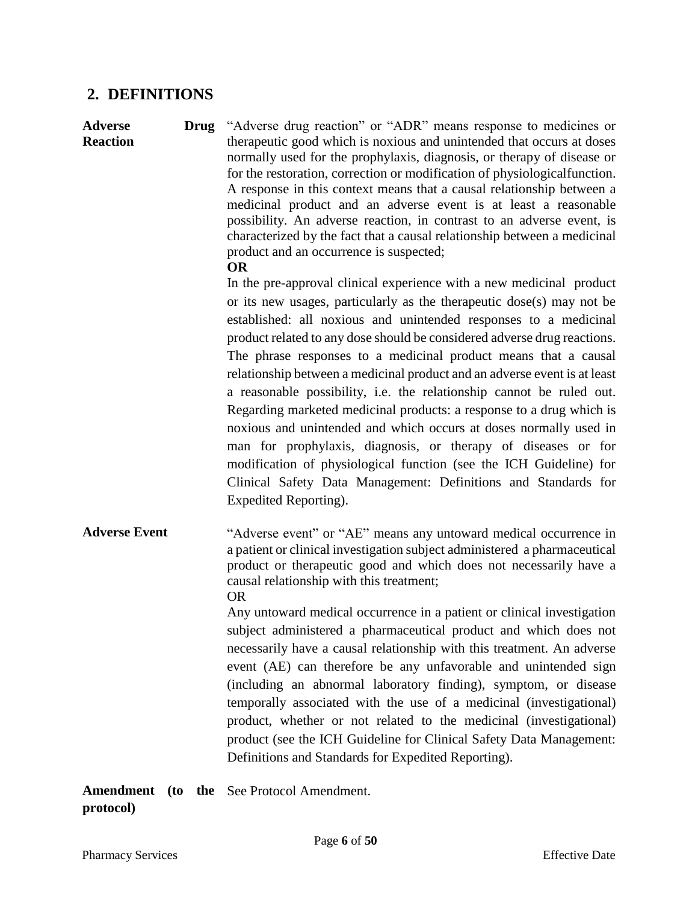## 2. DEFINITIONS

**Adverse Drug Reaction**

"Adverse drug reaction" or "ADR" means response to medicines or therapeutic good which is noxious and unintended that occurs at doses normally used for the prophylaxis, diagnosis, or therapy of disease or for the restoration, correction or modification of physiologicalfunction. A response in this context means that a causal relationship between a medicinal product and an adverse event is at least a reasonable possibility. An adverse reaction, in contrast to an adverse event, is characterized by the fact that a causal relationship between a medicinal product and an occurrence is suspected;

**OR**

In the pre-approval clinical experience with a new medicinal product or its new usages, particularly as the therapeutic dose(s) may not be established: all noxious and unintended responses to a medicinal product related to any dose should be considered adverse drug reactions. The phrase responses to a medicinal product means that a causal relationship between a medicinal product and an adverse event is at least a reasonable possibility, i.e. the relationship cannot be ruled out. Regarding marketed medicinal products: a response to a drug which is noxious and unintended and which occurs at doses normally used in man for prophylaxis, diagnosis, or therapy of diseases or for modification of physiological function (see the ICH Guideline) for Clinical Safety Data Management: Definitions and Standards for Expedited Reporting).

**Adverse Event**

"Adverse event" or "AE" means any untoward medical occurrence in a patient or clinical investigation subject administered a pharmaceutical product or therapeutic good and which does not necessarily have a causal relationship with this treatment;

OR

Any untoward medical occurrence in a patient or clinical investigation subject administered a pharmaceutical product and which does not necessarily have a causal relationship with this treatment. An adverse event (AE) can therefore be any unfavorable and unintended sign (including an abnormal laboratory finding), symptom, or disease temporally associated with the use of a medicinal (investigational) product, whether or not related to the medicinal (investigational) product (see the ICH Guideline for Clinical Safety Data Management: Definitions and Standards for Expedited Reporting).

**Amendment (to the protocol)**

See Protocol Amendment.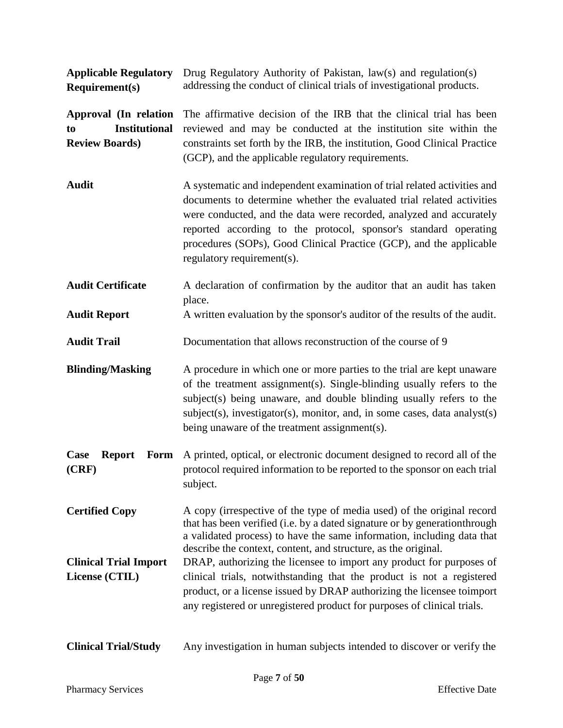**Applicable Regulatory Requirement(s)** Drug Regulatory Authority of Pakistan, law(s) and regulation(s) addressing the conduct of clinical trials of investigational products.

**Approval (In relation to Institutional Review Boards)** The affirmative decision of the IRB that the clinical trial has been reviewed and may be conducted at the institution site within the constraints set forth by the IRB, the institution, Good Clinical Practice (GCP), and the applicable regulatory requirements.

**Audit** A systematic and independent examination of trial related activities and documents to determine whether the evaluated trial related activities were conducted, and the data were recorded, analyzed and accurately reported according to the protocol, sponsor's standard operating procedures (SOPs), Good Clinical Practice (GCP), and the applicable regulatory requirement(s).

**Audit Certificate** A declaration of confirmation by the auditor that an audit has taken place.

**Audit Report** A written evaluation by the sponsor's auditor of the results of the audit.

**Audit Trail** Documentation that allows reconstruction of the course of 9

**Blinding/Masking** A procedure in which one or more parties to the trial are kept unaware of the treatment assignment(s). Single-blinding usually refers to the subject(s) being unaware, and double blinding usually refers to the subject(s), investigator(s), monitor, and, in some cases, data analyst(s) being unaware of the treatment assignment(s).

**Case Report Form (CRF)** A printed, optical, or electronic document designed to record all of the protocol required information to be reported to the sponsor on each trial subject.

**Certified Copy** A copy (irrespective of the type of media used) of the original record that has been verified (i.e. by a dated signature or by generationthrough a validated process) to have the same information, including data that describe the context, content, and structure, as the original.

**Clinical Trial Import License (CTIL)** DRAP, authorizing the licensee to import any product for purposes of clinical trials, notwithstanding that the product is not a registered product, or a license issued by DRAP authorizing the licensee toimport any registered or unregistered product for purposes of clinical trials.

**Clinical Trial/Study** Any investigation in human subjects intended to discover or verify the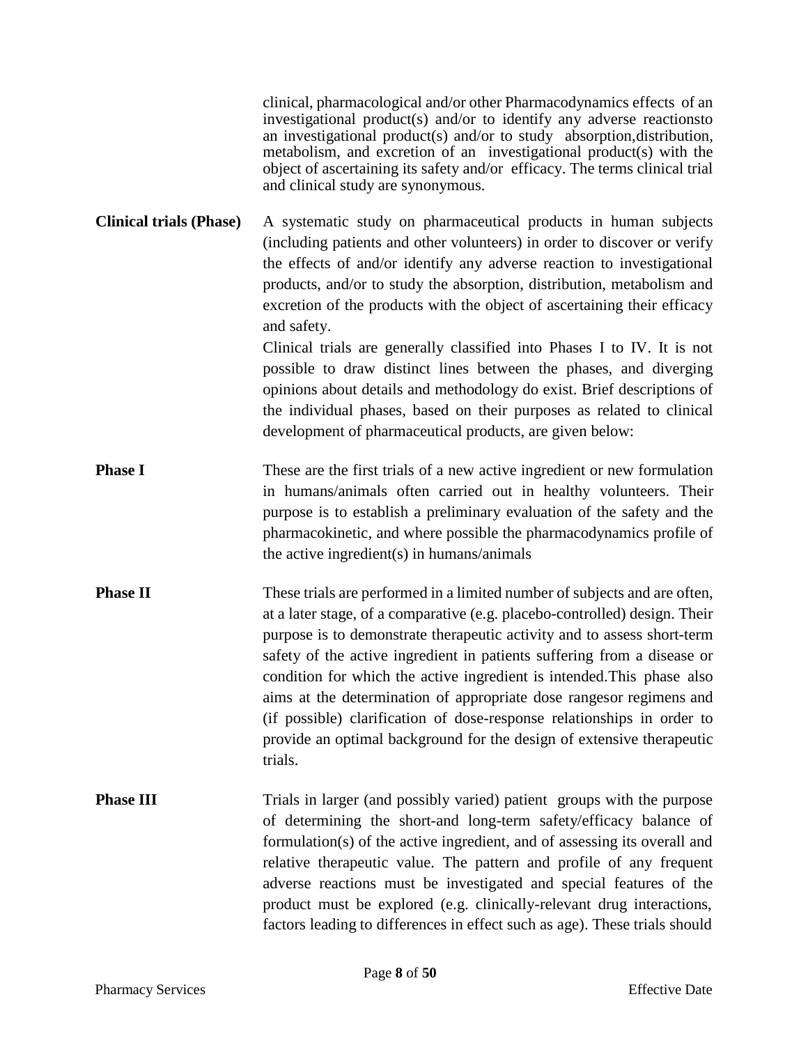clinical, pharmacological and/or other Pharmacodynamics effects of an investigational product(s) and/or to identify any adverse reactionsto an investigational product(s) and/or to study absorption,distribution, metabolism, and excretion of an investigational product(s) with the object of ascertaining its safety and/or efficacy. The terms clinical trial and clinical study are synonymous.

**Clinical trials (Phase)** A systematic study on pharmaceutical products in human subjects (including patients and other volunteers) in order to discover or verify the effects of and/or identify any adverse reaction to investigational products, and/or to study the absorption, distribution, metabolism and excretion of the products with the object of ascertaining their efficacy and safety.

Clinical trials are generally classified into Phases I to IV. It is not possible to draw distinct lines between the phases, and diverging opinions about details and methodology do exist. Brief descriptions of the individual phases, based on their purposes as related to clinical development of pharmaceutical products, are given below:

**Phase I** These are the first trials of a new active ingredient or new formulation in humans/animals often carried out in healthy volunteers. Their purpose is to establish a preliminary evaluation of the safety and the pharmacokinetic, and where possible the pharmacodynamics profile of the active ingredient(s) in humans/animals

**Phase II** These trials are performed in a limited number of subjects and are often, at a later stage, of a comparative (e.g. placebo-controlled) design. Their purpose is to demonstrate therapeutic activity and to assess short-term safety of the active ingredient in patients suffering from a disease or condition for which the active ingredient is intended.This phase also aims at the determination of appropriate dose rangesor regimens and (if possible) clarification of dose-response relationships in order to provide an optimal background for the design of extensive therapeutic trials.

**Phase III** Trials in larger (and possibly varied) patient groups with the purpose of determining the short-and long-term safety/efficacy balance of formulation(s) of the active ingredient, and of assessing its overall and relative therapeutic value. The pattern and profile of any frequent adverse reactions must be investigated and special features of the product must be explored (e.g. clinically-relevant drug interactions, factors leading to differences in effect such as age). These trials should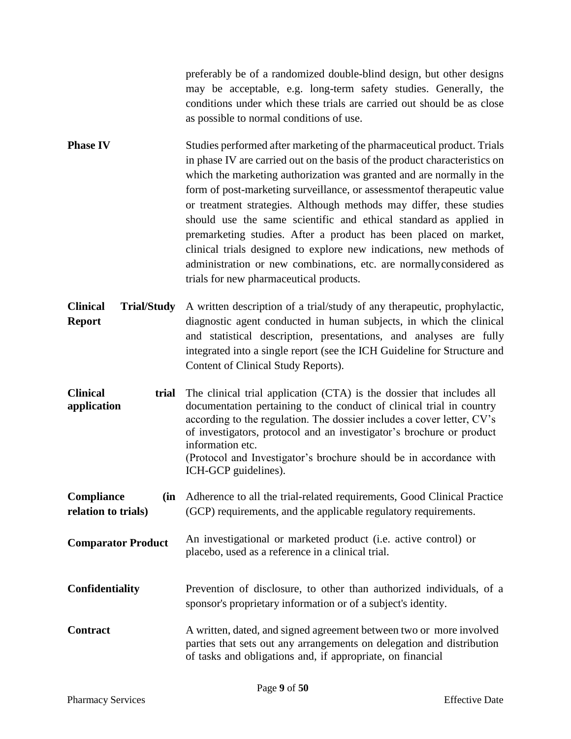preferably be of a randomized double-blind design, but other designs may be acceptable, e.g. long-term safety studies. Generally, the conditions under which these trials are carried out should be as close as possible to normal conditions of use.

**Phase IV** Studies performed after marketing of the pharmaceutical product. Trials in phase IV are carried out on the basis of the product characteristics on which the marketing authorization was granted and are normally in the form of post-marketing surveillance, or assessmentof therapeutic value or treatment strategies. Although methods may differ, these studies should use the same scientific and ethical standard as applied in premarketing studies. After a product has been placed on market, clinical trials designed to explore new indications, new methods of administration or new combinations, etc. are normallyconsidered as trials for new pharmaceutical products.

**Clinical Trial/Study Report** A written description of a trial/study of any therapeutic, prophylactic, diagnostic agent conducted in human subjects, in which the clinical and statistical description, presentations, and analyses are fully integrated into a single report (see the ICH Guideline for Structure and Content of Clinical Study Reports).

**Clinical trial application** The clinical trial application (CTA) is the dossier that includes all documentation pertaining to the conduct of clinical trial in country according to the regulation. The dossier includes a cover letter, CV's of investigators, protocol and an investigator's brochure or product information etc.
(Protocol and Investigator's brochure should be in accordance with ICH-GCP guidelines).

**Compliance (in relation to trials)** Adherence to all the trial-related requirements, Good Clinical Practice (GCP) requirements, and the applicable regulatory requirements.

**Comparator Product** An investigational or marketed product (i.e. active control) or placebo, used as a reference in a clinical trial.

**Confidentiality** Prevention of disclosure, to other than authorized individuals, of a sponsor's proprietary information or of a subject's identity.

**Contract** A written, dated, and signed agreement between two or more involved parties that sets out any arrangements on delegation and distribution of tasks and obligations and, if appropriate, on financial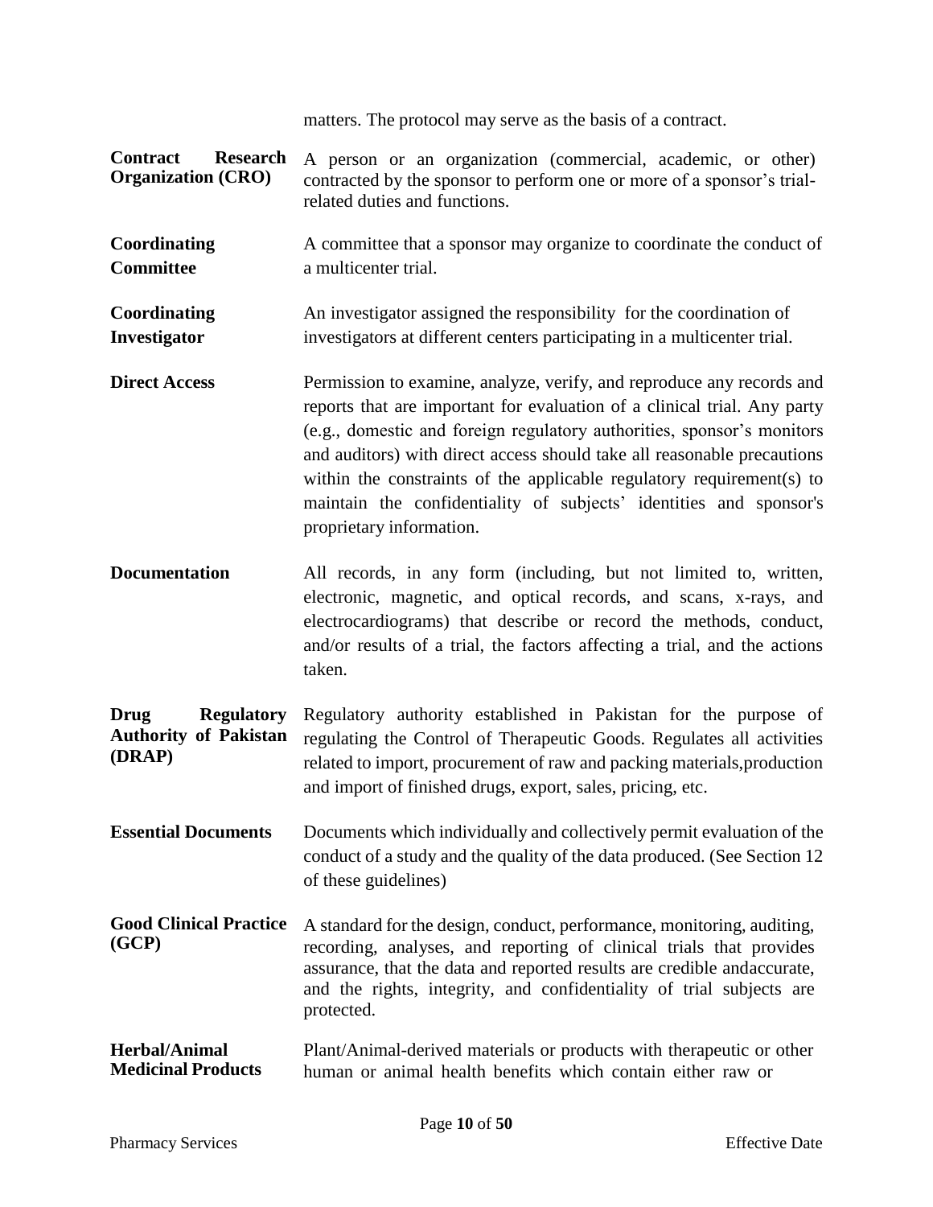matters. The protocol may serve as the basis of a contract.

**Contract Research Organization (CRO)** A person or an organization (commercial, academic, or other) contracted by the sponsor to perform one or more of a sponsor's trial-related duties and functions.

**Coordinating Committee** A committee that a sponsor may organize to coordinate the conduct of a multicenter trial.

**Coordinating Investigator** An investigator assigned the responsibility for the coordination of investigators at different centers participating in a multicenter trial.

**Direct Access** Permission to examine, analyze, verify, and reproduce any records and reports that are important for evaluation of a clinical trial. Any party (e.g., domestic and foreign regulatory authorities, sponsor's monitors and auditors) with direct access should take all reasonable precautions within the constraints of the applicable regulatory requirement(s) to maintain the confidentiality of subjects' identities and sponsor's proprietary information.

**Documentation** All records, in any form (including, but not limited to, written, electronic, magnetic, and optical records, and scans, x-rays, and electrocardiograms) that describe or record the methods, conduct, and/or results of a trial, the factors affecting a trial, and the actions taken.

**Drug Regulatory Authority of Pakistan (DRAP)** Regulatory authority established in Pakistan for the purpose of regulating the Control of Therapeutic Goods. Regulates all activities related to import, procurement of raw and packing materials,production and import of finished drugs, export, sales, pricing, etc.

**Essential Documents** Documents which individually and collectively permit evaluation of the conduct of a study and the quality of the data produced. (See Section 12 of these guidelines)

**Good Clinical Practice (GCP)** A standard for the design, conduct, performance, monitoring, auditing, recording, analyses, and reporting of clinical trials that provides assurance, that the data and reported results are credible andaccurate, and the rights, integrity, and confidentiality of trial subjects are protected.

**Herbal/Animal Medicinal Products** Plant/Animal-derived materials or products with therapeutic or other human or animal health benefits which contain either raw or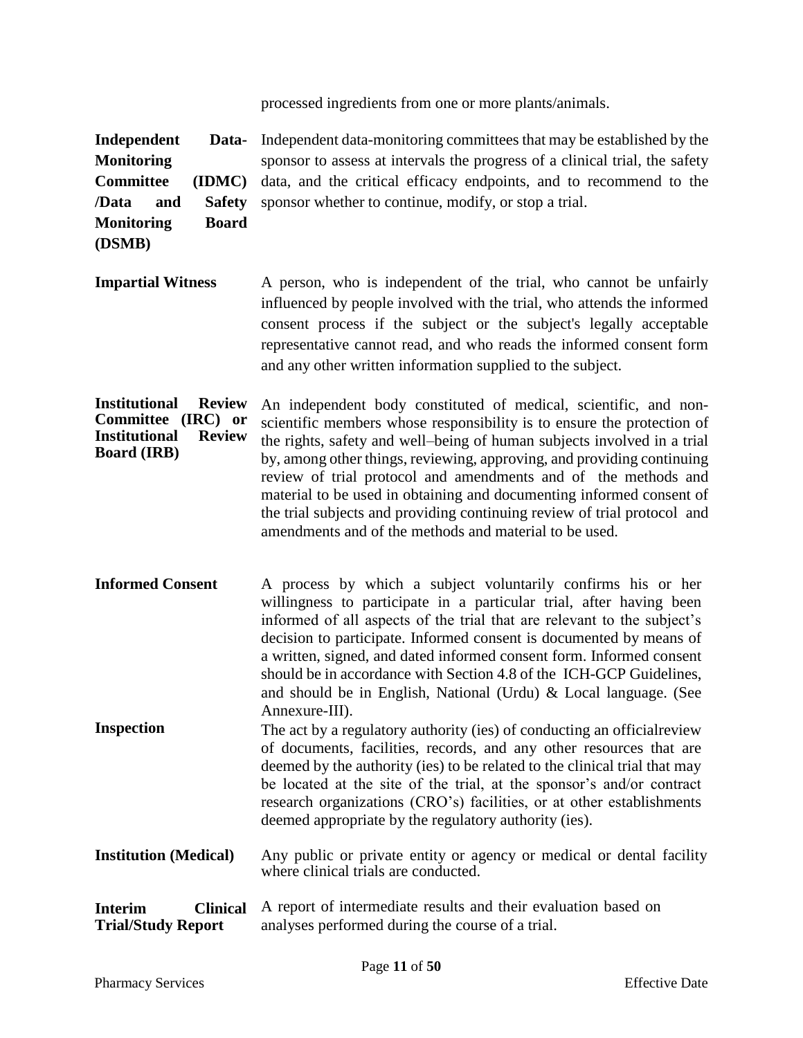processed ingredients from one or more plants/animals.

| | |
|---|---|
| **Independent Data-Monitoring Committee (IDMC) /Data and Safety Monitoring Board (DSMB)** | Independent data-monitoring committees that may be established by the sponsor to assess at intervals the progress of a clinical trial, the safety data, and the critical efficacy endpoints, and to recommend to the sponsor whether to continue, modify, or stop a trial. |
| **Impartial Witness** | A person, who is independent of the trial, who cannot be unfairly influenced by people involved with the trial, who attends the informed consent process if the subject or the subject's legally acceptable representative cannot read, and who reads the informed consent form and any other written information supplied to the subject. |
| **Institutional Review Committee (IRC) or Institutional Review Board (IRB)** | An independent body constituted of medical, scientific, and non-scientific members whose responsibility is to ensure the protection of the rights, safety and well–being of human subjects involved in a trial by, among other things, reviewing, approving, and providing continuing review of trial protocol and amendments and of the methods and material to be used in obtaining and documenting informed consent of the trial subjects and providing continuing review of trial protocol and amendments and of the methods and material to be used. |
| **Informed Consent** | A process by which a subject voluntarily confirms his or her willingness to participate in a particular trial, after having been informed of all aspects of the trial that are relevant to the subject's decision to participate. Informed consent is documented by means of a written, signed, and dated informed consent form. Informed consent should be in accordance with Section 4.8 of the ICH-GCP Guidelines, and should be in English, National (Urdu) & Local language. (See Annexure-III). |
| **Inspection** | The act by a regulatory authority (ies) of conducting an officialreview of documents, facilities, records, and any other resources that are deemed by the authority (ies) to be related to the clinical trial that may be located at the site of the trial, at the sponsor's and/or contract research organizations (CRO's) facilities, or at other establishments deemed appropriate by the regulatory authority (ies). |
| **Institution (Medical)** | Any public or private entity or agency or medical or dental facility where clinical trials are conducted. |
| **Interim Clinical Trial/Study Report** | A report of intermediate results and their evaluation based on analyses performed during the course of a trial. |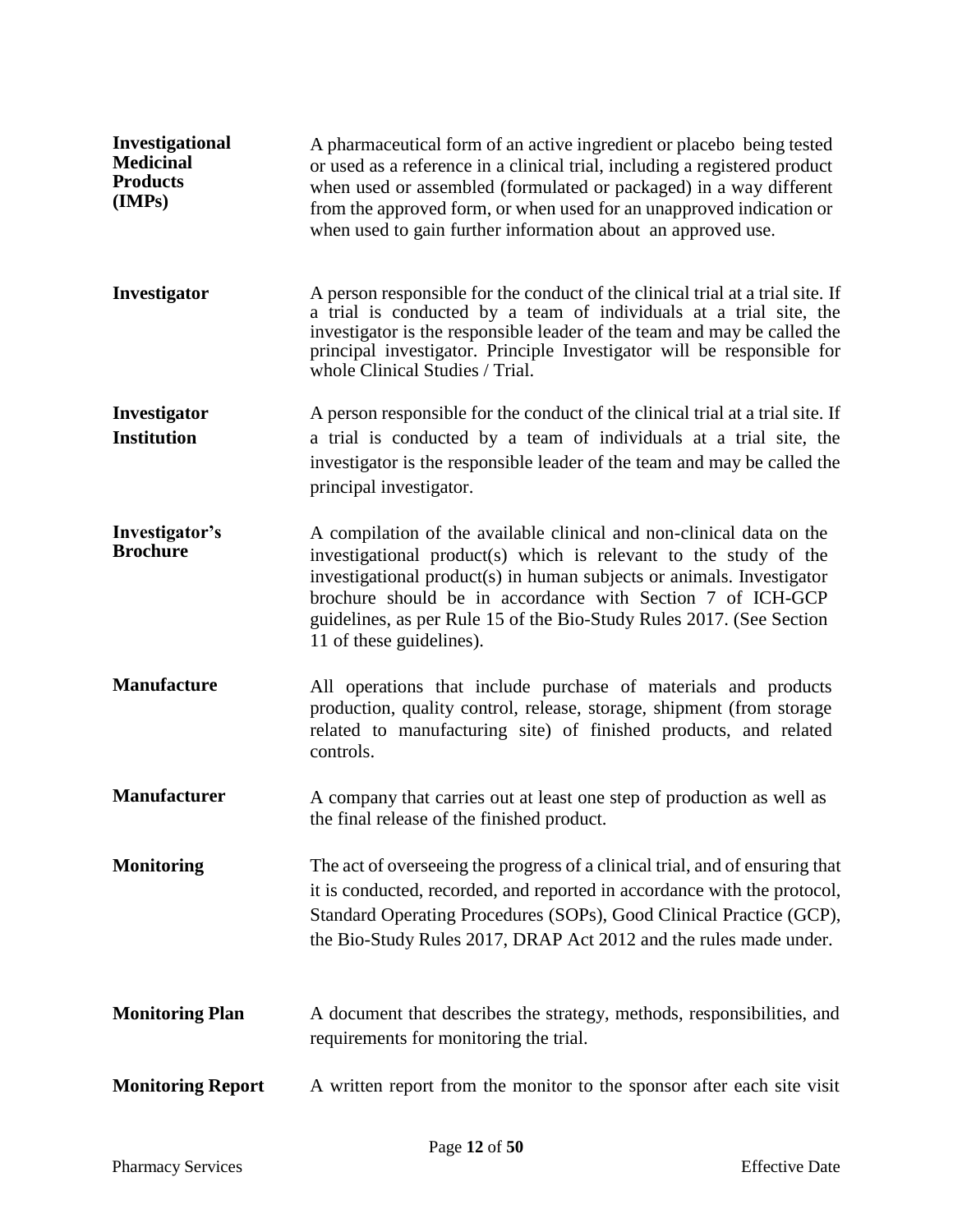**Investigational Medicinal Products (IMPs)**

A pharmaceutical form of an active ingredient or placebo being tested or used as a reference in a clinical trial, including a registered product when used or assembled (formulated or packaged) in a way different from the approved form, or when used for an unapproved indication or when used to gain further information about an approved use.

**Investigator**

A person responsible for the conduct of the clinical trial at a trial site. If a trial is conducted by a team of individuals at a trial site, the investigator is the responsible leader of the team and may be called the principal investigator. Principle Investigator will be responsible for whole Clinical Studies / Trial.

**Investigator Institution**

A person responsible for the conduct of the clinical trial at a trial site. If a trial is conducted by a team of individuals at a trial site, the investigator is the responsible leader of the team and may be called the principal investigator.

**Investigator's Brochure**

A compilation of the available clinical and non-clinical data on the investigational product(s) which is relevant to the study of the investigational product(s) in human subjects or animals. Investigator brochure should be in accordance with Section 7 of ICH-GCP guidelines, as per Rule 15 of the Bio-Study Rules 2017. (See Section 11 of these guidelines).

**Manufacture**

All operations that include purchase of materials and products production, quality control, release, storage, shipment (from storage related to manufacturing site) of finished products, and related controls.

**Manufacturer**

A company that carries out at least one step of production as well as the final release of the finished product.

**Monitoring**

The act of overseeing the progress of a clinical trial, and of ensuring that it is conducted, recorded, and reported in accordance with the protocol, Standard Operating Procedures (SOPs), Good Clinical Practice (GCP), the Bio-Study Rules 2017, DRAP Act 2012 and the rules made under.

**Monitoring Plan**

A document that describes the strategy, methods, responsibilities, and requirements for monitoring the trial.

**Monitoring Report**

A written report from the monitor to the sponsor after each site visit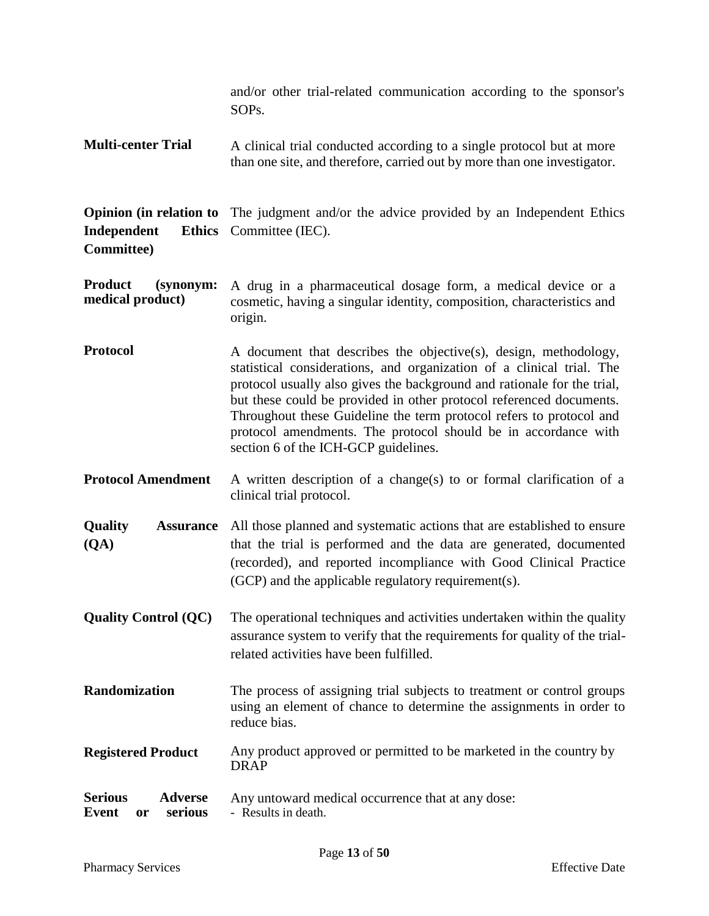and/or other trial-related communication according to the sponsor's SOPs.

**Multi-center Trial** A clinical trial conducted according to a single protocol but at more than one site, and therefore, carried out by more than one investigator.

**Opinion (in relation to Independent Ethics Committee)** The judgment and/or the advice provided by an Independent Ethics Committee (IEC).

**Product (synonym: medical product)** A drug in a pharmaceutical dosage form, a medical device or a cosmetic, having a singular identity, composition, characteristics and origin.

**Protocol** A document that describes the objective(s), design, methodology, statistical considerations, and organization of a clinical trial. The protocol usually also gives the background and rationale for the trial, but these could be provided in other protocol referenced documents. Throughout these Guideline the term protocol refers to protocol and protocol amendments. The protocol should be in accordance with section 6 of the ICH-GCP guidelines.

**Protocol Amendment** A written description of a change(s) to or formal clarification of a clinical trial protocol.

**Quality Assurance (QA)** All those planned and systematic actions that are established to ensure that the trial is performed and the data are generated, documented (recorded), and reported incompliance with Good Clinical Practice (GCP) and the applicable regulatory requirement(s).

**Quality Control (QC)** The operational techniques and activities undertaken within the quality assurance system to verify that the requirements for quality of the trial-related activities have been fulfilled.

**Randomization** The process of assigning trial subjects to treatment or control groups using an element of chance to determine the assignments in order to reduce bias.

**Registered Product** Any product approved or permitted to be marketed in the country by DRAP

**Serious Adverse Event or serious** Any untoward medical occurrence that at any dose:

- Results in death.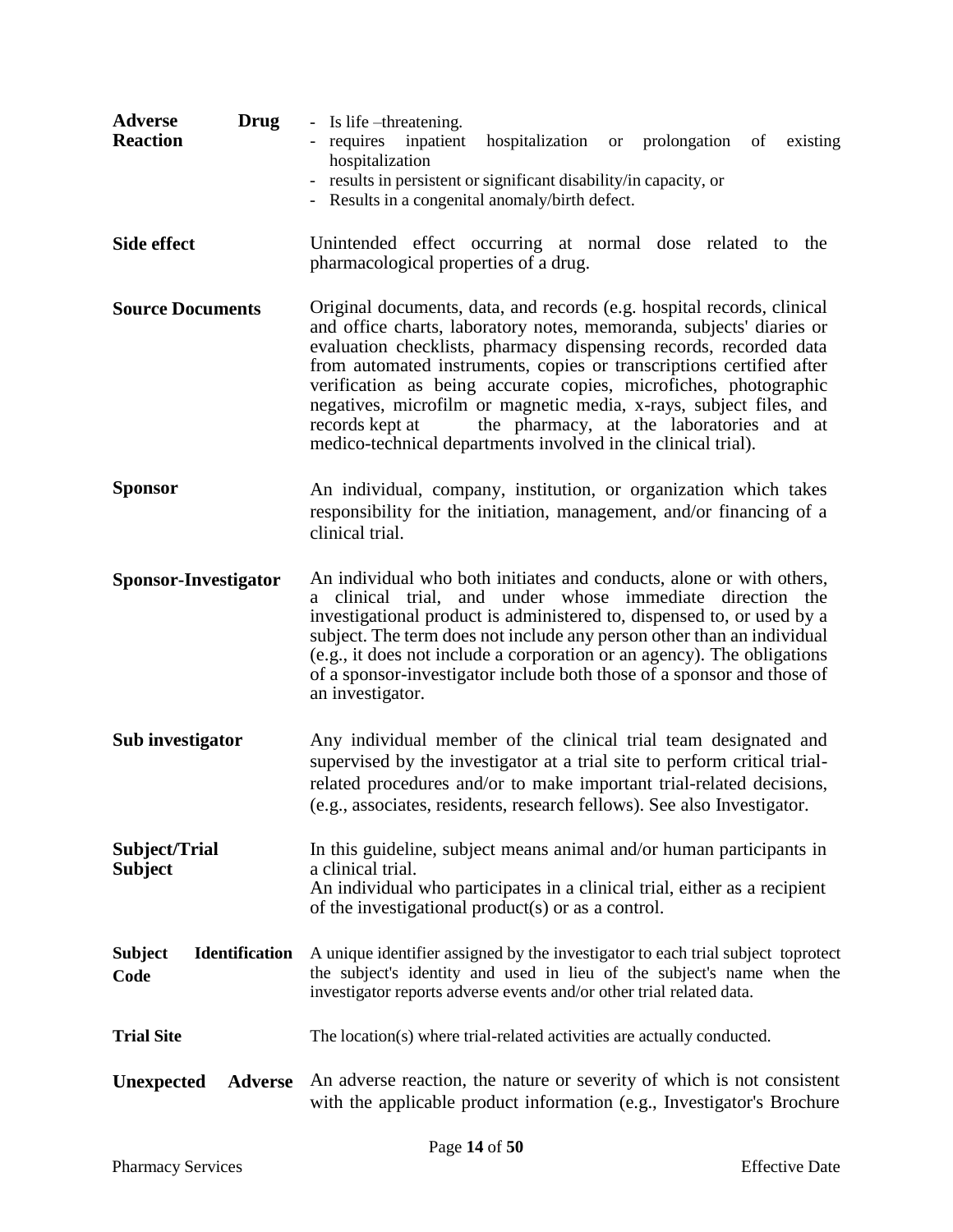| | |
|---|---|
| **Adverse Drug Reaction** | - Is life –threatening.<br>- requires inpatient hospitalization or prolongation of existing hospitalization<br>- results in persistent or significant disability/in capacity, or<br>- Results in a congenital anomaly/birth defect. |
| **Side effect** | Unintended effect occurring at normal dose related to the pharmacological properties of a drug. |
| **Source Documents** | Original documents, data, and records (e.g. hospital records, clinical and office charts, laboratory notes, memoranda, subjects' diaries or evaluation checklists, pharmacy dispensing records, recorded data from automated instruments, copies or transcriptions certified after verification as being accurate copies, microfiches, photographic negatives, microfilm or magnetic media, x-rays, subject files, and records kept at the pharmacy, at the laboratories and at medico-technical departments involved in the clinical trial). |
| **Sponsor** | An individual, company, institution, or organization which takes responsibility for the initiation, management, and/or financing of a clinical trial. |
| **Sponsor-Investigator** | An individual who both initiates and conducts, alone or with others, a clinical trial, and under whose immediate direction the investigational product is administered to, dispensed to, or used by a subject. The term does not include any person other than an individual (e.g., it does not include a corporation or an agency). The obligations of a sponsor-investigator include both those of a sponsor and those of an investigator. |
| **Sub investigator** | Any individual member of the clinical trial team designated and supervised by the investigator at a trial site to perform critical trial-related procedures and/or to make important trial-related decisions, (e.g., associates, residents, research fellows). See also Investigator. |
| **Subject/Trial Subject** | In this guideline, subject means animal and/or human participants in a clinical trial.<br>An individual who participates in a clinical trial, either as a recipient of the investigational product(s) or as a control. |
| **Subject Identification Code** | A unique identifier assigned by the investigator to each trial subject toprotect the subject's identity and used in lieu of the subject's name when the investigator reports adverse events and/or other trial related data. |
| **Trial Site** | The location(s) where trial-related activities are actually conducted. |
| **Unexpected Adverse** | An adverse reaction, the nature or severity of which is not consistent with the applicable product information (e.g., Investigator's Brochure |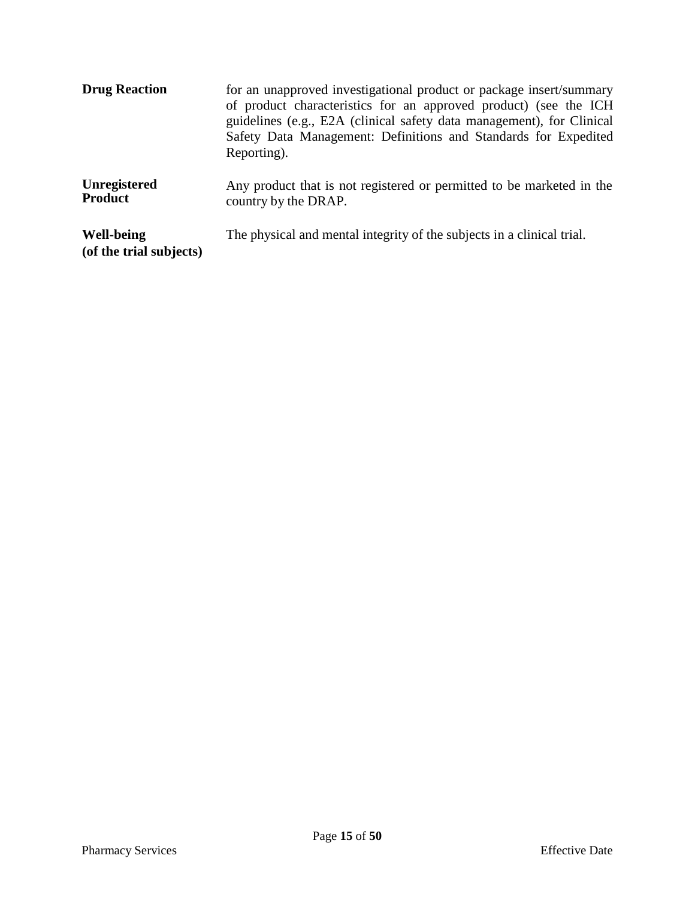| | |
|---|---|
| **Drug Reaction** | for an unapproved investigational product or package insert/summary of product characteristics for an approved product) (see the ICH guidelines (e.g., E2A (clinical safety data management), for Clinical Safety Data Management: Definitions and Standards for Expedited Reporting). |
| **Unregistered Product** | Any product that is not registered or permitted to be marketed in the country by the DRAP. |
| **Well-being (of the trial subjects)** | The physical and mental integrity of the subjects in a clinical trial. |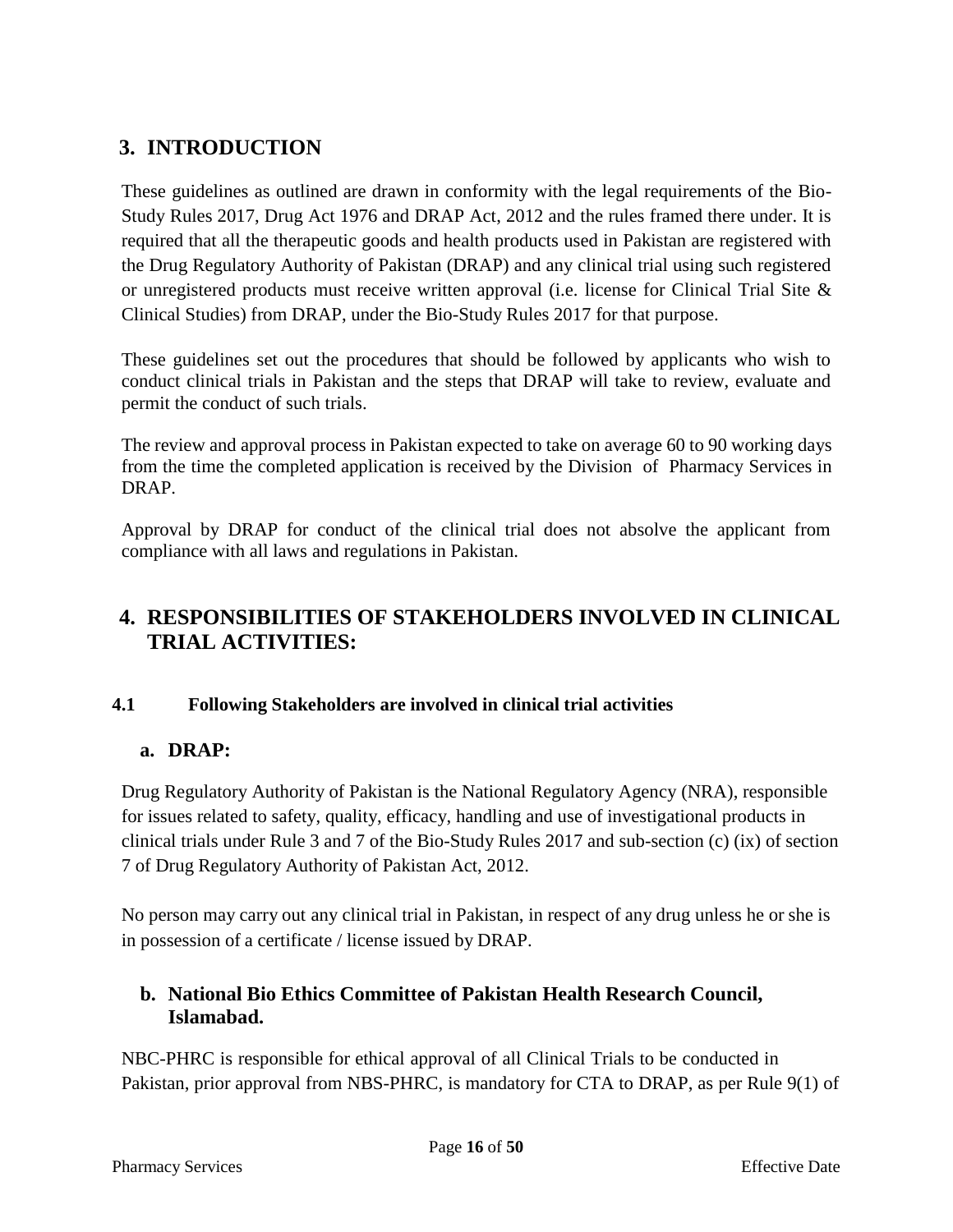# 3. INTRODUCTION

These guidelines as outlined are drawn in conformity with the legal requirements of the Bio-Study Rules 2017, Drug Act 1976 and DRAP Act, 2012 and the rules framed there under. It is required that all the therapeutic goods and health products used in Pakistan are registered with the Drug Regulatory Authority of Pakistan (DRAP) and any clinical trial using such registered or unregistered products must receive written approval (i.e. license for Clinical Trial Site & Clinical Studies) from DRAP, under the Bio-Study Rules 2017 for that purpose.

These guidelines set out the procedures that should be followed by applicants who wish to conduct clinical trials in Pakistan and the steps that DRAP will take to review, evaluate and permit the conduct of such trials.

The review and approval process in Pakistan expected to take on average 60 to 90 working days from the time the completed application is received by the Division of Pharmacy Services in DRAP.

Approval by DRAP for conduct of the clinical trial does not absolve the applicant from compliance with all laws and regulations in Pakistan.

# 4. RESPONSIBILITIES OF STAKEHOLDERS INVOLVED IN CLINICAL TRIAL ACTIVITIES:

### 4.1 Following Stakeholders are involved in clinical trial activities

#### a. DRAP:

Drug Regulatory Authority of Pakistan is the National Regulatory Agency (NRA), responsible for issues related to safety, quality, efficacy, handling and use of investigational products in clinical trials under Rule 3 and 7 of the Bio-Study Rules 2017 and sub-section (c) (ix) of section 7 of Drug Regulatory Authority of Pakistan Act, 2012.

No person may carry out any clinical trial in Pakistan, in respect of any drug unless he or she is in possession of a certificate / license issued by DRAP.

#### b. National Bio Ethics Committee of Pakistan Health Research Council, Islamabad.

NBC-PHRC is responsible for ethical approval of all Clinical Trials to be conducted in Pakistan, prior approval from NBS-PHRC, is mandatory for CTA to DRAP, as per Rule 9(1) of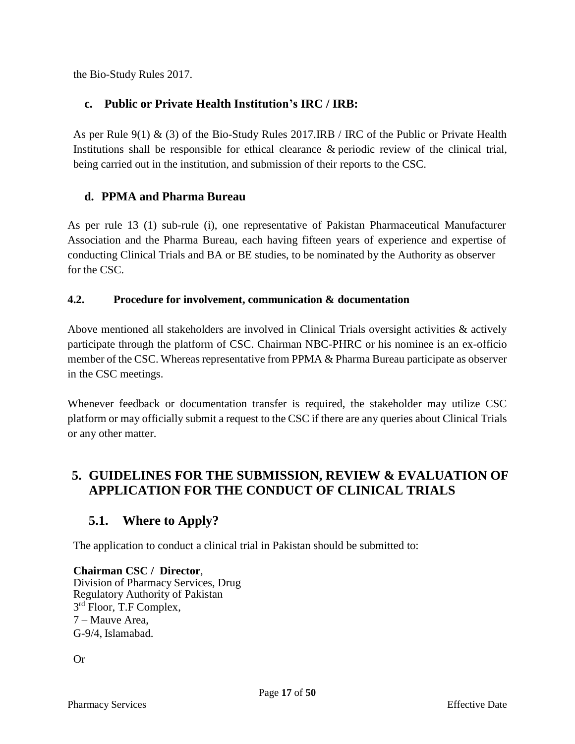the Bio-Study Rules 2017.

### c. Public or Private Health Institution's IRC / IRB:

As per Rule 9(1) & (3) of the Bio-Study Rules 2017.IRB / IRC of the Public or Private Health Institutions shall be responsible for ethical clearance & periodic review of the clinical trial, being carried out in the institution, and submission of their reports to the CSC.

### d. PPMA and Pharma Bureau

As per rule 13 (1) sub-rule (i), one representative of Pakistan Pharmaceutical Manufacturer Association and the Pharma Bureau, each having fifteen years of experience and expertise of conducting Clinical Trials and BA or BE studies, to be nominated by the Authority as observer for the CSC.

### 4.2. Procedure for involvement, communication & documentation

Above mentioned all stakeholders are involved in Clinical Trials oversight activities & actively participate through the platform of CSC. Chairman NBC-PHRC or his nominee is an ex-officio member of the CSC. Whereas representative from PPMA & Pharma Bureau participate as observer in the CSC meetings.

Whenever feedback or documentation transfer is required, the stakeholder may utilize CSC platform or may officially submit a request to the CSC if there are any queries about Clinical Trials or any other matter.

# 5. GUIDELINES FOR THE SUBMISSION, REVIEW & EVALUATION OF APPLICATION FOR THE CONDUCT OF CLINICAL TRIALS

## 5.1. Where to Apply?

The application to conduct a clinical trial in Pakistan should be submitted to:

**Chairman CSC / Director**,
Division of Pharmacy Services, Drug Regulatory Authority of Pakistan
3rd Floor, T.F Complex,
7 – Mauve Area,
G-9/4, Islamabad.

Or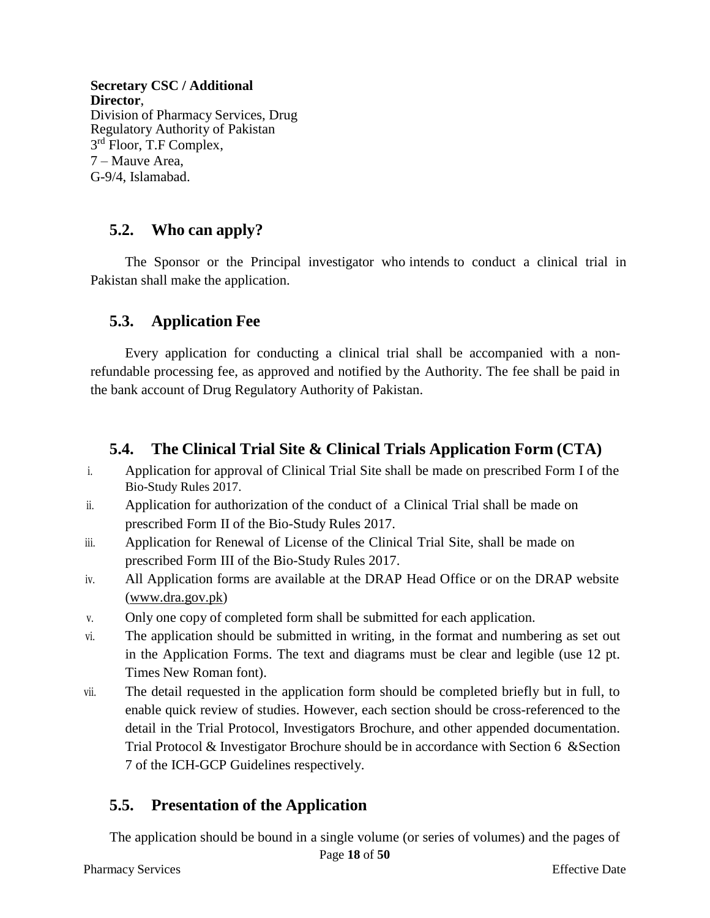**Secretary CSC / Additional Director**,
Division of Pharmacy Services, Drug Regulatory Authority of Pakistan
3rd Floor, T.F Complex,
7 – Mauve Area,
G-9/4, Islamabad.

## 5.2. Who can apply?

The Sponsor or the Principal investigator who intends to conduct a clinical trial in Pakistan shall make the application.

## 5.3. Application Fee

Every application for conducting a clinical trial shall be accompanied with a non-refundable processing fee, as approved and notified by the Authority. The fee shall be paid in the bank account of Drug Regulatory Authority of Pakistan.

## 5.4. The Clinical Trial Site & Clinical Trials Application Form (CTA)

i. Application for approval of Clinical Trial Site shall be made on prescribed Form I of the Bio-Study Rules 2017.
ii. Application for authorization of the conduct of a Clinical Trial shall be made on prescribed Form II of the Bio-Study Rules 2017.
iii. Application for Renewal of License of the Clinical Trial Site, shall be made on prescribed Form III of the Bio-Study Rules 2017.
iv. All Application forms are available at the DRAP Head Office or on the DRAP website (www.dra.gov.pk)
v. Only one copy of completed form shall be submitted for each application.
vi. The application should be submitted in writing, in the format and numbering as set out in the Application Forms. The text and diagrams must be clear and legible (use 12 pt. Times New Roman font).
vii. The detail requested in the application form should be completed briefly but in full, to enable quick review of studies. However, each section should be cross-referenced to the detail in the Trial Protocol, Investigators Brochure, and other appended documentation. Trial Protocol & Investigator Brochure should be in accordance with Section 6 &Section 7 of the ICH-GCP Guidelines respectively.

## 5.5. Presentation of the Application

The application should be bound in a single volume (or series of volumes) and the pages of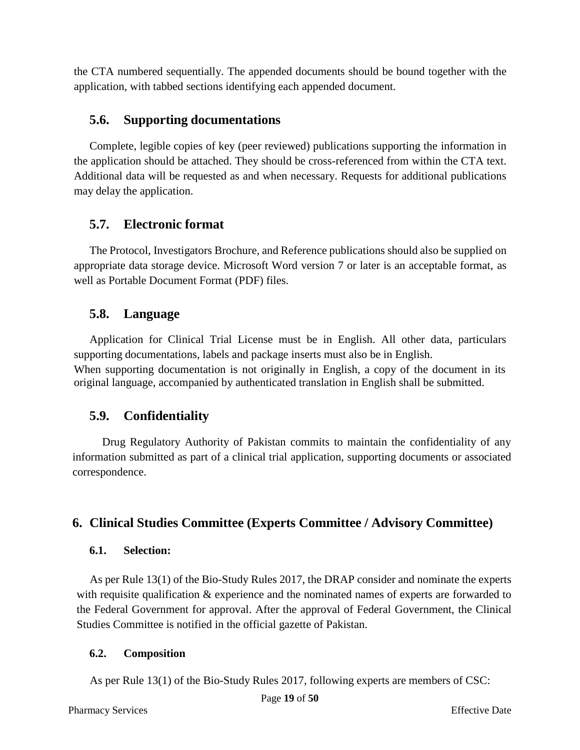the CTA numbered sequentially. The appended documents should be bound together with the application, with tabbed sections identifying each appended document.

## 5.6. Supporting documentations

Complete, legible copies of key (peer reviewed) publications supporting the information in the application should be attached. They should be cross-referenced from within the CTA text. Additional data will be requested as and when necessary. Requests for additional publications may delay the application.

## 5.7. Electronic format

The Protocol, Investigators Brochure, and Reference publications should also be supplied on appropriate data storage device. Microsoft Word version 7 or later is an acceptable format, as well as Portable Document Format (PDF) files.

## 5.8. Language

Application for Clinical Trial License must be in English. All other data, particulars supporting documentations, labels and package inserts must also be in English.
When supporting documentation is not originally in English, a copy of the document in its original language, accompanied by authenticated translation in English shall be submitted.

## 5.9. Confidentiality

Drug Regulatory Authority of Pakistan commits to maintain the confidentiality of any information submitted as part of a clinical trial application, supporting documents or associated correspondence.

# 6. Clinical Studies Committee (Experts Committee / Advisory Committee)

### 6.1. Selection:

As per Rule 13(1) of the Bio-Study Rules 2017, the DRAP consider and nominate the experts with requisite qualification & experience and the nominated names of experts are forwarded to the Federal Government for approval. After the approval of Federal Government, the Clinical Studies Committee is notified in the official gazette of Pakistan.

### 6.2. Composition

As per Rule 13(1) of the Bio-Study Rules 2017, following experts are members of CSC: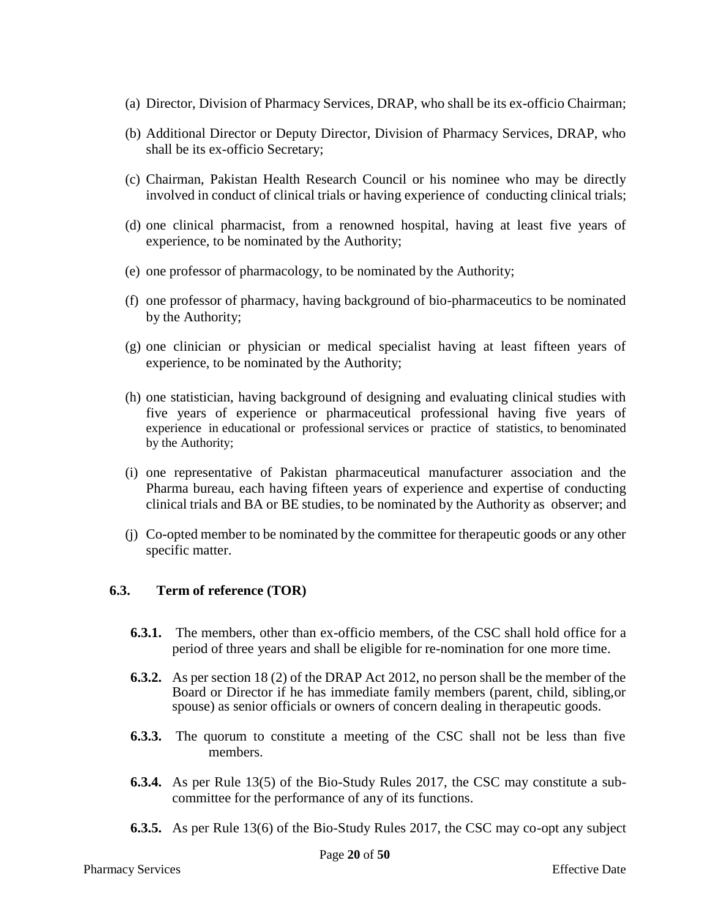(a) Director, Division of Pharmacy Services, DRAP, who shall be its ex-officio Chairman;

(b) Additional Director or Deputy Director, Division of Pharmacy Services, DRAP, who shall be its ex-officio Secretary;

(c) Chairman, Pakistan Health Research Council or his nominee who may be directly involved in conduct of clinical trials or having experience of conducting clinical trials;

(d) one clinical pharmacist, from a renowned hospital, having at least five years of experience, to be nominated by the Authority;

(e) one professor of pharmacology, to be nominated by the Authority;

(f) one professor of pharmacy, having background of bio-pharmaceutics to be nominated by the Authority;

(g) one clinician or physician or medical specialist having at least fifteen years of experience, to be nominated by the Authority;

(h) one statistician, having background of designing and evaluating clinical studies with five years of experience or pharmaceutical professional having five years of experience in educational or professional services or practice of statistics, to benominated by the Authority;

(i) one representative of Pakistan pharmaceutical manufacturer association and the Pharma bureau, each having fifteen years of experience and expertise of conducting clinical trials and BA or BE studies, to be nominated by the Authority as observer; and

(j) Co-opted member to be nominated by the committee for therapeutic goods or any other specific matter.

### 6.3. Term of reference (TOR)

**6.3.1.** The members, other than ex-officio members, of the CSC shall hold office for a period of three years and shall be eligible for re-nomination for one more time.

**6.3.2.** As per section 18 (2) of the DRAP Act 2012, no person shall be the member of the Board or Director if he has immediate family members (parent, child, sibling,or spouse) as senior officials or owners of concern dealing in therapeutic goods.

**6.3.3.** The quorum to constitute a meeting of the CSC shall not be less than five members.

**6.3.4.** As per Rule 13(5) of the Bio-Study Rules 2017, the CSC may constitute a sub-committee for the performance of any of its functions.

**6.3.5.** As per Rule 13(6) of the Bio-Study Rules 2017, the CSC may co-opt any subject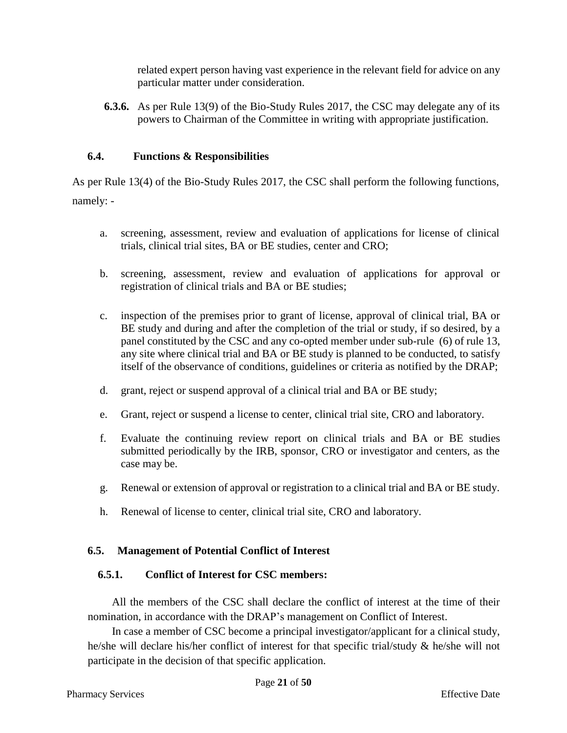related expert person having vast experience in the relevant field for advice on any particular matter under consideration.

**6.3.6.** As per Rule 13(9) of the Bio-Study Rules 2017, the CSC may delegate any of its powers to Chairman of the Committee in writing with appropriate justification.

### 6.4. Functions & Responsibilities

As per Rule 13(4) of the Bio-Study Rules 2017, the CSC shall perform the following functions, namely: -

a. screening, assessment, review and evaluation of applications for license of clinical trials, clinical trial sites, BA or BE studies, center and CRO;

b. screening, assessment, review and evaluation of applications for approval or registration of clinical trials and BA or BE studies;

c. inspection of the premises prior to grant of license, approval of clinical trial, BA or BE study and during and after the completion of the trial or study, if so desired, by a panel constituted by the CSC and any co-opted member under sub-rule (6) of rule 13, any site where clinical trial and BA or BE study is planned to be conducted, to satisfy itself of the observance of conditions, guidelines or criteria as notified by the DRAP;

d. grant, reject or suspend approval of a clinical trial and BA or BE study;

e. Grant, reject or suspend a license to center, clinical trial site, CRO and laboratory.

f. Evaluate the continuing review report on clinical trials and BA or BE studies submitted periodically by the IRB, sponsor, CRO or investigator and centers, as the case may be.

g. Renewal or extension of approval or registration to a clinical trial and BA or BE study.

h. Renewal of license to center, clinical trial site, CRO and laboratory.

### 6.5. Management of Potential Conflict of Interest

#### 6.5.1. Conflict of Interest for CSC members:

All the members of the CSC shall declare the conflict of interest at the time of their nomination, in accordance with the DRAP's management on Conflict of Interest.

In case a member of CSC become a principal investigator/applicant for a clinical study, he/she will declare his/her conflict of interest for that specific trial/study & he/she will not participate in the decision of that specific application.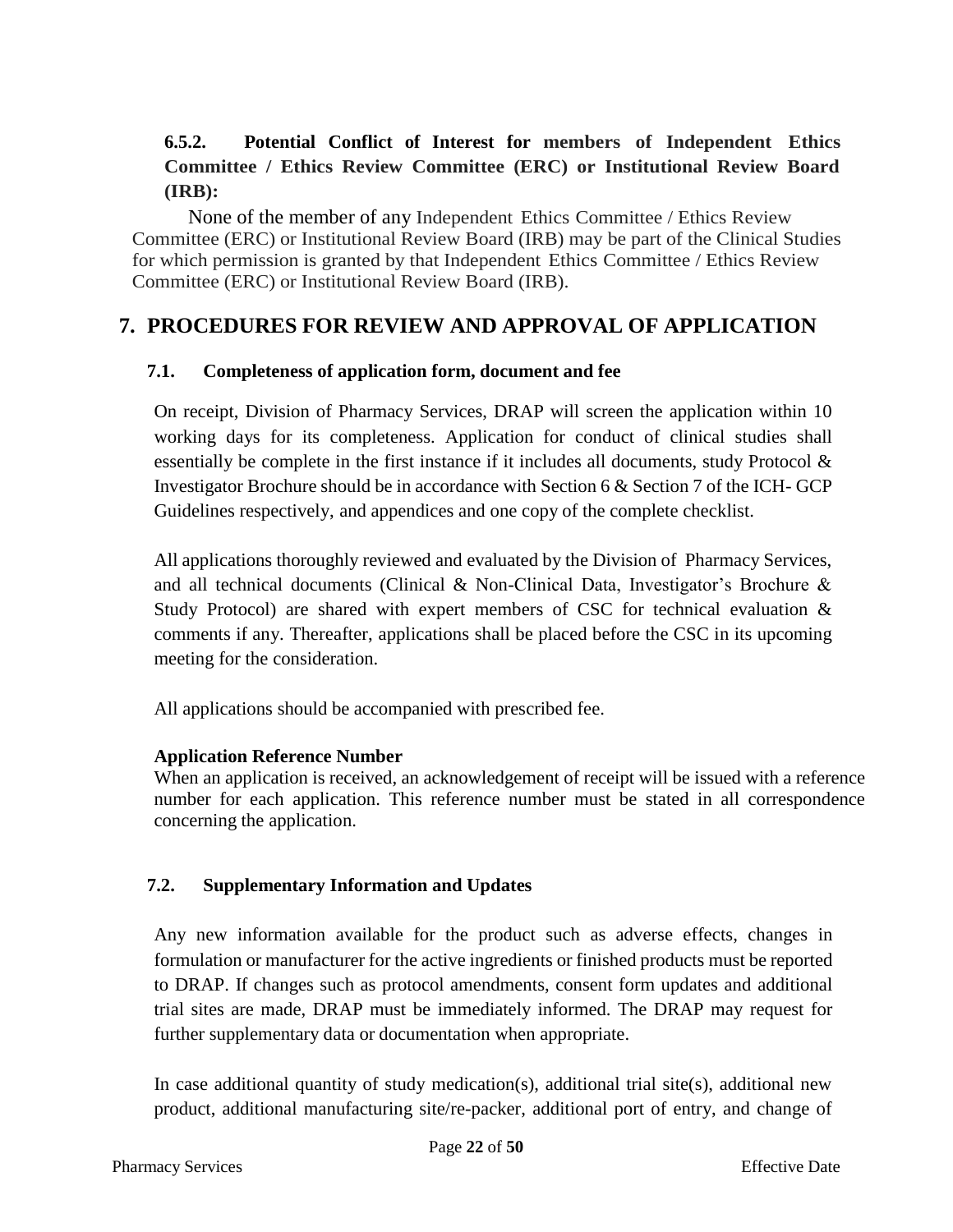### 6.5.2. Potential Conflict of Interest for members of Independent Ethics Committee / Ethics Review Committee (ERC) or Institutional Review Board (IRB):

None of the member of any Independent Ethics Committee / Ethics Review Committee (ERC) or Institutional Review Board (IRB) may be part of the Clinical Studies for which permission is granted by that Independent Ethics Committee / Ethics Review Committee (ERC) or Institutional Review Board (IRB).

# 7. PROCEDURES FOR REVIEW AND APPROVAL OF APPLICATION

## 7.1. Completeness of application form, document and fee

On receipt, Division of Pharmacy Services, DRAP will screen the application within 10 working days for its completeness. Application for conduct of clinical studies shall essentially be complete in the first instance if it includes all documents, study Protocol & Investigator Brochure should be in accordance with Section 6 & Section 7 of the ICH- GCP Guidelines respectively, and appendices and one copy of the complete checklist.

All applications thoroughly reviewed and evaluated by the Division of Pharmacy Services, and all technical documents (Clinical & Non-Clinical Data, Investigator's Brochure & Study Protocol) are shared with expert members of CSC for technical evaluation & comments if any. Thereafter, applications shall be placed before the CSC in its upcoming meeting for the consideration.

All applications should be accompanied with prescribed fee.

**Application Reference Number**

When an application is received, an acknowledgement of receipt will be issued with a reference number for each application. This reference number must be stated in all correspondence concerning the application.

## 7.2. Supplementary Information and Updates

Any new information available for the product such as adverse effects, changes in formulation or manufacturer for the active ingredients or finished products must be reported to DRAP. If changes such as protocol amendments, consent form updates and additional trial sites are made, DRAP must be immediately informed. The DRAP may request for further supplementary data or documentation when appropriate.

In case additional quantity of study medication(s), additional trial site(s), additional new product, additional manufacturing site/re-packer, additional port of entry, and change of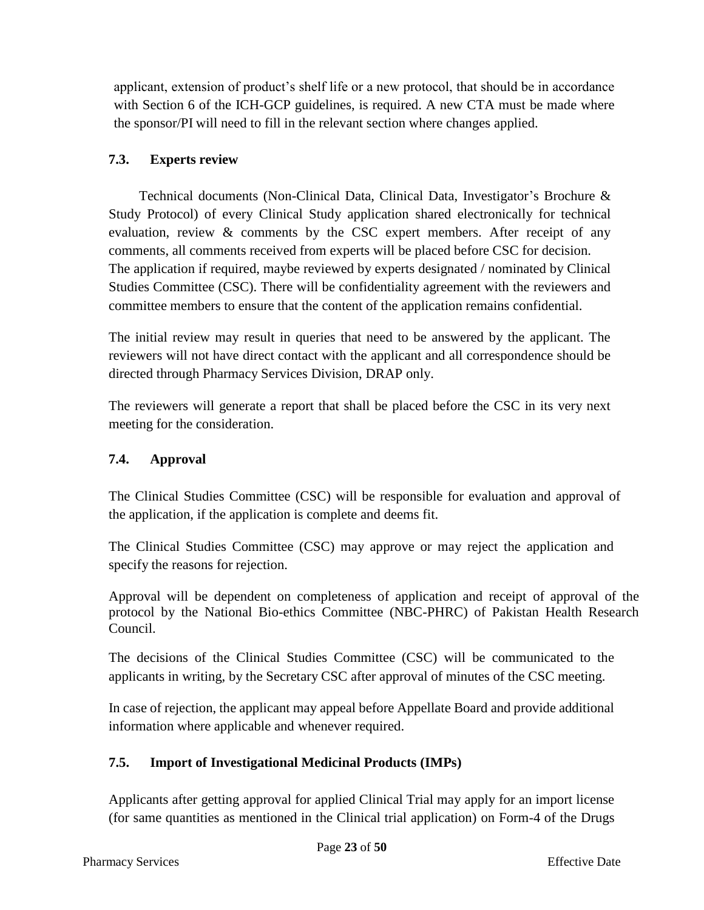applicant, extension of product's shelf life or a new protocol, that should be in accordance with Section 6 of the ICH-GCP guidelines, is required. A new CTA must be made where the sponsor/PI will need to fill in the relevant section where changes applied.

### 7.3. Experts review

Technical documents (Non-Clinical Data, Clinical Data, Investigator's Brochure & Study Protocol) of every Clinical Study application shared electronically for technical evaluation, review & comments by the CSC expert members. After receipt of any comments, all comments received from experts will be placed before CSC for decision. The application if required, maybe reviewed by experts designated / nominated by Clinical Studies Committee (CSC). There will be confidentiality agreement with the reviewers and committee members to ensure that the content of the application remains confidential.

The initial review may result in queries that need to be answered by the applicant. The reviewers will not have direct contact with the applicant and all correspondence should be directed through Pharmacy Services Division, DRAP only.

The reviewers will generate a report that shall be placed before the CSC in its very next meeting for the consideration.

### 7.4. Approval

The Clinical Studies Committee (CSC) will be responsible for evaluation and approval of the application, if the application is complete and deems fit.

The Clinical Studies Committee (CSC) may approve or may reject the application and specify the reasons for rejection.

Approval will be dependent on completeness of application and receipt of approval of the protocol by the National Bio-ethics Committee (NBC-PHRC) of Pakistan Health Research Council.

The decisions of the Clinical Studies Committee (CSC) will be communicated to the applicants in writing, by the Secretary CSC after approval of minutes of the CSC meeting.

In case of rejection, the applicant may appeal before Appellate Board and provide additional information where applicable and whenever required.

### 7.5. Import of Investigational Medicinal Products (IMPs)

Applicants after getting approval for applied Clinical Trial may apply for an import license (for same quantities as mentioned in the Clinical trial application) on Form-4 of the Drugs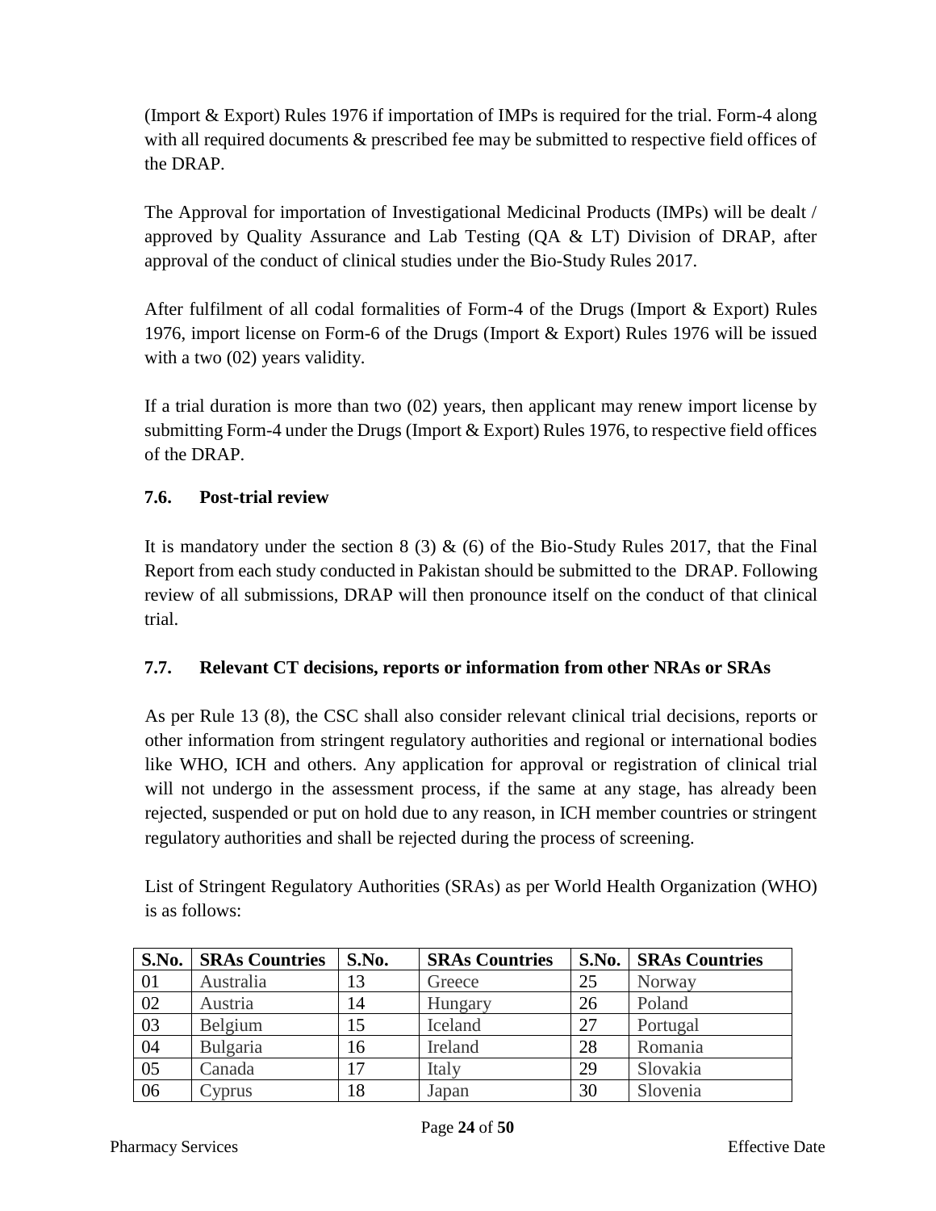(Import & Export) Rules 1976 if importation of IMPs is required for the trial. Form-4 along with all required documents & prescribed fee may be submitted to respective field offices of the DRAP.

The Approval for importation of Investigational Medicinal Products (IMPs) will be dealt / approved by Quality Assurance and Lab Testing (QA & LT) Division of DRAP, after approval of the conduct of clinical studies under the Bio-Study Rules 2017.

After fulfilment of all codal formalities of Form-4 of the Drugs (Import & Export) Rules 1976, import license on Form-6 of the Drugs (Import & Export) Rules 1976 will be issued with a two (02) years validity.

If a trial duration is more than two (02) years, then applicant may renew import license by submitting Form-4 under the Drugs (Import & Export) Rules 1976, to respective field offices of the DRAP.

### 7.6. Post-trial review

It is mandatory under the section 8 (3) & (6) of the Bio-Study Rules 2017, that the Final Report from each study conducted in Pakistan should be submitted to the DRAP. Following review of all submissions, DRAP will then pronounce itself on the conduct of that clinical trial.

### 7.7. Relevant CT decisions, reports or information from other NRAs or SRAs

As per Rule 13 (8), the CSC shall also consider relevant clinical trial decisions, reports or other information from stringent regulatory authorities and regional or international bodies like WHO, ICH and others. Any application for approval or registration of clinical trial will not undergo in the assessment process, if the same at any stage, has already been rejected, suspended or put on hold due to any reason, in ICH member countries or stringent regulatory authorities and shall be rejected during the process of screening.

List of Stringent Regulatory Authorities (SRAs) as per World Health Organization (WHO) is as follows:

| S.No. | SRAs Countries | S.No. | SRAs Countries | S.No. | SRAs Countries |
|---|---|---|---|---|---|
| 01 | Australia | 13 | Greece | 25 | Norway |
| 02 | Austria | 14 | Hungary | 26 | Poland |
| 03 | Belgium | 15 | Iceland | 27 | Portugal |
| 04 | Bulgaria | 16 | Ireland | 28 | Romania |
| 05 | Canada | 17 | Italy | 29 | Slovakia |
| 06 | Cyprus | 18 | Japan | 30 | Slovenia |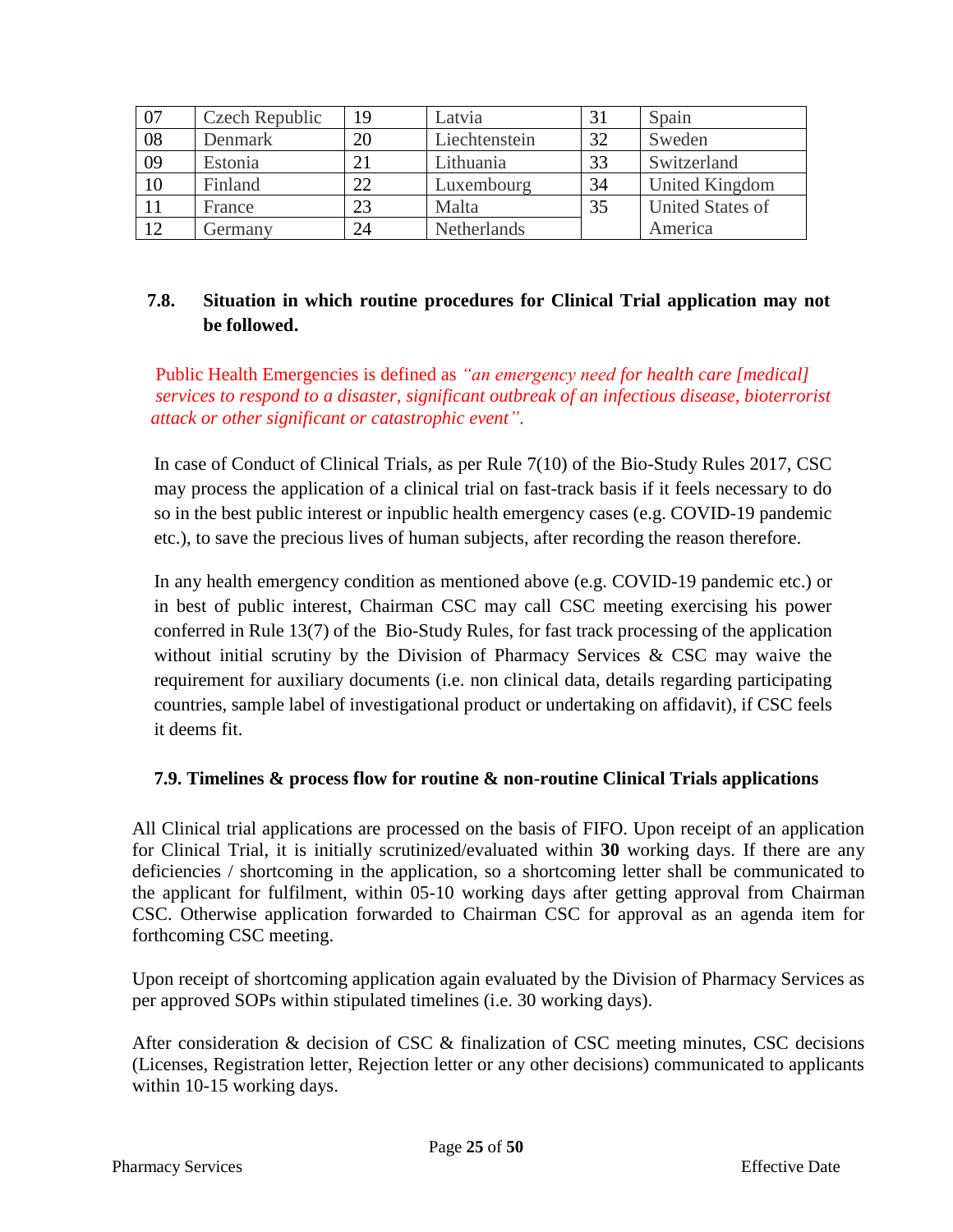| 07 | Czech Republic | 19 | Latvia | 31 | Spain |
|---|---|---|---|---|---|
| 08 | Denmark | 20 | Liechtenstein | 32 | Sweden |
| 09 | Estonia | 21 | Lithuania | 33 | Switzerland |
| 10 | Finland | 22 | Luxembourg | 34 | United Kingdom |
| 11 | France | 23 | Malta | 35 | United States of America |
| 12 | Germany | 24 | Netherlands | | |

### 7.8. Situation in which routine procedures for Clinical Trial application may not be followed.

Public Health Emergencies is defined as *"an emergency need for health care [medical] services to respond to a disaster, significant outbreak of an infectious disease, bioterrorist attack or other significant or catastrophic event".*

In case of Conduct of Clinical Trials, as per Rule 7(10) of the Bio-Study Rules 2017, CSC may process the application of a clinical trial on fast-track basis if it feels necessary to do so in the best public interest or inpublic health emergency cases (e.g. COVID-19 pandemic etc.), to save the precious lives of human subjects, after recording the reason therefore.

In any health emergency condition as mentioned above (e.g. COVID-19 pandemic etc.) or in best of public interest, Chairman CSC may call CSC meeting exercising his power conferred in Rule 13(7) of the Bio-Study Rules, for fast track processing of the application without initial scrutiny by the Division of Pharmacy Services & CSC may waive the requirement for auxiliary documents (i.e. non clinical data, details regarding participating countries, sample label of investigational product or undertaking on affidavit), if CSC feels it deems fit.

### 7.9. Timelines & process flow for routine & non-routine Clinical Trials applications

All Clinical trial applications are processed on the basis of FIFO. Upon receipt of an application for Clinical Trial, it is initially scrutinized/evaluated within **30** working days. If there are any deficiencies / shortcoming in the application, so a shortcoming letter shall be communicated to the applicant for fulfilment, within 05-10 working days after getting approval from Chairman CSC. Otherwise application forwarded to Chairman CSC for approval as an agenda item for forthcoming CSC meeting.

Upon receipt of shortcoming application again evaluated by the Division of Pharmacy Services as per approved SOPs within stipulated timelines (i.e. 30 working days).

After consideration & decision of CSC & finalization of CSC meeting minutes, CSC decisions (Licenses, Registration letter, Rejection letter or any other decisions) communicated to applicants within 10-15 working days.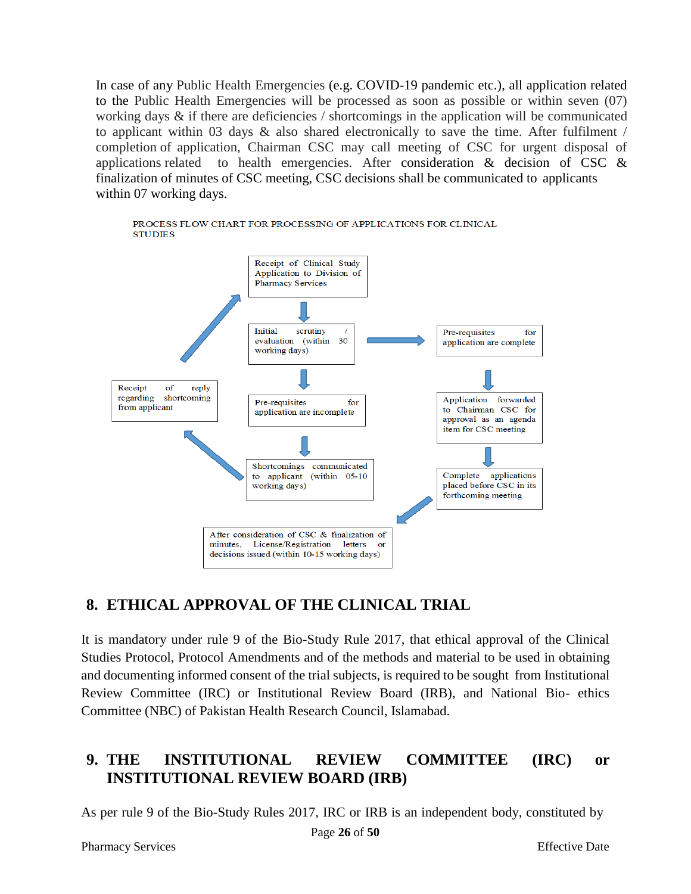In case of any Public Health Emergencies (e.g. COVID-19 pandemic etc.), all application related to the Public Health Emergencies will be processed as soon as possible or within seven (07) working days & if there are deficiencies / shortcomings in the application will be communicated to applicant within 03 days & also shared electronically to save the time. After fulfilment / completion of application, Chairman CSC may call meeting of CSC for urgent disposal of applications related to health emergencies. After consideration & decision of CSC & finalization of minutes of CSC meeting, CSC decisions shall be communicated to applicants within 07 working days.

PROCESS FLOW CHART FOR PROCESSING OF APPLICATIONS FOR CLINICAL STUDIES

- Receipt of Clinical Study Application to Division of Pharmacy Services
- Initial scrutiny / evaluation (within 30 working days)
- Pre-requisites for application are complete
- Application forwarded to Chairman CSC for approval as an agenda item for CSC meeting
- Complete applications placed before CSC in its forthcoming meeting
- After consideration of CSC & finalization of minutes, License/Registration letters or decisions issued (within 10-15 working days)
- Pre-requisites for application are incomplete
- Shortcomings communicated to applicant (within 05-10 working days)
- Receipt of reply regarding shortcoming from applicant

## 8. ETHICAL APPROVAL OF THE CLINICAL TRIAL

It is mandatory under rule 9 of the Bio-Study Rule 2017, that ethical approval of the Clinical Studies Protocol, Protocol Amendments and of the methods and material to be used in obtaining and documenting informed consent of the trial subjects, is required to be sought from Institutional Review Committee (IRC) or Institutional Review Board (IRB), and National Bio- ethics Committee (NBC) of Pakistan Health Research Council, Islamabad.

## 9. THE INSTITUTIONAL REVIEW COMMITTEE (IRC) or INSTITUTIONAL REVIEW BOARD (IRB)

As per rule 9 of the Bio-Study Rules 2017, IRC or IRB is an independent body, constituted by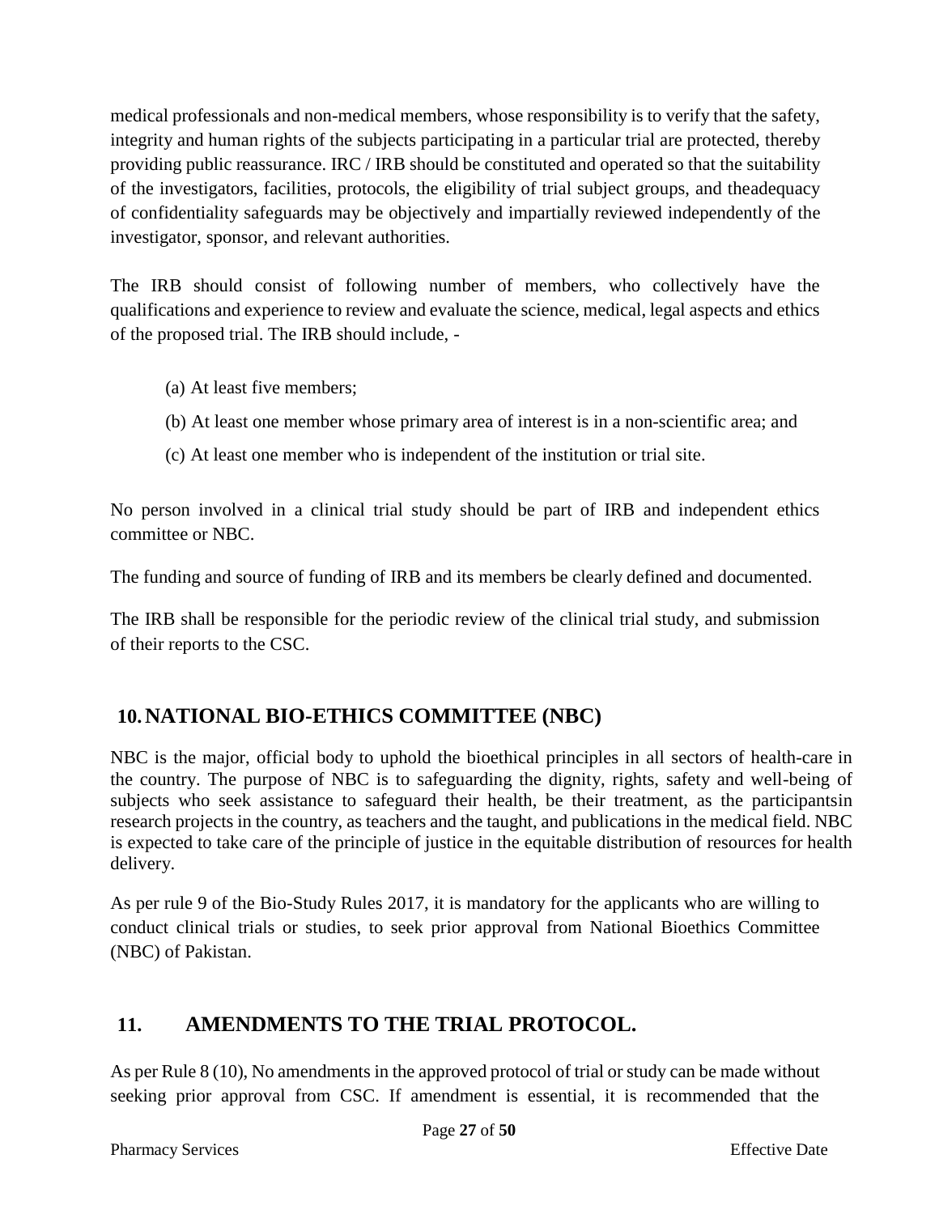medical professionals and non-medical members, whose responsibility is to verify that the safety, integrity and human rights of the subjects participating in a particular trial are protected, thereby providing public reassurance. IRC / IRB should be constituted and operated so that the suitability of the investigators, facilities, protocols, the eligibility of trial subject groups, and theadequacy of confidentiality safeguards may be objectively and impartially reviewed independently of the investigator, sponsor, and relevant authorities.

The IRB should consist of following number of members, who collectively have the qualifications and experience to review and evaluate the science, medical, legal aspects and ethics of the proposed trial. The IRB should include, -

(a) At least five members;

(b) At least one member whose primary area of interest is in a non-scientific area; and

(c) At least one member who is independent of the institution or trial site.

No person involved in a clinical trial study should be part of IRB and independent ethics committee or NBC.

The funding and source of funding of IRB and its members be clearly defined and documented.

The IRB shall be responsible for the periodic review of the clinical trial study, and submission of their reports to the CSC.

## 10. NATIONAL BIO-ETHICS COMMITTEE (NBC)

NBC is the major, official body to uphold the bioethical principles in all sectors of health-care in the country. The purpose of NBC is to safeguarding the dignity, rights, safety and well-being of subjects who seek assistance to safeguard their health, be their treatment, as the participantsin research projects in the country, as teachers and the taught, and publications in the medical field. NBC is expected to take care of the principle of justice in the equitable distribution of resources for health delivery.

As per rule 9 of the Bio-Study Rules 2017, it is mandatory for the applicants who are willing to conduct clinical trials or studies, to seek prior approval from National Bioethics Committee (NBC) of Pakistan.

## 11. AMENDMENTS TO THE TRIAL PROTOCOL.

As per Rule 8 (10), No amendments in the approved protocol of trial or study can be made without seeking prior approval from CSC. If amendment is essential, it is recommended that the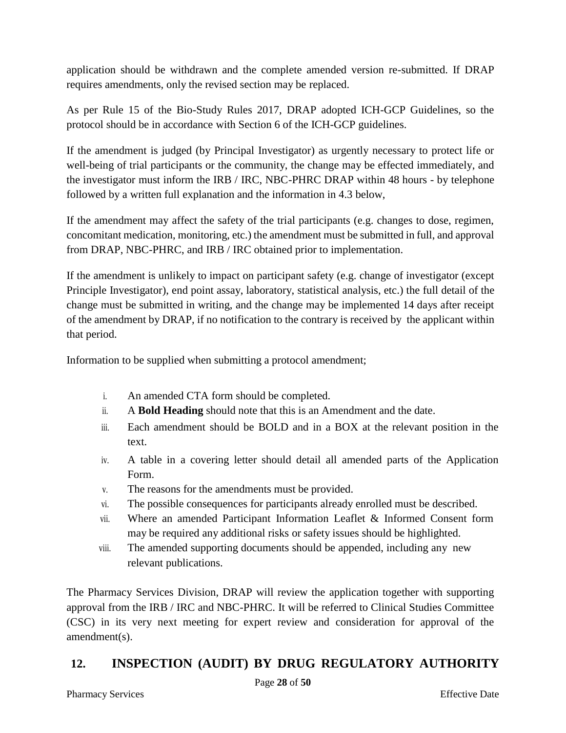application should be withdrawn and the complete amended version re-submitted. If DRAP requires amendments, only the revised section may be replaced.

As per Rule 15 of the Bio-Study Rules 2017, DRAP adopted ICH-GCP Guidelines, so the protocol should be in accordance with Section 6 of the ICH-GCP guidelines.

If the amendment is judged (by Principal Investigator) as urgently necessary to protect life or well-being of trial participants or the community, the change may be effected immediately, and the investigator must inform the IRB / IRC, NBC-PHRC DRAP within 48 hours - by telephone followed by a written full explanation and the information in 4.3 below,

If the amendment may affect the safety of the trial participants (e.g. changes to dose, regimen, concomitant medication, monitoring, etc.) the amendment must be submitted in full, and approval from DRAP, NBC-PHRC, and IRB / IRC obtained prior to implementation.

If the amendment is unlikely to impact on participant safety (e.g. change of investigator (except Principle Investigator), end point assay, laboratory, statistical analysis, etc.) the full detail of the change must be submitted in writing, and the change may be implemented 14 days after receipt of the amendment by DRAP, if no notification to the contrary is received by the applicant within that period.

Information to be supplied when submitting a protocol amendment;

i. An amended CTA form should be completed.
ii. A **Bold Heading** should note that this is an Amendment and the date.
iii. Each amendment should be BOLD and in a BOX at the relevant position in the text.
iv. A table in a covering letter should detail all amended parts of the Application Form.
v. The reasons for the amendments must be provided.
vi. The possible consequences for participants already enrolled must be described.
vii. Where an amended Participant Information Leaflet & Informed Consent form may be required any additional risks or safety issues should be highlighted.
viii. The amended supporting documents should be appended, including any new relevant publications.

The Pharmacy Services Division, DRAP will review the application together with supporting approval from the IRB / IRC and NBC-PHRC. It will be referred to Clinical Studies Committee (CSC) in its very next meeting for expert review and consideration for approval of the amendment(s).

## 12. INSPECTION (AUDIT) BY DRUG REGULATORY AUTHORITY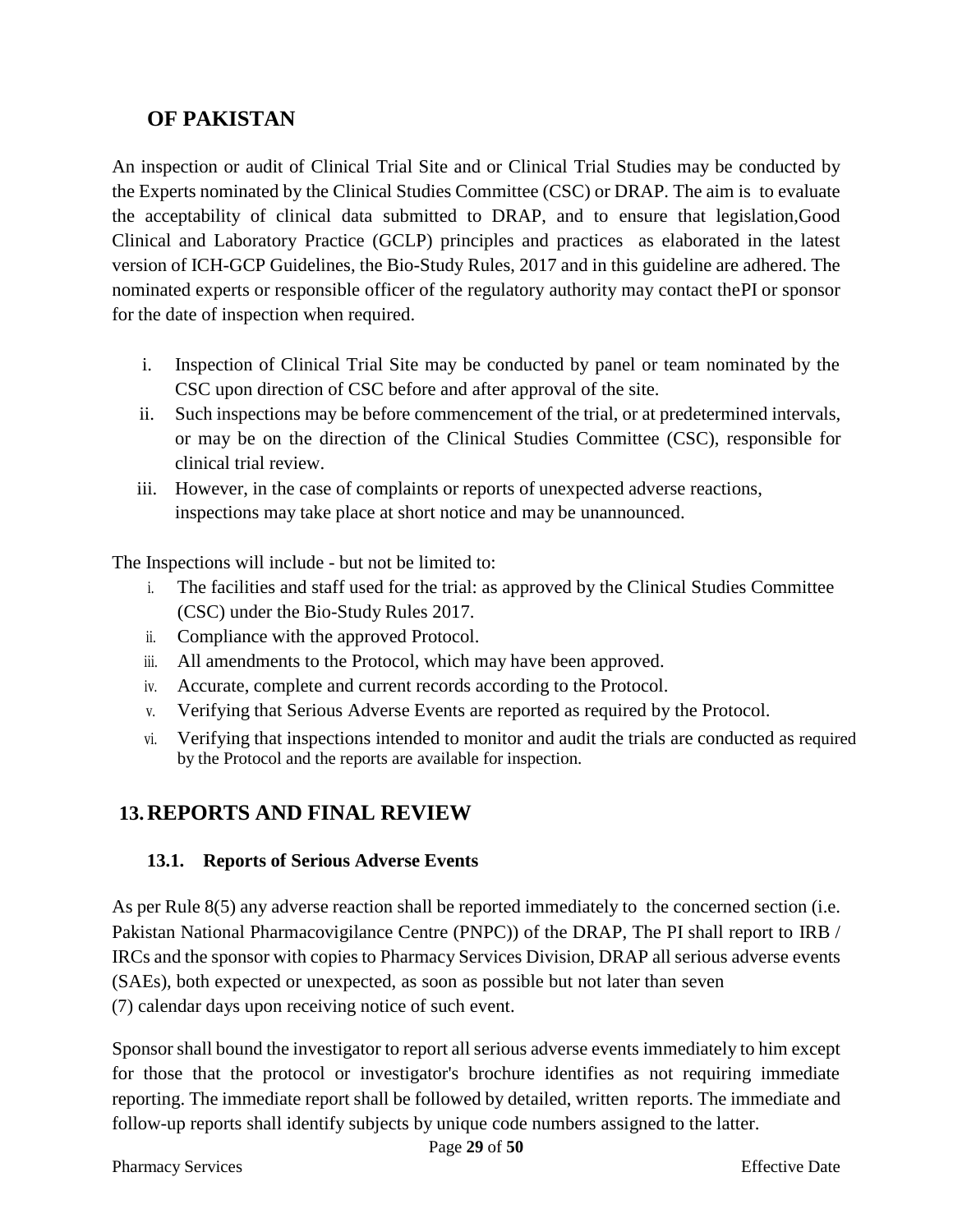## OF PAKISTAN

An inspection or audit of Clinical Trial Site and or Clinical Trial Studies may be conducted by the Experts nominated by the Clinical Studies Committee (CSC) or DRAP. The aim is to evaluate the acceptability of clinical data submitted to DRAP, and to ensure that legislation,Good Clinical and Laboratory Practice (GCLP) principles and practices as elaborated in the latest version of ICH-GCP Guidelines, the Bio-Study Rules, 2017 and in this guideline are adhered. The nominated experts or responsible officer of the regulatory authority may contact thePI or sponsor for the date of inspection when required.

i. Inspection of Clinical Trial Site may be conducted by panel or team nominated by the CSC upon direction of CSC before and after approval of the site.
ii. Such inspections may be before commencement of the trial, or at predetermined intervals, or may be on the direction of the Clinical Studies Committee (CSC), responsible for clinical trial review.
iii. However, in the case of complaints or reports of unexpected adverse reactions, inspections may take place at short notice and may be unannounced.

The Inspections will include - but not be limited to:

i. The facilities and staff used for the trial: as approved by the Clinical Studies Committee (CSC) under the Bio-Study Rules 2017.
ii. Compliance with the approved Protocol.
iii. All amendments to the Protocol, which may have been approved.
iv. Accurate, complete and current records according to the Protocol.
v. Verifying that Serious Adverse Events are reported as required by the Protocol.
vi. Verifying that inspections intended to monitor and audit the trials are conducted as required by the Protocol and the reports are available for inspection.

# 13. REPORTS AND FINAL REVIEW

### 13.1. Reports of Serious Adverse Events

As per Rule 8(5) any adverse reaction shall be reported immediately to the concerned section (i.e. Pakistan National Pharmacovigilance Centre (PNPC)) of the DRAP, The PI shall report to IRB / IRCs and the sponsor with copies to Pharmacy Services Division, DRAP all serious adverse events (SAEs), both expected or unexpected, as soon as possible but not later than seven (7) calendar days upon receiving notice of such event.

Sponsor shall bound the investigator to report all serious adverse events immediately to him except for those that the protocol or investigator's brochure identifies as not requiring immediate reporting. The immediate report shall be followed by detailed, written reports. The immediate and follow-up reports shall identify subjects by unique code numbers assigned to the latter.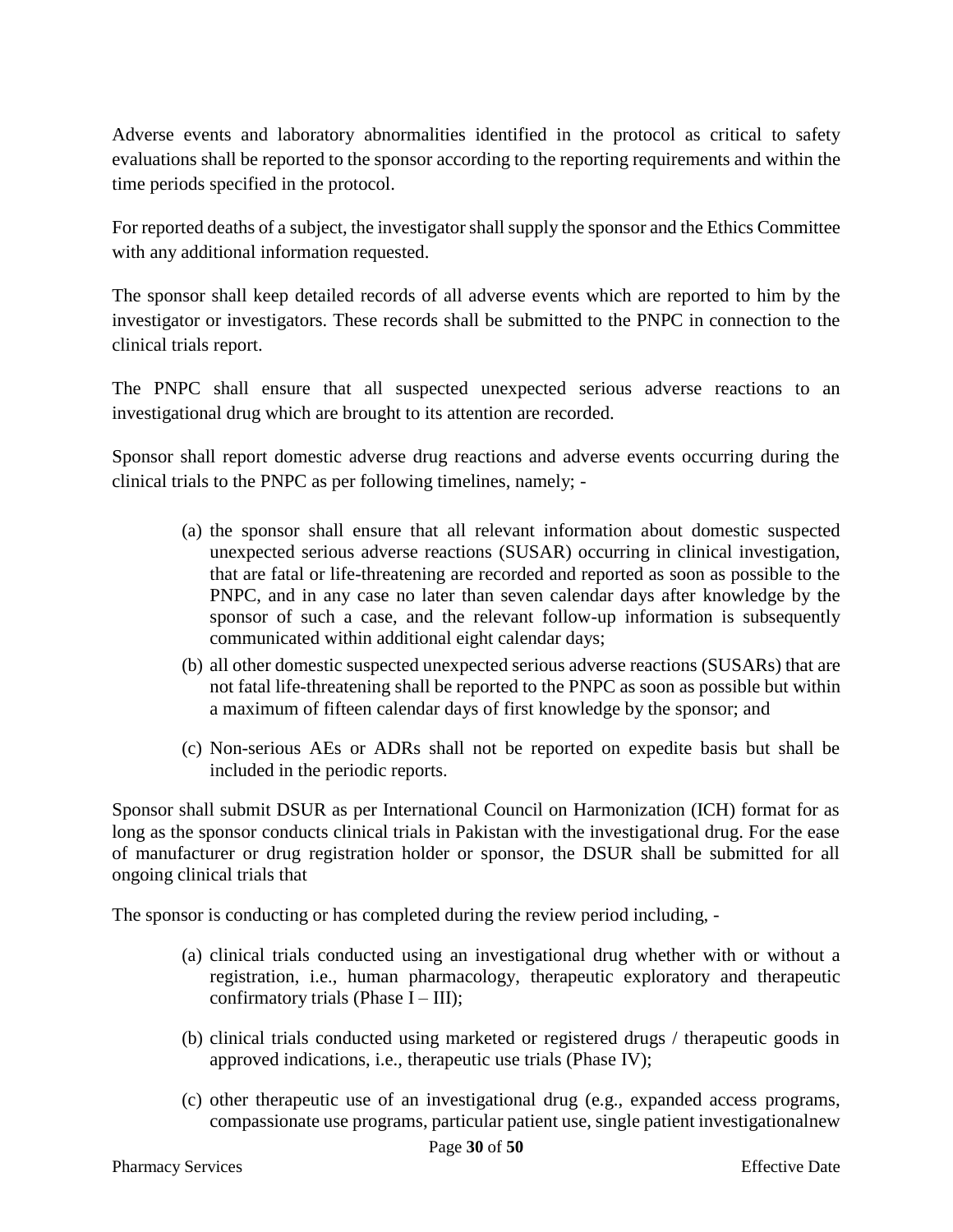Adverse events and laboratory abnormalities identified in the protocol as critical to safety evaluations shall be reported to the sponsor according to the reporting requirements and within the time periods specified in the protocol.

For reported deaths of a subject, the investigator shall supply the sponsor and the Ethics Committee with any additional information requested.

The sponsor shall keep detailed records of all adverse events which are reported to him by the investigator or investigators. These records shall be submitted to the PNPC in connection to the clinical trials report.

The PNPC shall ensure that all suspected unexpected serious adverse reactions to an investigational drug which are brought to its attention are recorded.

Sponsor shall report domestic adverse drug reactions and adverse events occurring during the clinical trials to the PNPC as per following timelines, namely; -

(a) the sponsor shall ensure that all relevant information about domestic suspected unexpected serious adverse reactions (SUSAR) occurring in clinical investigation, that are fatal or life-threatening are recorded and reported as soon as possible to the PNPC, and in any case no later than seven calendar days after knowledge by the sponsor of such a case, and the relevant follow-up information is subsequently communicated within additional eight calendar days;

(b) all other domestic suspected unexpected serious adverse reactions (SUSARs) that are not fatal life-threatening shall be reported to the PNPC as soon as possible but within a maximum of fifteen calendar days of first knowledge by the sponsor; and

(c) Non-serious AEs or ADRs shall not be reported on expedite basis but shall be included in the periodic reports.

Sponsor shall submit DSUR as per International Council on Harmonization (ICH) format for as long as the sponsor conducts clinical trials in Pakistan with the investigational drug. For the ease of manufacturer or drug registration holder or sponsor, the DSUR shall be submitted for all ongoing clinical trials that

The sponsor is conducting or has completed during the review period including, -

(a) clinical trials conducted using an investigational drug whether with or without a registration, i.e., human pharmacology, therapeutic exploratory and therapeutic confirmatory trials (Phase I – III);

(b) clinical trials conducted using marketed or registered drugs / therapeutic goods in approved indications, i.e., therapeutic use trials (Phase IV);

(c) other therapeutic use of an investigational drug (e.g., expanded access programs, compassionate use programs, particular patient use, single patient investigationalnew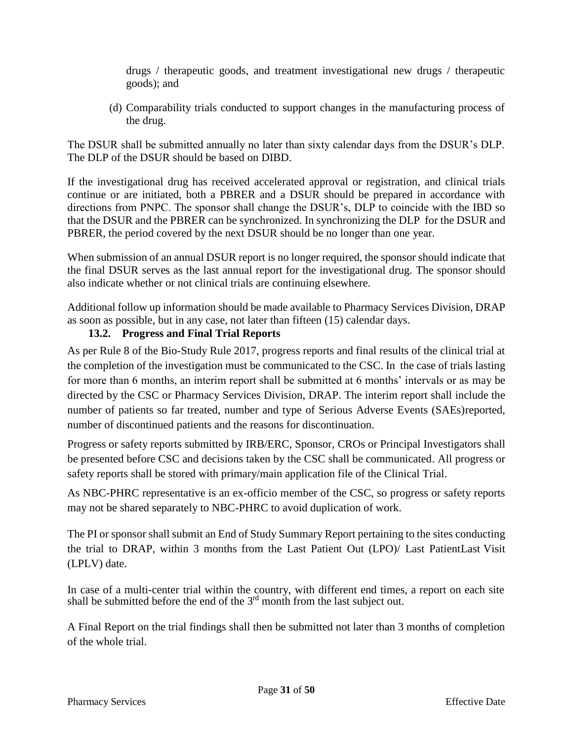drugs / therapeutic goods, and treatment investigational new drugs / therapeutic goods); and

(d) Comparability trials conducted to support changes in the manufacturing process of the drug.

The DSUR shall be submitted annually no later than sixty calendar days from the DSUR's DLP. The DLP of the DSUR should be based on DIBD.

If the investigational drug has received accelerated approval or registration, and clinical trials continue or are initiated, both a PBRER and a DSUR should be prepared in accordance with directions from PNPC. The sponsor shall change the DSUR's, DLP to coincide with the IBD so that the DSUR and the PBRER can be synchronized. In synchronizing the DLP for the DSUR and PBRER, the period covered by the next DSUR should be no longer than one year.

When submission of an annual DSUR report is no longer required, the sponsor should indicate that the final DSUR serves as the last annual report for the investigational drug. The sponsor should also indicate whether or not clinical trials are continuing elsewhere.

Additional follow up information should be made available to Pharmacy Services Division, DRAP as soon as possible, but in any case, not later than fifteen (15) calendar days.

### 13.2. Progress and Final Trial Reports

As per Rule 8 of the Bio-Study Rule 2017, progress reports and final results of the clinical trial at the completion of the investigation must be communicated to the CSC. In the case of trials lasting for more than 6 months, an interim report shall be submitted at 6 months' intervals or as may be directed by the CSC or Pharmacy Services Division, DRAP. The interim report shall include the number of patients so far treated, number and type of Serious Adverse Events (SAEs)reported, number of discontinued patients and the reasons for discontinuation.

Progress or safety reports submitted by IRB/ERC, Sponsor, CROs or Principal Investigators shall be presented before CSC and decisions taken by the CSC shall be communicated. All progress or safety reports shall be stored with primary/main application file of the Clinical Trial.

As NBC-PHRC representative is an ex-officio member of the CSC, so progress or safety reports may not be shared separately to NBC-PHRC to avoid duplication of work.

The PI or sponsor shall submit an End of Study Summary Report pertaining to the sites conducting the trial to DRAP, within 3 months from the Last Patient Out (LPO)/ Last PatientLast Visit (LPLV) date.

In case of a multi-center trial within the country, with different end times, a report on each site shall be submitted before the end of the 3rd month from the last subject out.

A Final Report on the trial findings shall then be submitted not later than 3 months of completion of the whole trial.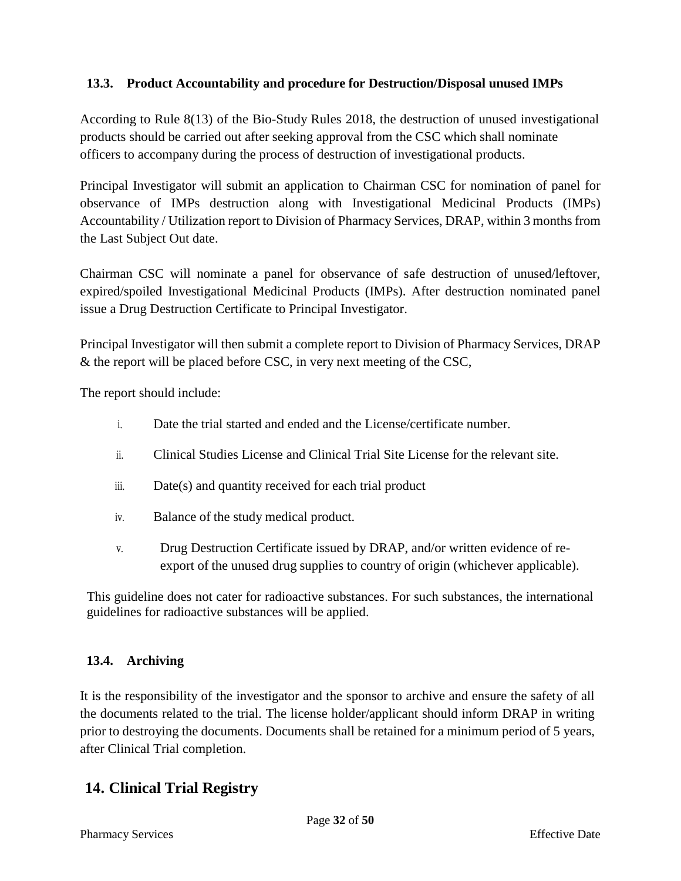### 13.3. Product Accountability and procedure for Destruction/Disposal unused IMPs

According to Rule 8(13) of the Bio-Study Rules 2018, the destruction of unused investigational products should be carried out after seeking approval from the CSC which shall nominate officers to accompany during the process of destruction of investigational products.

Principal Investigator will submit an application to Chairman CSC for nomination of panel for observance of IMPs destruction along with Investigational Medicinal Products (IMPs) Accountability / Utilization report to Division of Pharmacy Services, DRAP, within 3 months from the Last Subject Out date.

Chairman CSC will nominate a panel for observance of safe destruction of unused/leftover, expired/spoiled Investigational Medicinal Products (IMPs). After destruction nominated panel issue a Drug Destruction Certificate to Principal Investigator.

Principal Investigator will then submit a complete report to Division of Pharmacy Services, DRAP & the report will be placed before CSC, in very next meeting of the CSC,

The report should include:

i. Date the trial started and ended and the License/certificate number.

ii. Clinical Studies License and Clinical Trial Site License for the relevant site.

iii. Date(s) and quantity received for each trial product

iv. Balance of the study medical product.

v. Drug Destruction Certificate issued by DRAP, and/or written evidence of re-export of the unused drug supplies to country of origin (whichever applicable).

This guideline does not cater for radioactive substances. For such substances, the international guidelines for radioactive substances will be applied.

### 13.4. Archiving

It is the responsibility of the investigator and the sponsor to archive and ensure the safety of all the documents related to the trial. The license holder/applicant should inform DRAP in writing prior to destroying the documents. Documents shall be retained for a minimum period of 5 years, after Clinical Trial completion.

## 14. Clinical Trial Registry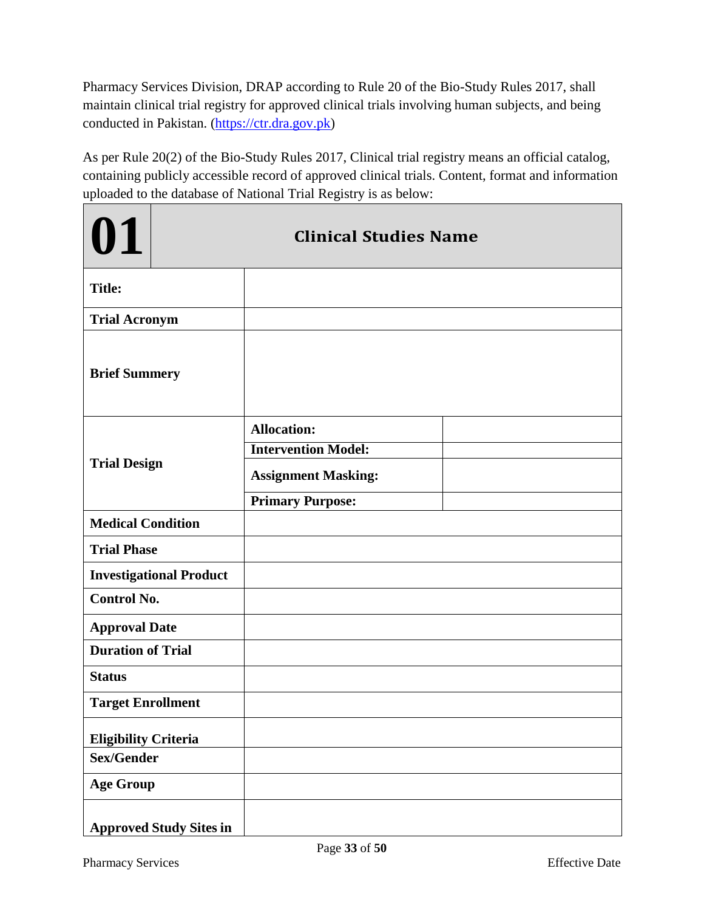Pharmacy Services Division, DRAP according to Rule 20 of the Bio-Study Rules 2017, shall maintain clinical trial registry for approved clinical trials involving human subjects, and being conducted in Pakistan. (https://ctr.dra.gov.pk)

As per Rule 20(2) of the Bio-Study Rules 2017, Clinical trial registry means an official catalog, containing publicly accessible record of approved clinical trials. Content, format and information uploaded to the database of National Trial Registry is as below:

| **01** | **Clinical Studies Name** | |
|---|---|---|
| **Title:** | | |
| **Trial Acronym** | | |
| **Brief Summery** | | |
| **Trial Design** | **Allocation:** | |
| | **Intervention Model:** | |
| | **Assignment Masking:** | |
| | **Primary Purpose:** | |
| **Medical Condition** | | |
| **Trial Phase** | | |
| **Investigational Product** | | |
| **Control No.** | | |
| **Approval Date** | | |
| **Duration of Trial** | | |
| **Status** | | |
| **Target Enrollment** | | |
| **Eligibility Criteria** | | |
| **Sex/Gender** | | |
| **Age Group** | | |
| **Approved Study Sites in** | | |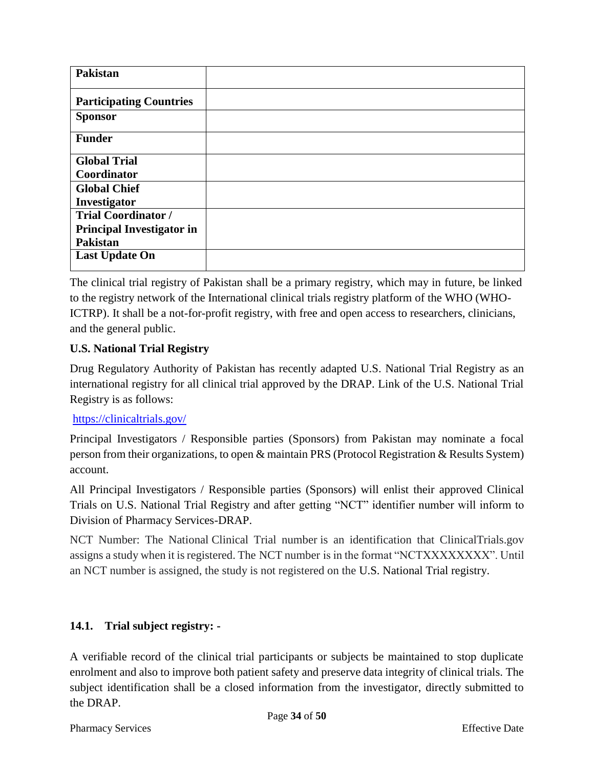| Pakistan | |
|---|---|
| **Participating Countries** | |
| **Sponsor** | |
| **Funder** | |
| **Global Trial Coordinator** | |
| **Global Chief Investigator** | |
| **Trial Coordinator / Principal Investigator in Pakistan** | |
| **Last Update On** | |

The clinical trial registry of Pakistan shall be a primary registry, which may in future, be linked to the registry network of the International clinical trials registry platform of the WHO (WHO-ICTRP). It shall be a not-for-profit registry, with free and open access to researchers, clinicians, and the general public.

**U.S. National Trial Registry**

Drug Regulatory Authority of Pakistan has recently adapted U.S. National Trial Registry as an international registry for all clinical trial approved by the DRAP. Link of the U.S. National Trial Registry is as follows:

https://clinicaltrials.gov/

Principal Investigators / Responsible parties (Sponsors) from Pakistan may nominate a focal person from their organizations, to open & maintain PRS (Protocol Registration & Results System) account.

All Principal Investigators / Responsible parties (Sponsors) will enlist their approved Clinical Trials on U.S. National Trial Registry and after getting "NCT" identifier number will inform to Division of Pharmacy Services-DRAP.

NCT Number: The National Clinical Trial number is an identification that ClinicalTrials.gov assigns a study when it is registered. The NCT number is in the format "NCTXXXXXXXX". Until an NCT number is assigned, the study is not registered on the U.S. National Trial registry.

### 14.1. Trial subject registry: -

A verifiable record of the clinical trial participants or subjects be maintained to stop duplicate enrolment and also to improve both patient safety and preserve data integrity of clinical trials. The subject identification shall be a closed information from the investigator, directly submitted to the DRAP.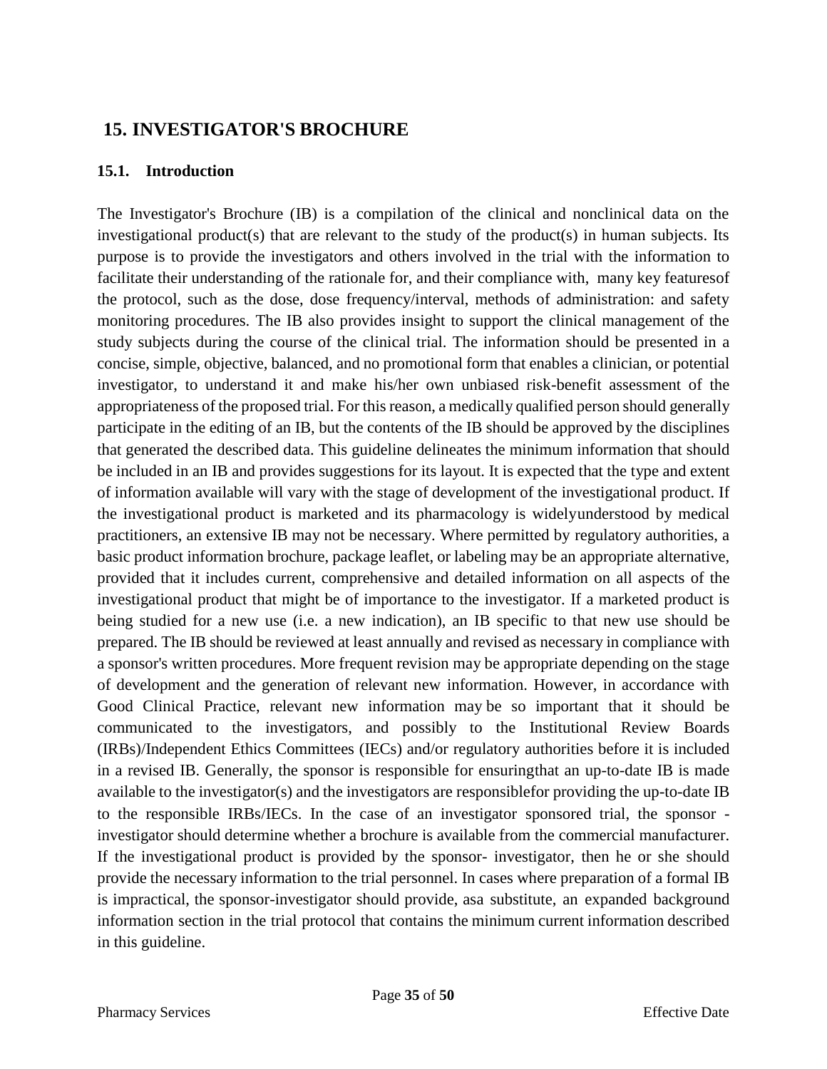## 15. INVESTIGATOR'S BROCHURE

### 15.1. Introduction

The Investigator's Brochure (IB) is a compilation of the clinical and nonclinical data on the investigational product(s) that are relevant to the study of the product(s) in human subjects. Its purpose is to provide the investigators and others involved in the trial with the information to facilitate their understanding of the rationale for, and their compliance with, many key featuresof the protocol, such as the dose, dose frequency/interval, methods of administration: and safety monitoring procedures. The IB also provides insight to support the clinical management of the study subjects during the course of the clinical trial. The information should be presented in a concise, simple, objective, balanced, and no promotional form that enables a clinician, or potential investigator, to understand it and make his/her own unbiased risk-benefit assessment of the appropriateness of the proposed trial. For this reason, a medically qualified person should generally participate in the editing of an IB, but the contents of the IB should be approved by the disciplines that generated the described data. This guideline delineates the minimum information that should be included in an IB and provides suggestions for its layout. It is expected that the type and extent of information available will vary with the stage of development of the investigational product. If the investigational product is marketed and its pharmacology is widelyunderstood by medical practitioners, an extensive IB may not be necessary. Where permitted by regulatory authorities, a basic product information brochure, package leaflet, or labeling may be an appropriate alternative, provided that it includes current, comprehensive and detailed information on all aspects of the investigational product that might be of importance to the investigator. If a marketed product is being studied for a new use (i.e. a new indication), an IB specific to that new use should be prepared. The IB should be reviewed at least annually and revised as necessary in compliance with a sponsor's written procedures. More frequent revision may be appropriate depending on the stage of development and the generation of relevant new information. However, in accordance with Good Clinical Practice, relevant new information may be so important that it should be communicated to the investigators, and possibly to the Institutional Review Boards (IRBs)/Independent Ethics Committees (IECs) and/or regulatory authorities before it is included in a revised IB. Generally, the sponsor is responsible for ensuringthat an up-to-date IB is made available to the investigator(s) and the investigators are responsiblefor providing the up-to-date IB to the responsible IRBs/IECs. In the case of an investigator sponsored trial, the sponsor - investigator should determine whether a brochure is available from the commercial manufacturer. If the investigational product is provided by the sponsor- investigator, then he or she should provide the necessary information to the trial personnel. In cases where preparation of a formal IB is impractical, the sponsor-investigator should provide, asa substitute, an expanded background information section in the trial protocol that contains the minimum current information described in this guideline.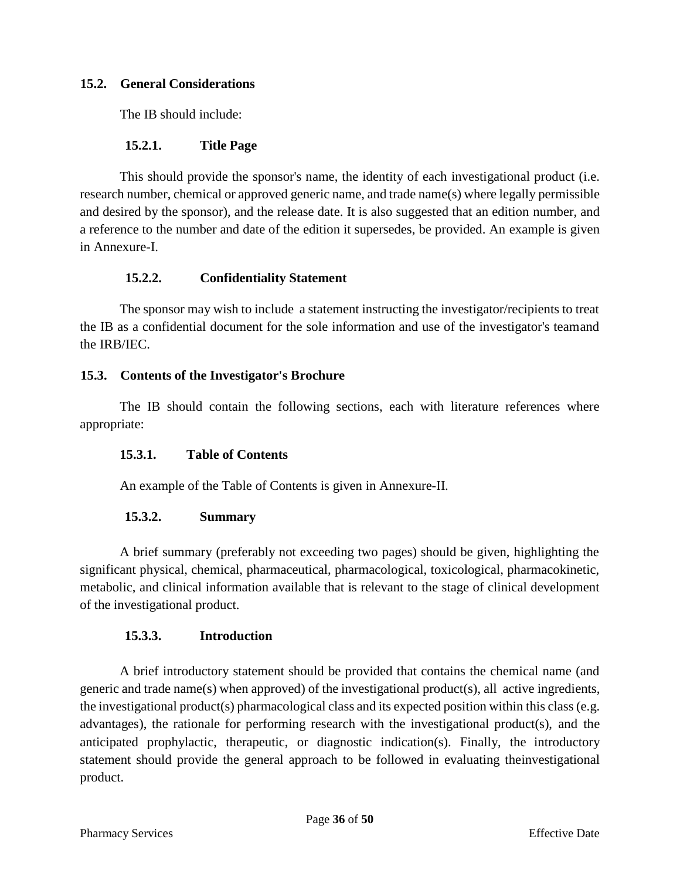## 15.2. General Considerations

The IB should include:

### 15.2.1. Title Page

This should provide the sponsor's name, the identity of each investigational product (i.e. research number, chemical or approved generic name, and trade name(s) where legally permissible and desired by the sponsor), and the release date. It is also suggested that an edition number, and a reference to the number and date of the edition it supersedes, be provided. An example is given in Annexure-I.

### 15.2.2. Confidentiality Statement

The sponsor may wish to include a statement instructing the investigator/recipients to treat the IB as a confidential document for the sole information and use of the investigator's teamand the IRB/IEC.

## 15.3. Contents of the Investigator's Brochure

The IB should contain the following sections, each with literature references where appropriate:

### 15.3.1. Table of Contents

An example of the Table of Contents is given in Annexure-II.

### 15.3.2. Summary

A brief summary (preferably not exceeding two pages) should be given, highlighting the significant physical, chemical, pharmaceutical, pharmacological, toxicological, pharmacokinetic, metabolic, and clinical information available that is relevant to the stage of clinical development of the investigational product.

### 15.3.3. Introduction

A brief introductory statement should be provided that contains the chemical name (and generic and trade name(s) when approved) of the investigational product(s), all active ingredients, the investigational product(s) pharmacological class and its expected position within this class (e.g. advantages), the rationale for performing research with the investigational product(s), and the anticipated prophylactic, therapeutic, or diagnostic indication(s). Finally, the introductory statement should provide the general approach to be followed in evaluating theinvestigational product.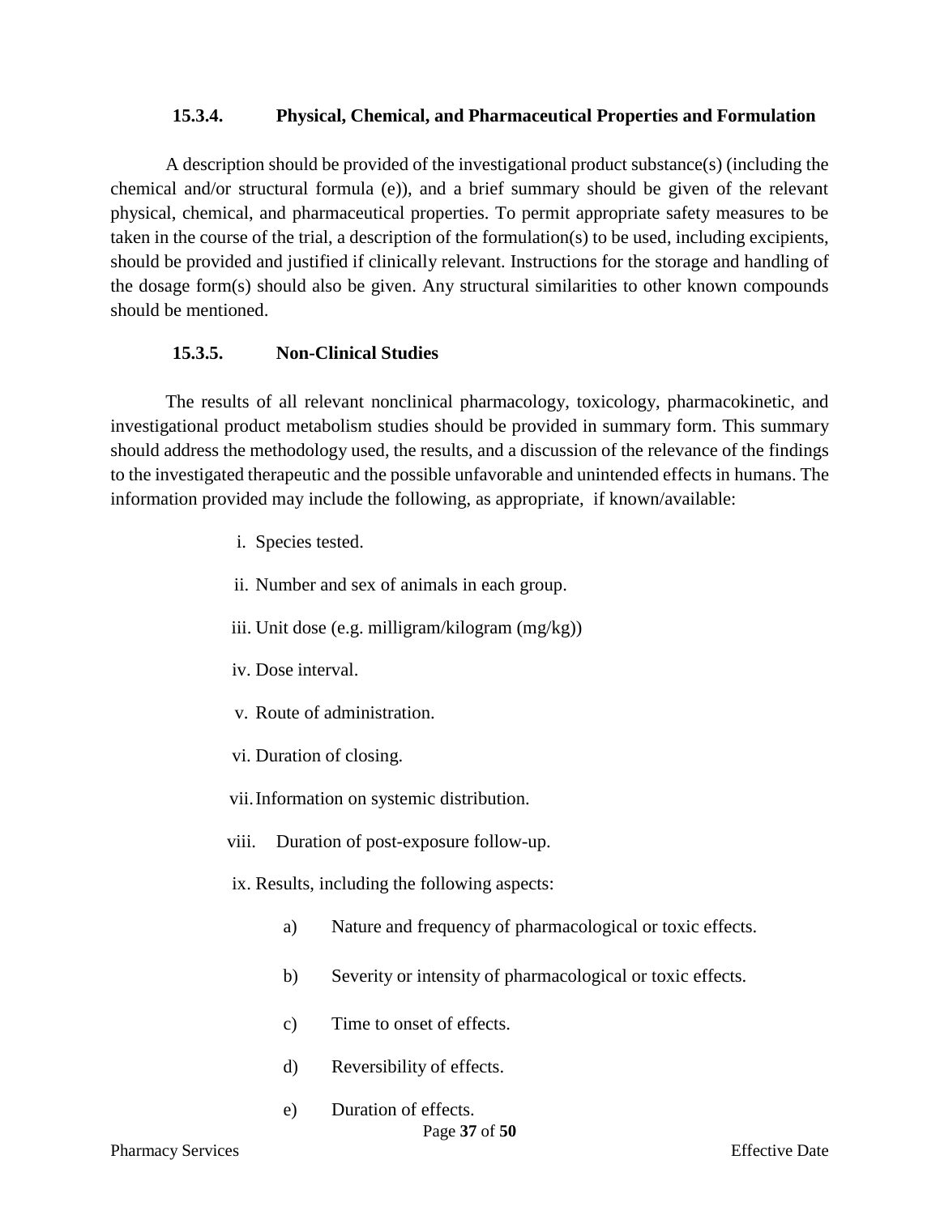#### 15.3.4. Physical, Chemical, and Pharmaceutical Properties and Formulation

A description should be provided of the investigational product substance(s) (including the chemical and/or structural formula (e)), and a brief summary should be given of the relevant physical, chemical, and pharmaceutical properties. To permit appropriate safety measures to be taken in the course of the trial, a description of the formulation(s) to be used, including excipients, should be provided and justified if clinically relevant. Instructions for the storage and handling of the dosage form(s) should also be given. Any structural similarities to other known compounds should be mentioned.

#### 15.3.5. Non-Clinical Studies

The results of all relevant nonclinical pharmacology, toxicology, pharmacokinetic, and investigational product metabolism studies should be provided in summary form. This summary should address the methodology used, the results, and a discussion of the relevance of the findings to the investigated therapeutic and the possible unfavorable and unintended effects in humans. The information provided may include the following, as appropriate, if known/available:

i. Species tested.

ii. Number and sex of animals in each group.

iii. Unit dose (e.g. milligram/kilogram (mg/kg))

iv. Dose interval.

v. Route of administration.

vi. Duration of closing.

vii. Information on systemic distribution.

viii. Duration of post-exposure follow-up.

ix. Results, including the following aspects:

a) Nature and frequency of pharmacological or toxic effects.

b) Severity or intensity of pharmacological or toxic effects.

c) Time to onset of effects.

d) Reversibility of effects.

e) Duration of effects.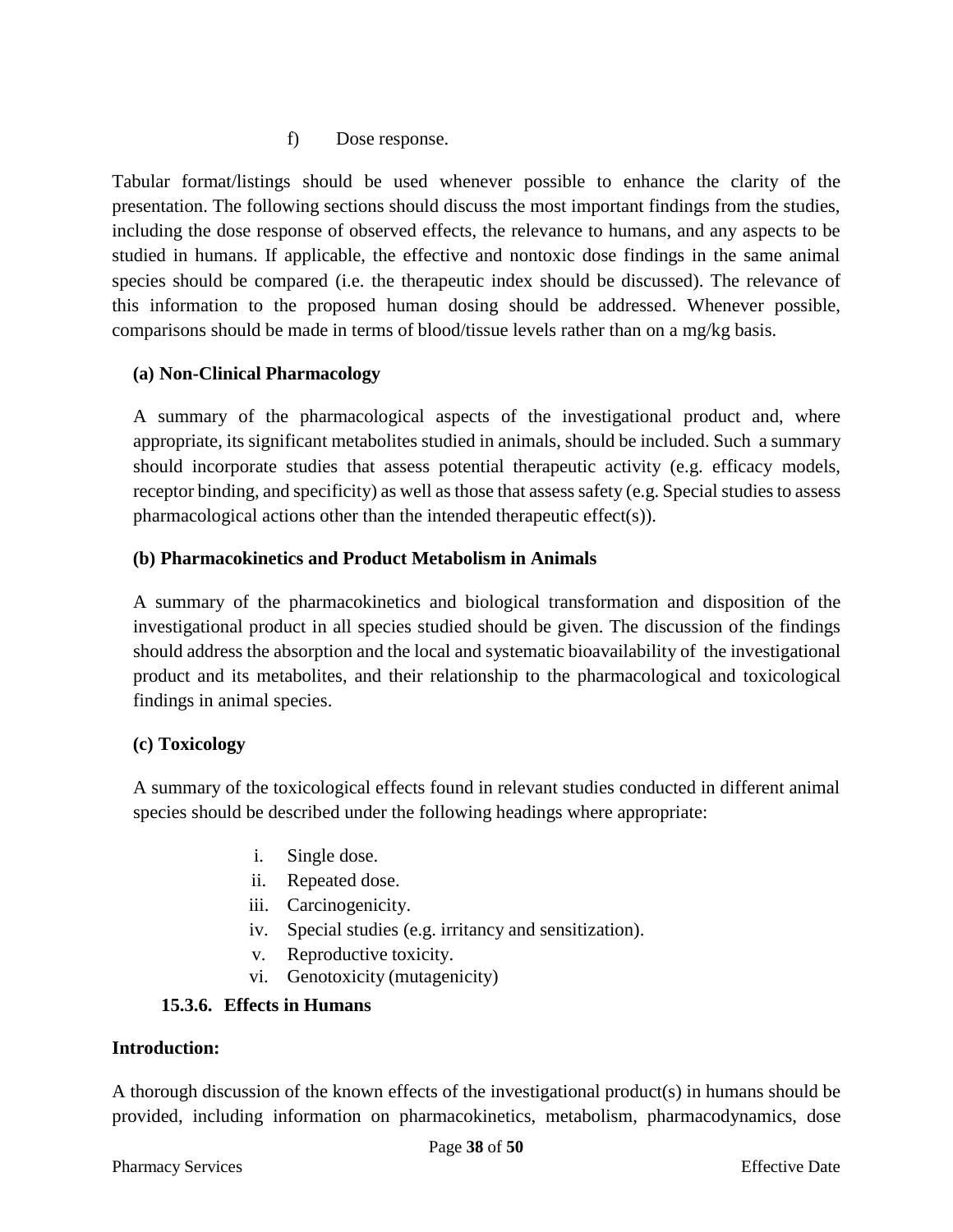f) Dose response.

Tabular format/listings should be used whenever possible to enhance the clarity of the presentation. The following sections should discuss the most important findings from the studies, including the dose response of observed effects, the relevance to humans, and any aspects to be studied in humans. If applicable, the effective and nontoxic dose findings in the same animal species should be compared (i.e. the therapeutic index should be discussed). The relevance of this information to the proposed human dosing should be addressed. Whenever possible, comparisons should be made in terms of blood/tissue levels rather than on a mg/kg basis.

**(a) Non-Clinical Pharmacology**

A summary of the pharmacological aspects of the investigational product and, where appropriate, its significant metabolites studied in animals, should be included. Such a summary should incorporate studies that assess potential therapeutic activity (e.g. efficacy models, receptor binding, and specificity) as well as those that assess safety (e.g. Special studies to assess pharmacological actions other than the intended therapeutic effect(s)).

**(b) Pharmacokinetics and Product Metabolism in Animals**

A summary of the pharmacokinetics and biological transformation and disposition of the investigational product in all species studied should be given. The discussion of the findings should address the absorption and the local and systematic bioavailability of the investigational product and its metabolites, and their relationship to the pharmacological and toxicological findings in animal species.

**(c) Toxicology**

A summary of the toxicological effects found in relevant studies conducted in different animal species should be described under the following headings where appropriate:

i. Single dose.
ii. Repeated dose.
iii. Carcinogenicity.
iv. Special studies (e.g. irritancy and sensitization).
v. Reproductive toxicity.
vi. Genotoxicity (mutagenicity)

### 15.3.6. Effects in Humans

**Introduction:**

A thorough discussion of the known effects of the investigational product(s) in humans should be provided, including information on pharmacokinetics, metabolism, pharmacodynamics, dose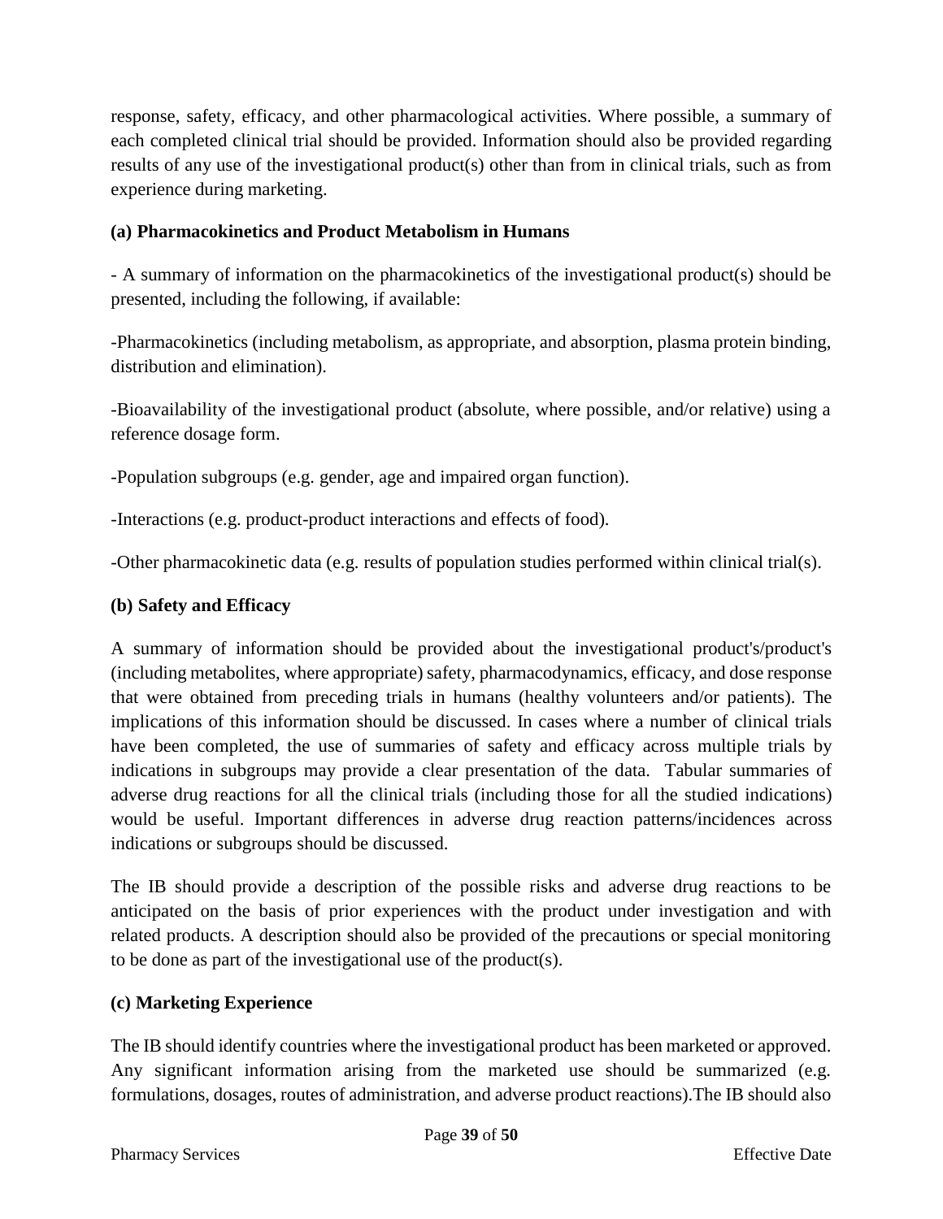response, safety, efficacy, and other pharmacological activities. Where possible, a summary of each completed clinical trial should be provided. Information should also be provided regarding results of any use of the investigational product(s) other than from in clinical trials, such as from experience during marketing.

**(a) Pharmacokinetics and Product Metabolism in Humans**

- A summary of information on the pharmacokinetics of the investigational product(s) should be presented, including the following, if available:

-Pharmacokinetics (including metabolism, as appropriate, and absorption, plasma protein binding, distribution and elimination).

-Bioavailability of the investigational product (absolute, where possible, and/or relative) using a reference dosage form.

-Population subgroups (e.g. gender, age and impaired organ function).

-Interactions (e.g. product-product interactions and effects of food).

-Other pharmacokinetic data (e.g. results of population studies performed within clinical trial(s).

**(b) Safety and Efficacy**

A summary of information should be provided about the investigational product's/product's (including metabolites, where appropriate) safety, pharmacodynamics, efficacy, and dose response that were obtained from preceding trials in humans (healthy volunteers and/or patients). The implications of this information should be discussed. In cases where a number of clinical trials have been completed, the use of summaries of safety and efficacy across multiple trials by indications in subgroups may provide a clear presentation of the data. Tabular summaries of adverse drug reactions for all the clinical trials (including those for all the studied indications) would be useful. Important differences in adverse drug reaction patterns/incidences across indications or subgroups should be discussed.

The IB should provide a description of the possible risks and adverse drug reactions to be anticipated on the basis of prior experiences with the product under investigation and with related products. A description should also be provided of the precautions or special monitoring to be done as part of the investigational use of the product(s).

**(c) Marketing Experience**

The IB should identify countries where the investigational product has been marketed or approved. Any significant information arising from the marketed use should be summarized (e.g. formulations, dosages, routes of administration, and adverse product reactions).The IB should also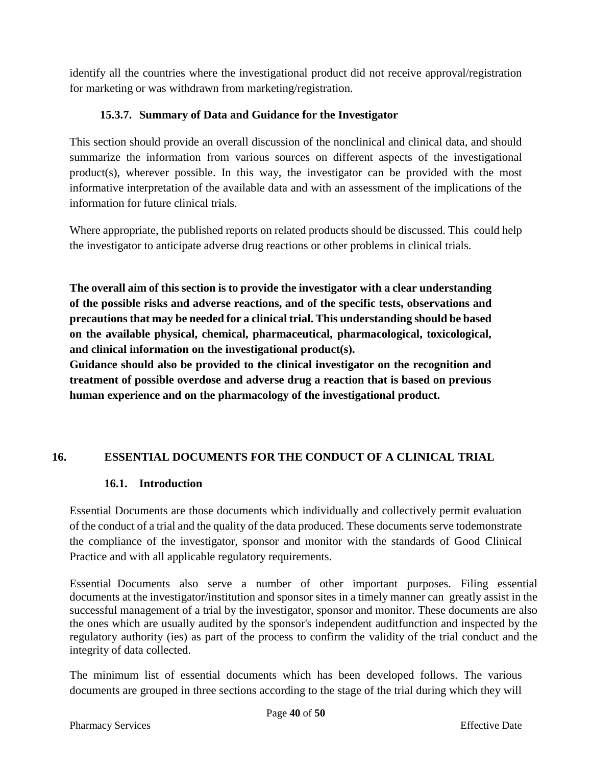identify all the countries where the investigational product did not receive approval/registration for marketing or was withdrawn from marketing/registration.

### 15.3.7. Summary of Data and Guidance for the Investigator

This section should provide an overall discussion of the nonclinical and clinical data, and should summarize the information from various sources on different aspects of the investigational product(s), wherever possible. In this way, the investigator can be provided with the most informative interpretation of the available data and with an assessment of the implications of the information for future clinical trials.

Where appropriate, the published reports on related products should be discussed. This could help the investigator to anticipate adverse drug reactions or other problems in clinical trials.

**The overall aim of this section is to provide the investigator with a clear understanding of the possible risks and adverse reactions, and of the specific tests, observations and precautions that may be needed for a clinical trial. This understanding should be based on the available physical, chemical, pharmaceutical, pharmacological, toxicological, and clinical information on the investigational product(s).**
**Guidance should also be provided to the clinical investigator on the recognition and treatment of possible overdose and adverse drug a reaction that is based on previous human experience and on the pharmacology of the investigational product.**

## 16. ESSENTIAL DOCUMENTS FOR THE CONDUCT OF A CLINICAL TRIAL

### 16.1. Introduction

Essential Documents are those documents which individually and collectively permit evaluation of the conduct of a trial and the quality of the data produced. These documents serve todemonstrate the compliance of the investigator, sponsor and monitor with the standards of Good Clinical Practice and with all applicable regulatory requirements.

Essential Documents also serve a number of other important purposes. Filing essential documents at the investigator/institution and sponsor sites in a timely manner can greatly assist in the successful management of a trial by the investigator, sponsor and monitor. These documents are also the ones which are usually audited by the sponsor's independent auditfunction and inspected by the regulatory authority (ies) as part of the process to confirm the validity of the trial conduct and the integrity of data collected.

The minimum list of essential documents which has been developed follows. The various documents are grouped in three sections according to the stage of the trial during which they will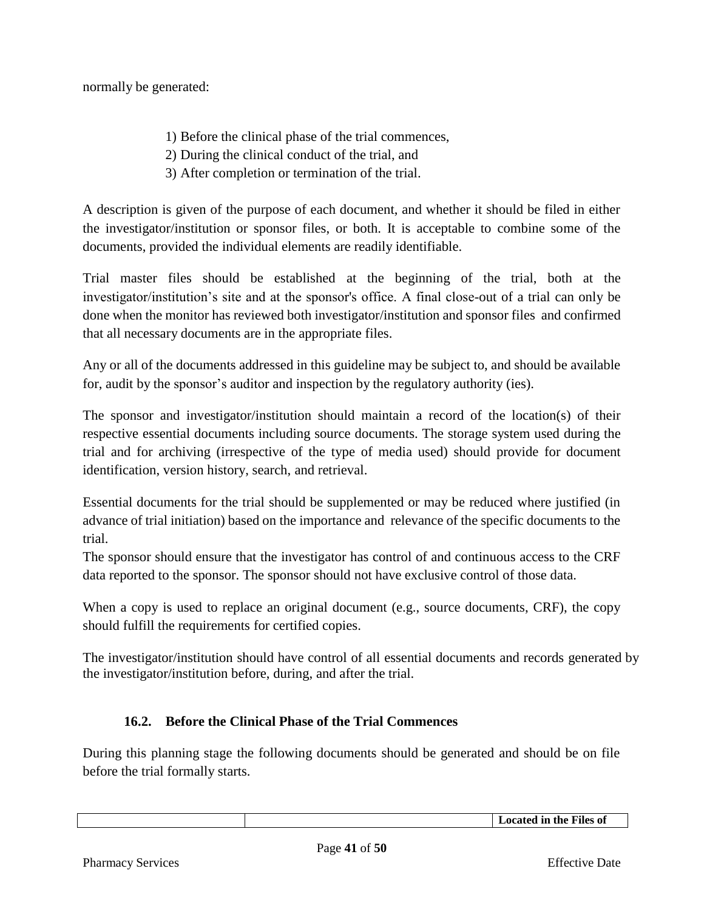normally be generated:

1) Before the clinical phase of the trial commences,
2) During the clinical conduct of the trial, and
3) After completion or termination of the trial.

A description is given of the purpose of each document, and whether it should be filed in either the investigator/institution or sponsor files, or both. It is acceptable to combine some of the documents, provided the individual elements are readily identifiable.

Trial master files should be established at the beginning of the trial, both at the investigator/institution's site and at the sponsor's office. A final close-out of a trial can only be done when the monitor has reviewed both investigator/institution and sponsor files and confirmed that all necessary documents are in the appropriate files.

Any or all of the documents addressed in this guideline may be subject to, and should be available for, audit by the sponsor's auditor and inspection by the regulatory authority (ies).

The sponsor and investigator/institution should maintain a record of the location(s) of their respective essential documents including source documents. The storage system used during the trial and for archiving (irrespective of the type of media used) should provide for document identification, version history, search, and retrieval.

Essential documents for the trial should be supplemented or may be reduced where justified (in advance of trial initiation) based on the importance and relevance of the specific documents to the trial.

The sponsor should ensure that the investigator has control of and continuous access to the CRF data reported to the sponsor. The sponsor should not have exclusive control of those data.

When a copy is used to replace an original document (e.g., source documents, CRF), the copy should fulfill the requirements for certified copies.

The investigator/institution should have control of all essential documents and records generated by the investigator/institution before, during, and after the trial.

### 16.2. Before the Clinical Phase of the Trial Commences

During this planning stage the following documents should be generated and should be on file before the trial formally starts.

| | | **Located in the Files of** |
|---|---|---|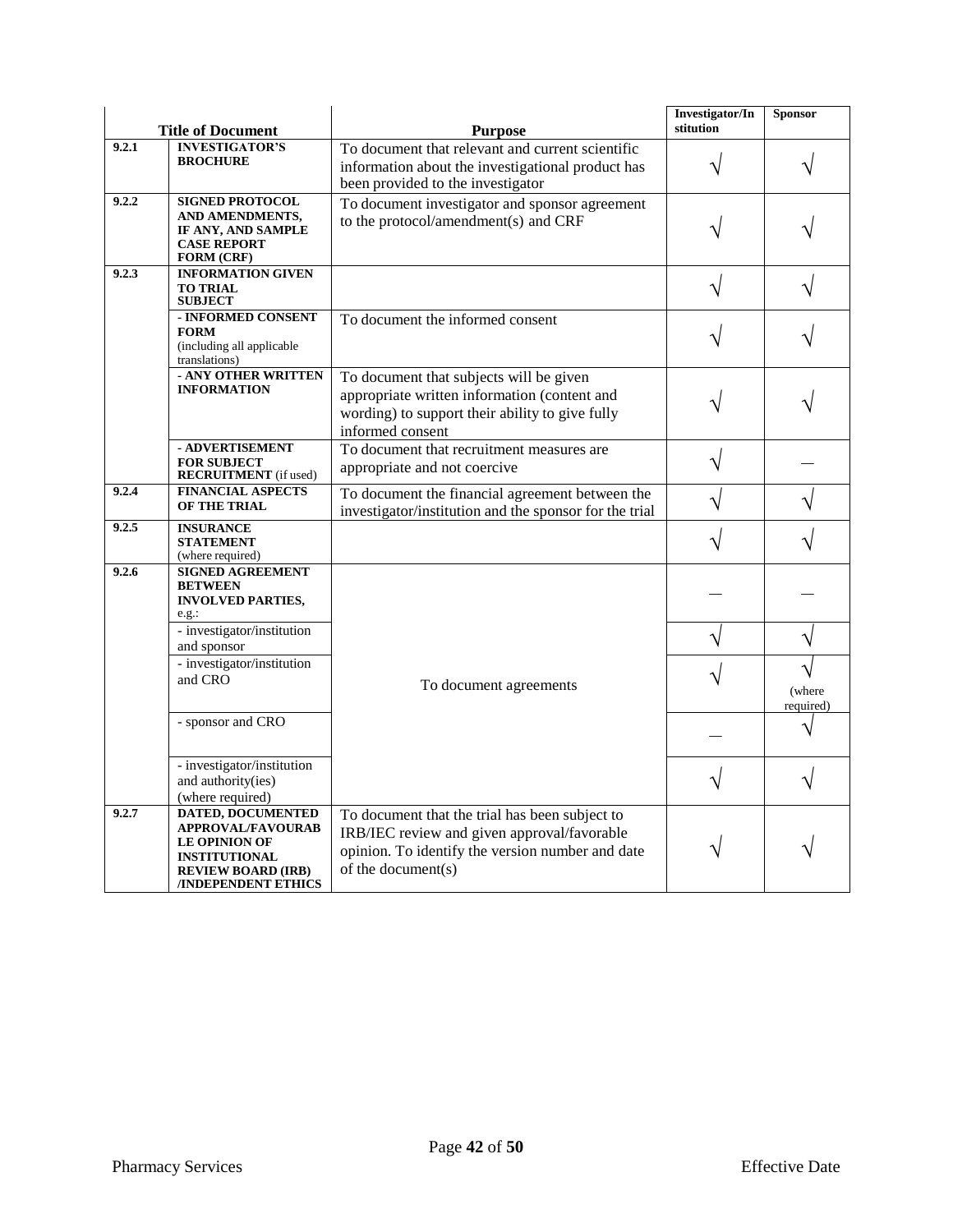| | Title of Document | Purpose | Investigator/Institution | Sponsor |
|---|---|---|---|---|
| 9.2.1 | **INVESTIGATOR'S BROCHURE** | To document that relevant and current scientific information about the investigational product has been provided to the investigator | √ | √ |
| 9.2.2 | **SIGNED PROTOCOL AND AMENDMENTS, IF ANY, AND SAMPLE CASE REPORT FORM (CRF)** | To document investigator and sponsor agreement to the protocol/amendment(s) and CRF | √ | √ |
| 9.2.3 | **INFORMATION GIVEN TO TRIAL SUBJECT** | | √ | √ |
| | **- INFORMED CONSENT FORM** (including all applicable translations) | To document the informed consent | √ | √ |
| | **- ANY OTHER WRITTEN INFORMATION** | To document that subjects will be given appropriate written information (content and wording) to support their ability to give fully informed consent | √ | √ |
| | **- ADVERTISEMENT FOR SUBJECT RECRUITMENT** (if used) | To document that recruitment measures are appropriate and not coercive | √ | — |
| 9.2.4 | **FINANCIAL ASPECTS OF THE TRIAL** | To document the financial agreement between the investigator/institution and the sponsor for the trial | √ | √ |
| 9.2.5 | **INSURANCE STATEMENT** (where required) | | √ | √ |
| 9.2.6 | **SIGNED AGREEMENT BETWEEN INVOLVED PARTIES,** e.g.: | To document agreements | — | — |
| | - investigator/institution and sponsor | | √ | √ |
| | - investigator/institution and CRO | | √ | √ (where required) |
| | - sponsor and CRO | | — | √ |
| | - investigator/institution and authority(ies) (where required) | | √ | √ |
| 9.2.7 | **DATED, DOCUMENTED APPROVAL/FAVOURABLE OPINION OF INSTITUTIONAL REVIEW BOARD (IRB) /INDEPENDENT ETHICS** | To document that the trial has been subject to IRB/IEC review and given approval/favorable opinion. To identify the version number and date of the document(s) | √ | √ |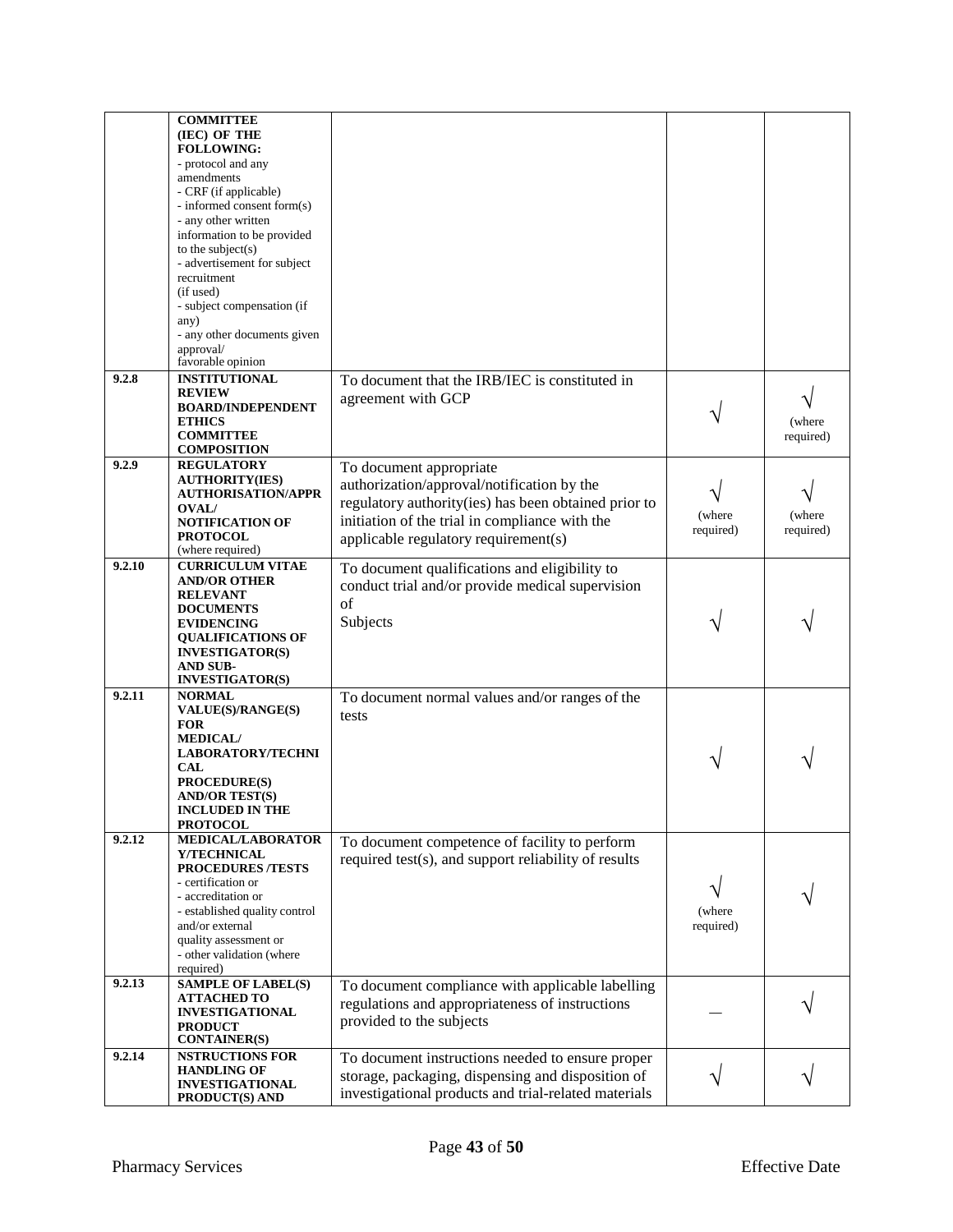| | | | | |
|---|---|---|---|---|
| | **COMMITTEE (IEC) OF THE FOLLOWING:** - protocol and any amendments - CRF (if applicable) - informed consent form(s) - any other written information to be provided to the subject(s) - advertisement for subject recruitment (if used) - subject compensation (if any) - any other documents given approval/ favorable opinion | | | |
| **9.2.8** | **INSTITUTIONAL REVIEW BOARD/INDEPENDENT ETHICS COMMITTEE COMPOSITION** | To document that the IRB/IEC is constituted in agreement with GCP | √ | √ (where required) |
| **9.2.9** | **REGULATORY AUTHORITY(IES) AUTHORISATION/APPROVAL/ NOTIFICATION OF PROTOCOL** (where required) | To document appropriate authorization/approval/notification by the regulatory authority(ies) has been obtained prior to initiation of the trial in compliance with the applicable regulatory requirement(s) | √ (where required) | √ (where required) |
| **9.2.10** | **CURRICULUM VITAE AND/OR OTHER RELEVANT DOCUMENTS EVIDENCING QUALIFICATIONS OF INVESTIGATOR(S) AND SUB-INVESTIGATOR(S)** | To document qualifications and eligibility to conduct trial and/or provide medical supervision of Subjects | √ | √ |
| **9.2.11** | **NORMAL VALUE(S)/RANGE(S) FOR MEDICAL/ LABORATORY/TECHNICAL PROCEDURE(S) AND/OR TEST(S) INCLUDED IN THE PROTOCOL** | To document normal values and/or ranges of the tests | √ | √ |
| **9.2.12** | **MEDICAL/LABORATORY/TECHNICAL PROCEDURES /TESTS** - certification or - accreditation or - established quality control and/or external quality assessment or - other validation (where required) | To document competence of facility to perform required test(s), and support reliability of results | √ (where required) | √ |
| **9.2.13** | **SAMPLE OF LABEL(S) ATTACHED TO INVESTIGATIONAL PRODUCT CONTAINER(S)** | To document compliance with applicable labelling regulations and appropriateness of instructions provided to the subjects | — | √ |
| **9.2.14** | **NSTRUCTIONS FOR HANDLING OF INVESTIGATIONAL PRODUCT(S) AND** | To document instructions needed to ensure proper storage, packaging, dispensing and disposition of investigational products and trial-related materials | √ | √ |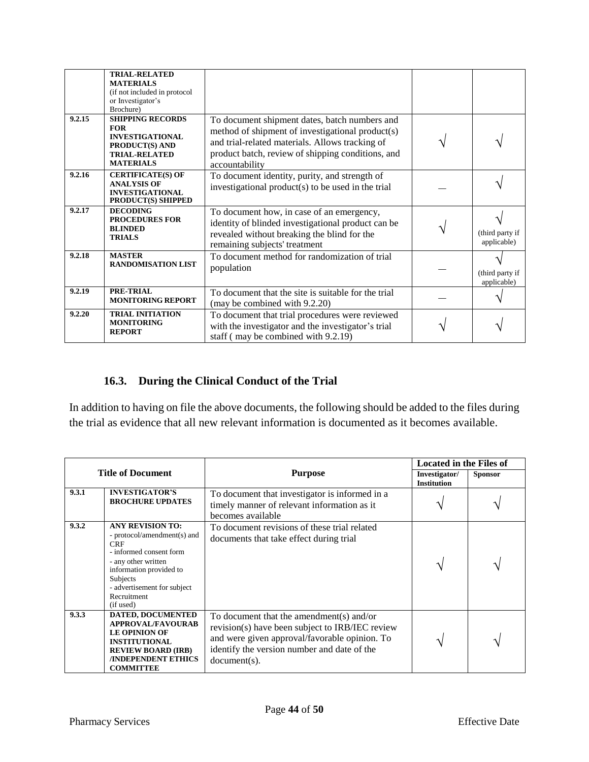| | **TRIAL-RELATED MATERIALS** (if not included in protocol or Investigator's Brochure) | | | |
|---|---|---|---|---|
| **9.2.15** | **SHIPPING RECORDS FOR INVESTIGATIONAL PRODUCT(S) AND TRIAL-RELATED MATERIALS** | To document shipment dates, batch numbers and method of shipment of investigational product(s) and trial-related materials. Allows tracking of product batch, review of shipping conditions, and accountability | √ | √ |
| **9.2.16** | **CERTIFICATE(S) OF ANALYSIS OF INVESTIGATIONAL PRODUCT(S) SHIPPED** | To document identity, purity, and strength of investigational product(s) to be used in the trial | — | √ |
| **9.2.17** | **DECODING PROCEDURES FOR BLINDED TRIALS** | To document how, in case of an emergency, identity of blinded investigational product can be revealed without breaking the blind for the remaining subjects' treatment | √ | √ (third party if applicable) |
| **9.2.18** | **MASTER RANDOMISATION LIST** | To document method for randomization of trial population | — | √ (third party if applicable) |
| **9.2.19** | **PRE-TRIAL MONITORING REPORT** | To document that the site is suitable for the trial (may be combined with 9.2.20) | — | √ |
| **9.2.20** | **TRIAL INITIATION MONITORING REPORT** | To document that trial procedures were reviewed with the investigator and the investigator's trial staff ( may be combined with 9.2.19) | √ | √ |

## 16.3. During the Clinical Conduct of the Trial

In addition to having on file the above documents, the following should be added to the files during the trial as evidence that all new relevant information is documented as it becomes available.

| **Title of Document** | | **Purpose** | **Located in the Files of** | |
|---|---|---|---|---|
| | | | **Investigator/ Institution** | **Sponsor** |
| **9.3.1** | **INVESTIGATOR'S BROCHURE UPDATES** | To document that investigator is informed in a timely manner of relevant information as it becomes available | √ | √ |
| **9.3.2** | **ANY REVISION TO:** - protocol/amendment(s) and CRF - informed consent form - any other written information provided to Subjects - advertisement for subject Recruitment (if used) | To document revisions of these trial related documents that take effect during trial | √ | √ |
| **9.3.3** | **DATED, DOCUMENTED APPROVAL/FAVOURABLE OPINION OF INSTITUTIONAL REVIEW BOARD (IRB) /INDEPENDENT ETHICS COMMITTEE** | To document that the amendment(s) and/or revision(s) have been subject to IRB/IEC review and were given approval/favorable opinion. To identify the version number and date of the document(s). | √ | √ |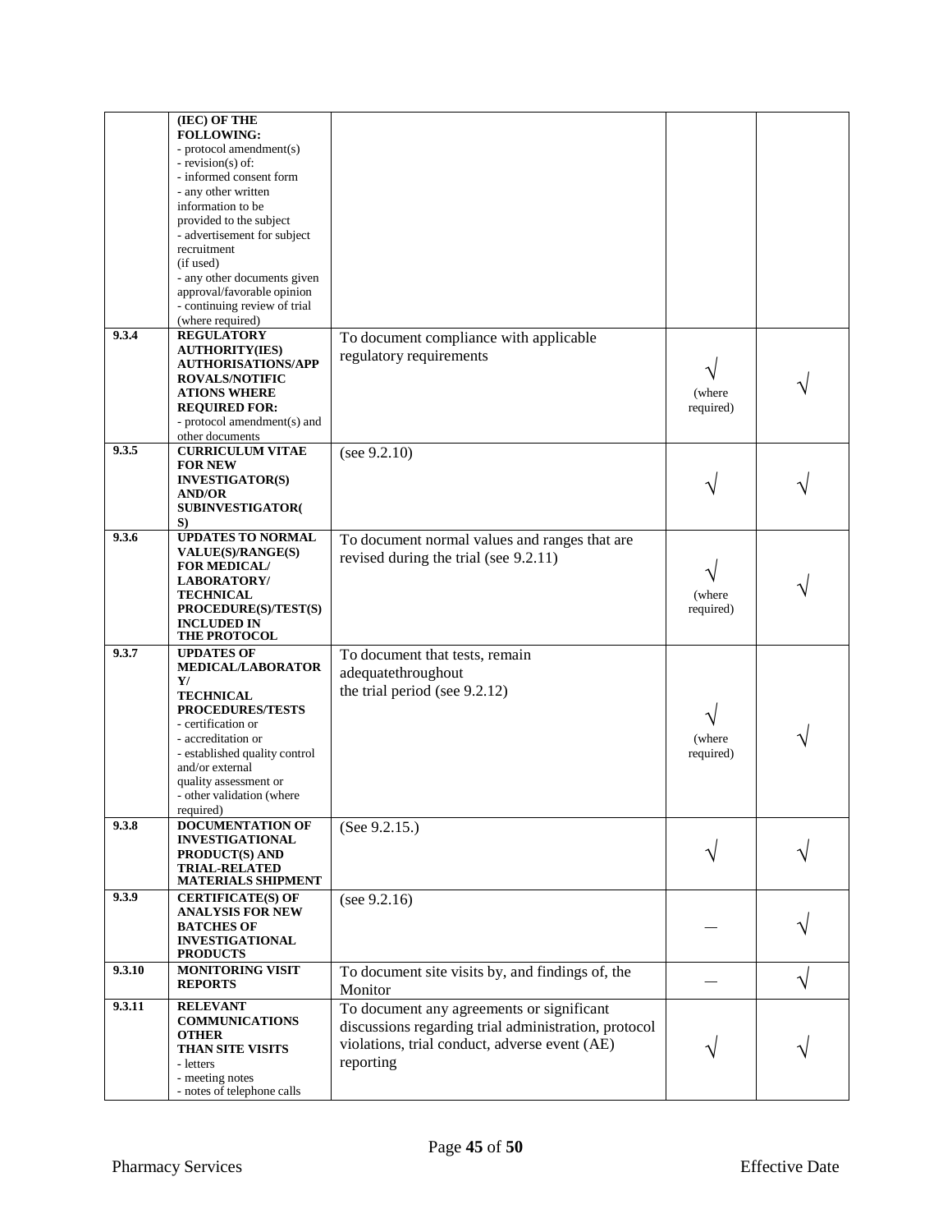| | | | | |
|---|---|---|---|---|
| | **(IEC) OF THE FOLLOWING:**<br>- protocol amendment(s)<br>- revision(s) of:<br>- informed consent form<br>- any other written information to be provided to the subject<br>- advertisement for subject recruitment (if used)<br>- any other documents given approval/favorable opinion<br>- continuing review of trial (where required) | | | |
| **9.3.4** | **REGULATORY AUTHORITY(IES) AUTHORISATIONS/APPROVALS/NOTIFICATIONS WHERE REQUIRED FOR:**<br>- protocol amendment(s) and other documents | To document compliance with applicable regulatory requirements | √ (where required) | √ |
| **9.3.5** | **CURRICULUM VITAE FOR NEW INVESTIGATOR(S) AND/OR SUBINVESTIGATOR(S)** | (see 9.2.10) | √ | √ |
| **9.3.6** | **UPDATES TO NORMAL VALUE(S)/RANGE(S) FOR MEDICAL/ LABORATORY/ TECHNICAL PROCEDURE(S)/TEST(S) INCLUDED IN THE PROTOCOL** | To document normal values and ranges that are revised during the trial (see 9.2.11) | √ (where required) | √ |
| **9.3.7** | **UPDATES OF MEDICAL/LABORATORY/ TECHNICAL PROCEDURES/TESTS**<br>- certification or<br>- accreditation or<br>- established quality control and/or external quality assessment or<br>- other validation (where required) | To document that tests, remain adequatethroughout the trial period (see 9.2.12) | √ (where required) | √ |
| **9.3.8** | **DOCUMENTATION OF INVESTIGATIONAL PRODUCT(S) AND TRIAL-RELATED MATERIALS SHIPMENT** | (See 9.2.15.) | √ | √ |
| **9.3.9** | **CERTIFICATE(S) OF ANALYSIS FOR NEW BATCHES OF INVESTIGATIONAL PRODUCTS** | (see 9.2.16) | — | √ |
| **9.3.10** | **MONITORING VISIT REPORTS** | To document site visits by, and findings of, the Monitor | — | √ |
| **9.3.11** | **RELEVANT COMMUNICATIONS OTHER THAN SITE VISITS**<br>- letters<br>- meeting notes<br>- notes of telephone calls | To document any agreements or significant discussions regarding trial administration, protocol violations, trial conduct, adverse event (AE) reporting | √ | √ |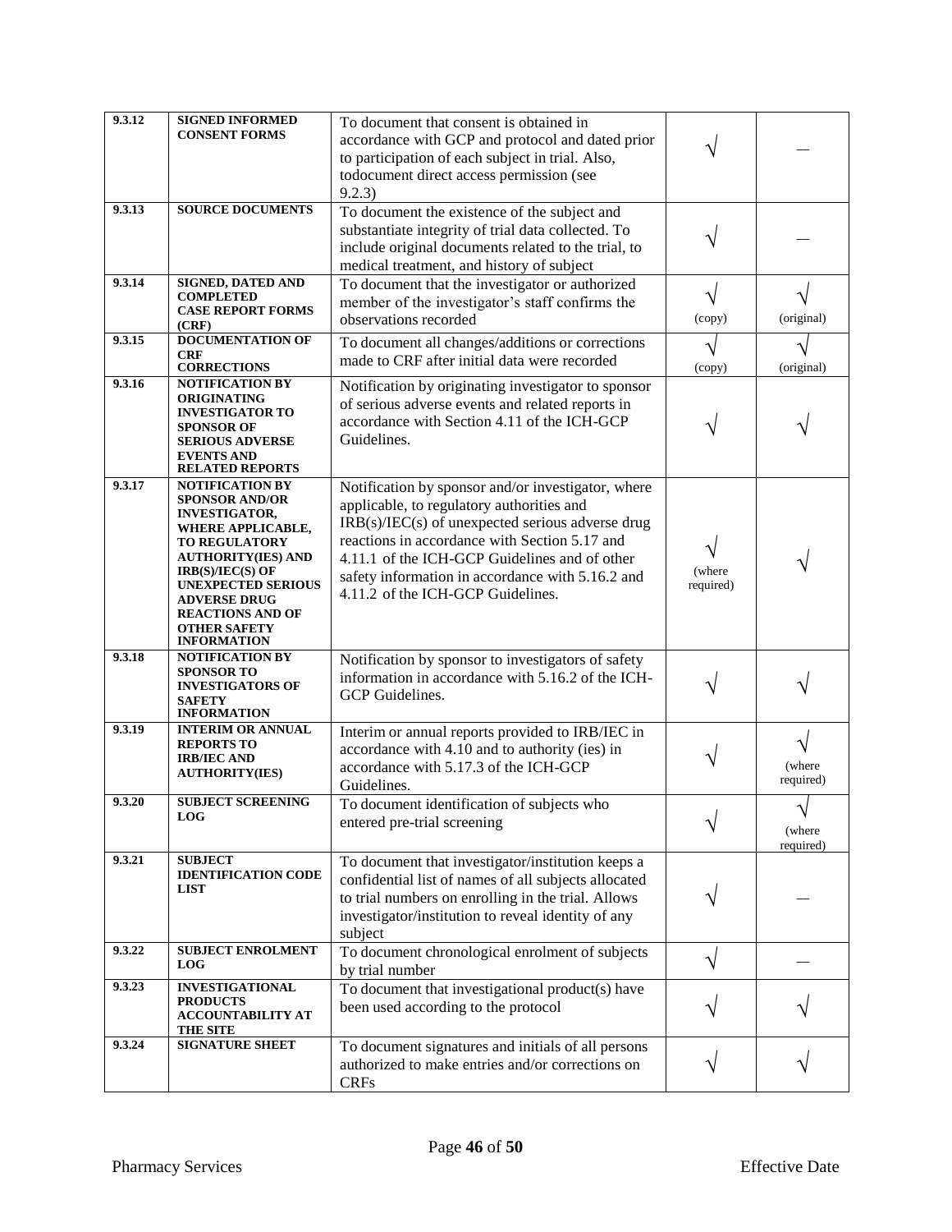| 9.3.12 | SIGNED INFORMED CONSENT FORMS | To document that consent is obtained in accordance with GCP and protocol and dated prior to participation of each subject in trial. Also, todocument direct access permission (see 9.2.3) | √ | — |
|---|---|---|---|---|
| 9.3.13 | SOURCE DOCUMENTS | To document the existence of the subject and substantiate integrity of trial data collected. To include original documents related to the trial, to medical treatment, and history of subject | √ | — |
| 9.3.14 | SIGNED, DATED AND COMPLETED CASE REPORT FORMS (CRF) | To document that the investigator or authorized member of the investigator's staff confirms the observations recorded | √ (copy) | √ (original) |
| 9.3.15 | DOCUMENTATION OF CRF CORRECTIONS | To document all changes/additions or corrections made to CRF after initial data were recorded | √ (copy) | √ (original) |
| 9.3.16 | NOTIFICATION BY ORIGINATING INVESTIGATOR TO SPONSOR OF SERIOUS ADVERSE EVENTS AND RELATED REPORTS | Notification by originating investigator to sponsor of serious adverse events and related reports in accordance with Section 4.11 of the ICH-GCP Guidelines. | √ | √ |
| 9.3.17 | NOTIFICATION BY SPONSOR AND/OR INVESTIGATOR, WHERE APPLICABLE, TO REGULATORY AUTHORITY(IES) AND IRB(S)/IEC(S) OF UNEXPECTED SERIOUS ADVERSE DRUG REACTIONS AND OF OTHER SAFETY INFORMATION | Notification by sponsor and/or investigator, where applicable, to regulatory authorities and IRB(s)/IEC(s) of unexpected serious adverse drug reactions in accordance with Section 5.17 and 4.11.1 of the ICH-GCP Guidelines and of other safety information in accordance with 5.16.2 and 4.11.2 of the ICH-GCP Guidelines. | √ (where required) | √ |
| 9.3.18 | NOTIFICATION BY SPONSOR TO INVESTIGATORS OF SAFETY INFORMATION | Notification by sponsor to investigators of safety information in accordance with 5.16.2 of the ICH-GCP Guidelines. | √ | √ |
| 9.3.19 | INTERIM OR ANNUAL REPORTS TO IRB/IEC AND AUTHORITY(IES) | Interim or annual reports provided to IRB/IEC in accordance with 4.10 and to authority (ies) in accordance with 5.17.3 of the ICH-GCP Guidelines. | √ | √ (where required) |
| 9.3.20 | SUBJECT SCREENING LOG | To document identification of subjects who entered pre-trial screening | √ | √ (where required) |
| 9.3.21 | SUBJECT IDENTIFICATION CODE LIST | To document that investigator/institution keeps a confidential list of names of all subjects allocated to trial numbers on enrolling in the trial. Allows investigator/institution to reveal identity of any subject | √ | — |
| 9.3.22 | SUBJECT ENROLMENT LOG | To document chronological enrolment of subjects by trial number | √ | — |
| 9.3.23 | INVESTIGATIONAL PRODUCTS ACCOUNTABILITY AT THE SITE | To document that investigational product(s) have been used according to the protocol | √ | √ |
| 9.3.24 | SIGNATURE SHEET | To document signatures and initials of all persons authorized to make entries and/or corrections on CRFs | √ | √ |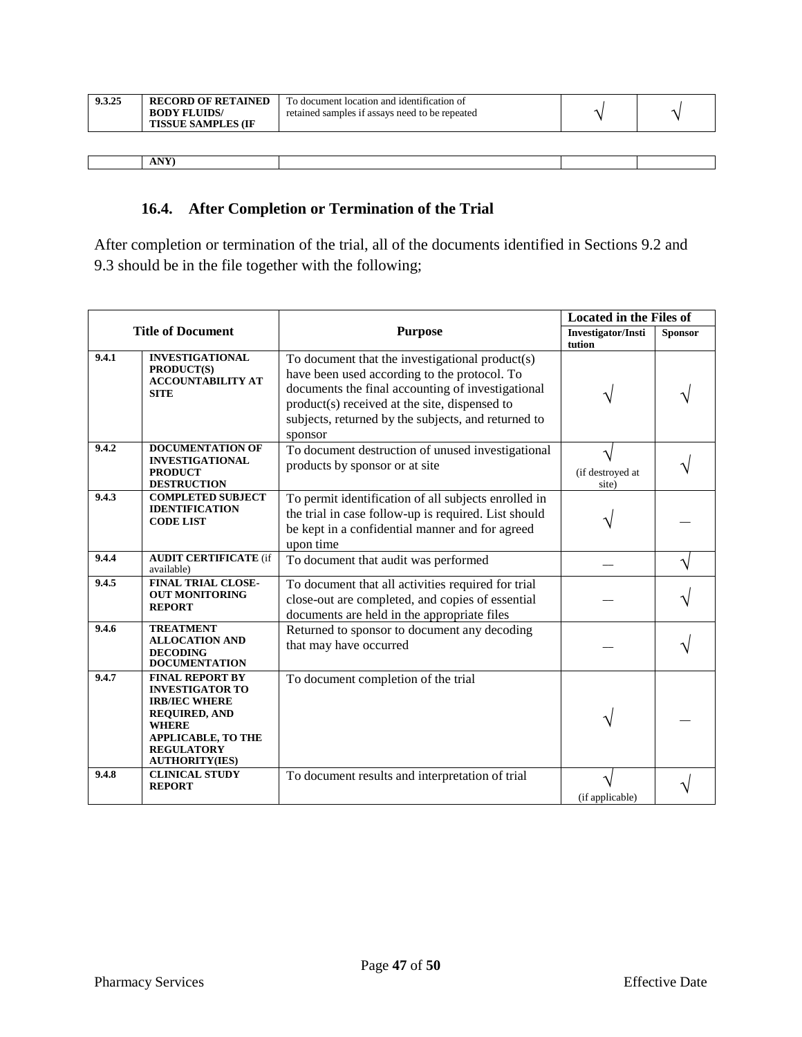| | | | | |
|---|---|---|---|---|
| 9.3.25 | **RECORD OF RETAINED BODY FLUIDS/ TISSUE SAMPLES (IF ANY)** | To document location and identification of retained samples if assays need to be repeated | √ | √ |

### 16.4. After Completion or Termination of the Trial

After completion or termination of the trial, all of the documents identified in Sections 9.2 and 9.3 should be in the file together with the following;

| Title of Document | | Purpose | Located in the Files of | |
|---|---|---|---|---|
| | | | **Investigator/Institution** | **Sponsor** |
| 9.4.1 | **INVESTIGATIONAL PRODUCT(S) ACCOUNTABILITY AT SITE** | To document that the investigational product(s) have been used according to the protocol. To documents the final accounting of investigational product(s) received at the site, dispensed to subjects, returned by the subjects, and returned to sponsor | √ | √ |
| 9.4.2 | **DOCUMENTATION OF INVESTIGATIONAL PRODUCT DESTRUCTION** | To document destruction of unused investigational products by sponsor or at site | √ (if destroyed at site) | √ |
| 9.4.3 | **COMPLETED SUBJECT IDENTIFICATION CODE LIST** | To permit identification of all subjects enrolled in the trial in case follow-up is required. List should be kept in a confidential manner and for agreed upon time | √ | — |
| 9.4.4 | **AUDIT CERTIFICATE** (if available) | To document that audit was performed | — | √ |
| 9.4.5 | **FINAL TRIAL CLOSE-OUT MONITORING REPORT** | To document that all activities required for trial close-out are completed, and copies of essential documents are held in the appropriate files | — | √ |
| 9.4.6 | **TREATMENT ALLOCATION AND DECODING DOCUMENTATION** | Returned to sponsor to document any decoding that may have occurred | — | √ |
| 9.4.7 | **FINAL REPORT BY INVESTIGATOR TO IRB/IEC WHERE REQUIRED, AND WHERE APPLICABLE, TO THE REGULATORY AUTHORITY(IES)** | To document completion of the trial | √ | — |
| 9.4.8 | **CLINICAL STUDY REPORT** | To document results and interpretation of trial | √ (if applicable) | √ |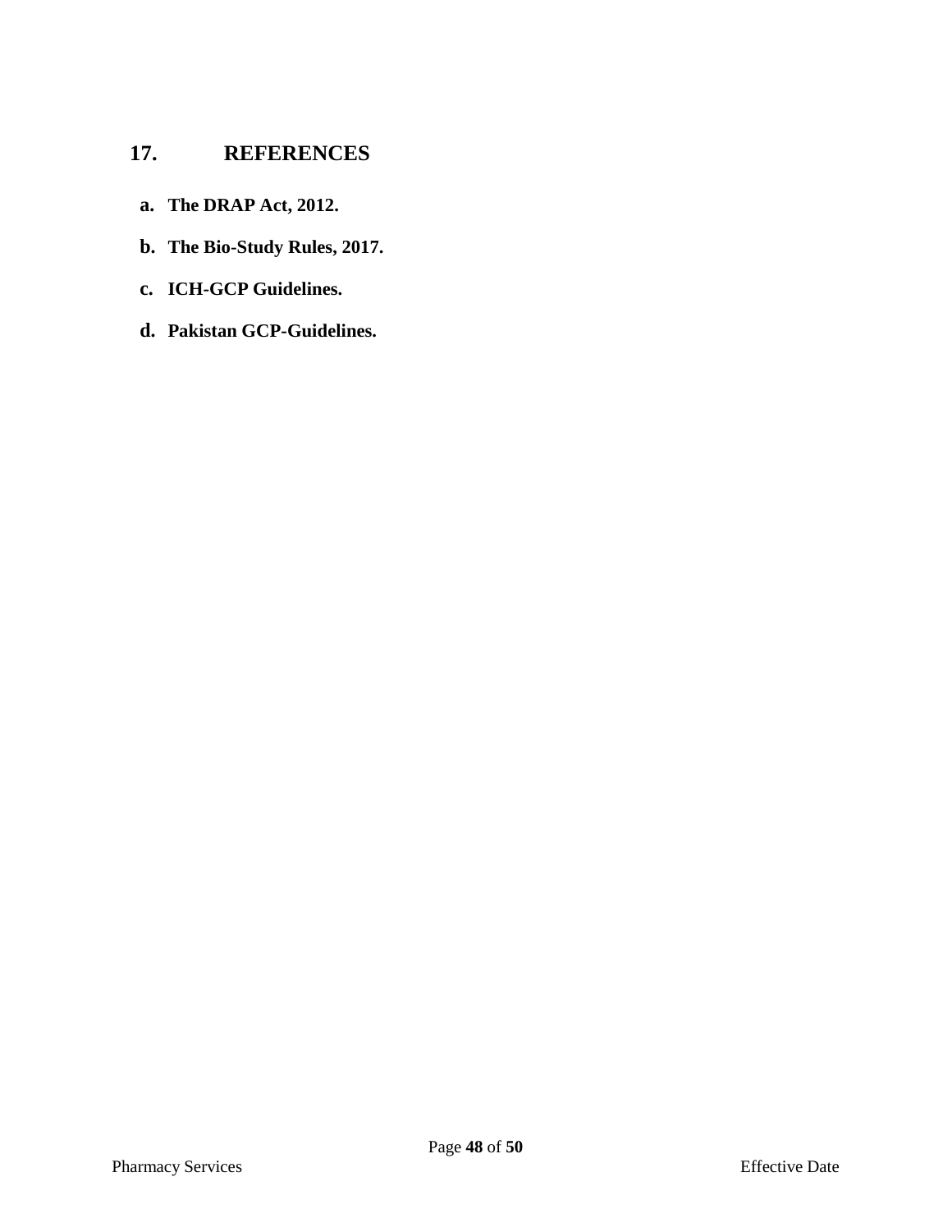## 17. REFERENCES

a. **The DRAP Act, 2012.**

b. **The Bio-Study Rules, 2017.**

c. **ICH-GCP Guidelines.**

d. **Pakistan GCP-Guidelines.**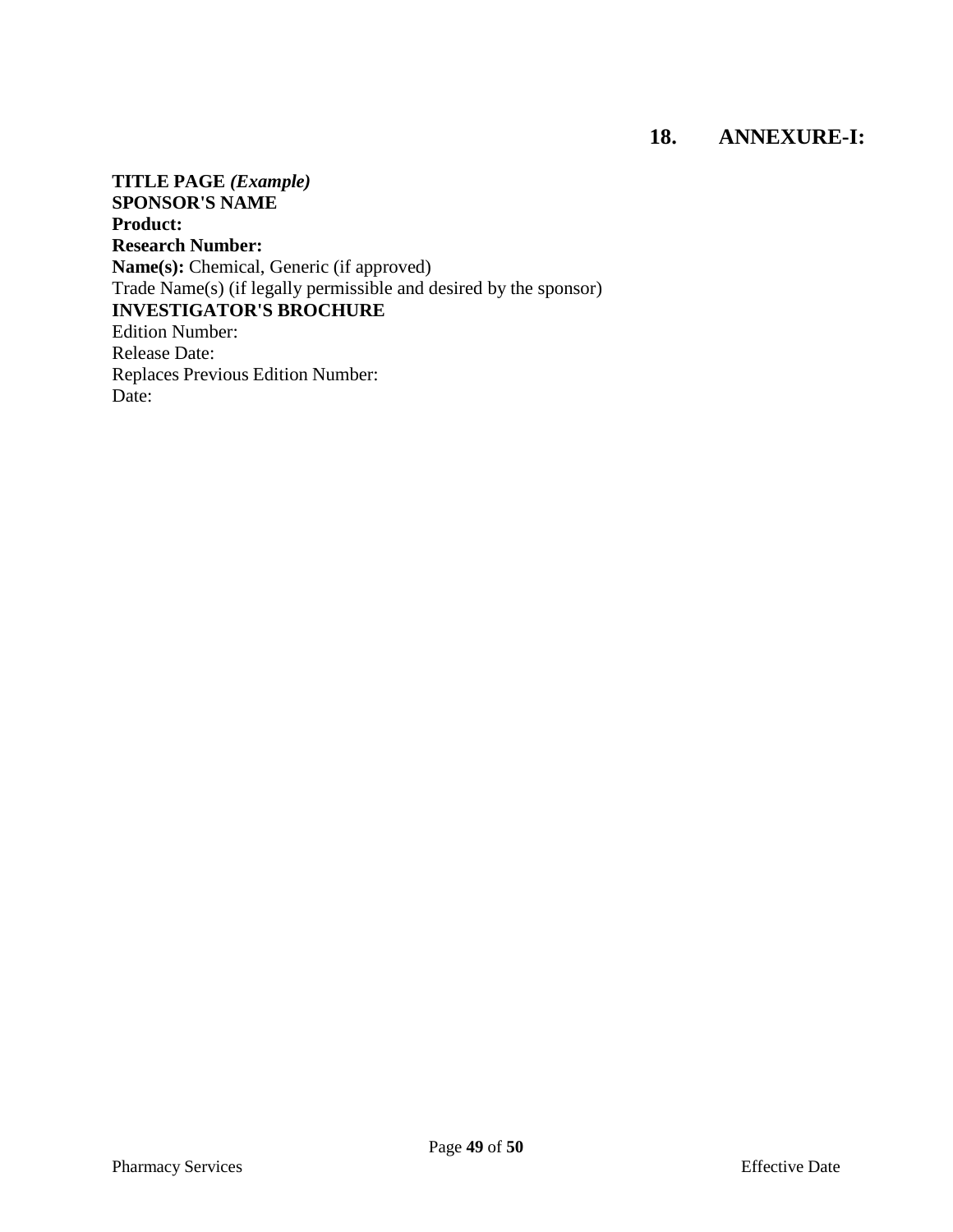## 18. ANNEXURE-I:

**TITLE PAGE *(Example)***
**SPONSOR'S NAME**
**Product:**
**Research Number:**
**Name(s):** Chemical, Generic (if approved)
Trade Name(s) (if legally permissible and desired by the sponsor)
**INVESTIGATOR'S BROCHURE**
Edition Number:
Release Date:
Replaces Previous Edition Number:
Date: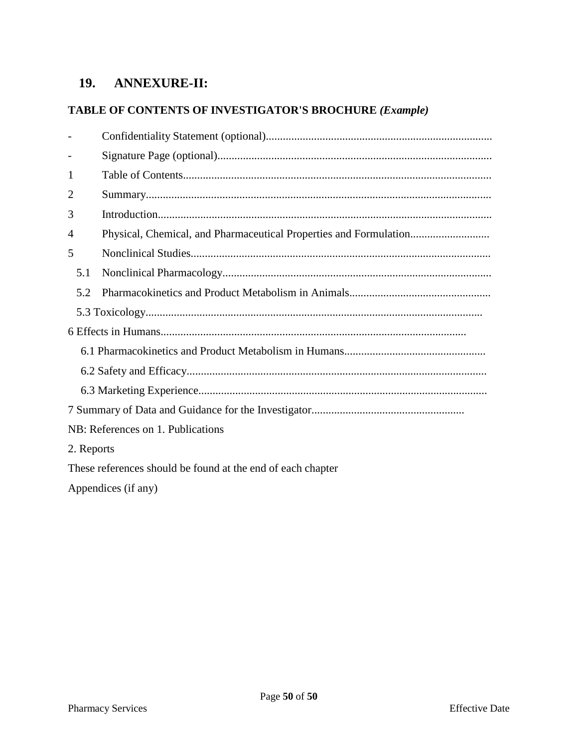## 19. ANNEXURE-II:

**TABLE OF CONTENTS OF INVESTIGATOR'S BROCHURE *(Example)***

- Confidentiality Statement (optional)................................................................................
- Signature Page (optional)................................................................................................

1 Table of Contents...........................................................................................................

2 Summary.........................................................................................................................

3 Introduction.....................................................................................................................

4 Physical, Chemical, and Pharmaceutical Properties and Formulation............................

5 Nonclinical Studies.........................................................................................................

5.1 Nonclinical Pharmacology..............................................................................................

5.2 Pharmacokinetics and Product Metabolism in Animals..................................................

5.3 Toxicology......................................................................................................................

6 Effects in Humans...........................................................................................................

6.1 Pharmacokinetics and Product Metabolism in Humans..................................................

6.2 Safety and Efficacy.........................................................................................................

6.3 Marketing Experience.....................................................................................................

7 Summary of Data and Guidance for the Investigator.....................................................

NB: References on 1. Publications

2. Reports

These references should be found at the end of each chapter

Appendices (if any)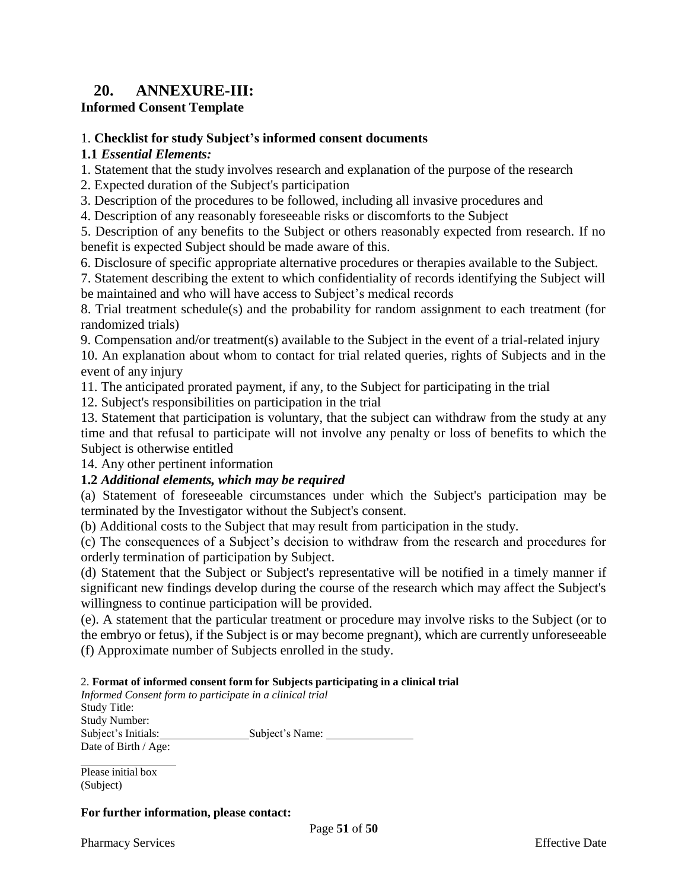## 20. ANNEXURE-III:

**Informed Consent Template**

1. **Checklist for study Subject's informed consent documents**

**1.1** ***Essential Elements:***

1. Statement that the study involves research and explanation of the purpose of the research
2. Expected duration of the Subject's participation
3. Description of the procedures to be followed, including all invasive procedures and
4. Description of any reasonably foreseeable risks or discomforts to the Subject
5. Description of any benefits to the Subject or others reasonably expected from research. If no benefit is expected Subject should be made aware of this.
6. Disclosure of specific appropriate alternative procedures or therapies available to the Subject.
7. Statement describing the extent to which confidentiality of records identifying the Subject will be maintained and who will have access to Subject's medical records
8. Trial treatment schedule(s) and the probability for random assignment to each treatment (for randomized trials)
9. Compensation and/or treatment(s) available to the Subject in the event of a trial-related injury
10. An explanation about whom to contact for trial related queries, rights of Subjects and in the event of any injury
11. The anticipated prorated payment, if any, to the Subject for participating in the trial
12. Subject's responsibilities on participation in the trial
13. Statement that participation is voluntary, that the subject can withdraw from the study at any time and that refusal to participate will not involve any penalty or loss of benefits to which the Subject is otherwise entitled
14. Any other pertinent information

**1.2** ***Additional elements, which may be required***

(a) Statement of foreseeable circumstances under which the Subject's participation may be terminated by the Investigator without the Subject's consent.

(b) Additional costs to the Subject that may result from participation in the study.

(c) The consequences of a Subject's decision to withdraw from the research and procedures for orderly termination of participation by Subject.

(d) Statement that the Subject or Subject's representative will be notified in a timely manner if significant new findings develop during the course of the research which may affect the Subject's willingness to continue participation will be provided.

(e). A statement that the particular treatment or procedure may involve risks to the Subject (or to the embryo or fetus), if the Subject is or may become pregnant), which are currently unforeseeable

(f) Approximate number of Subjects enrolled in the study.

2. **Format of informed consent form for Subjects participating in a clinical trial**

*Informed Consent form to participate in a clinical trial*

Study Title:

Study Number:

Subject's Initials: ________________ Subject's Name: ________________

Date of Birth / Age:

________________

Please initial box
(Subject)

**For further information, please contact:**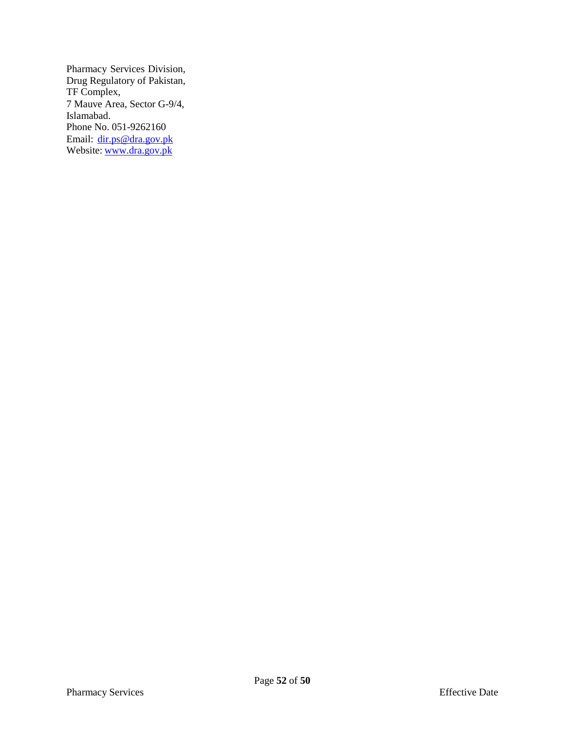Pharmacy Services Division,
Drug Regulatory of Pakistan,
TF Complex,
7 Mauve Area, Sector G-9/4,
Islamabad.
Phone No. 051-9262160
Email: dir.ps@dra.gov.pk
Website: www.dra.gov.pk